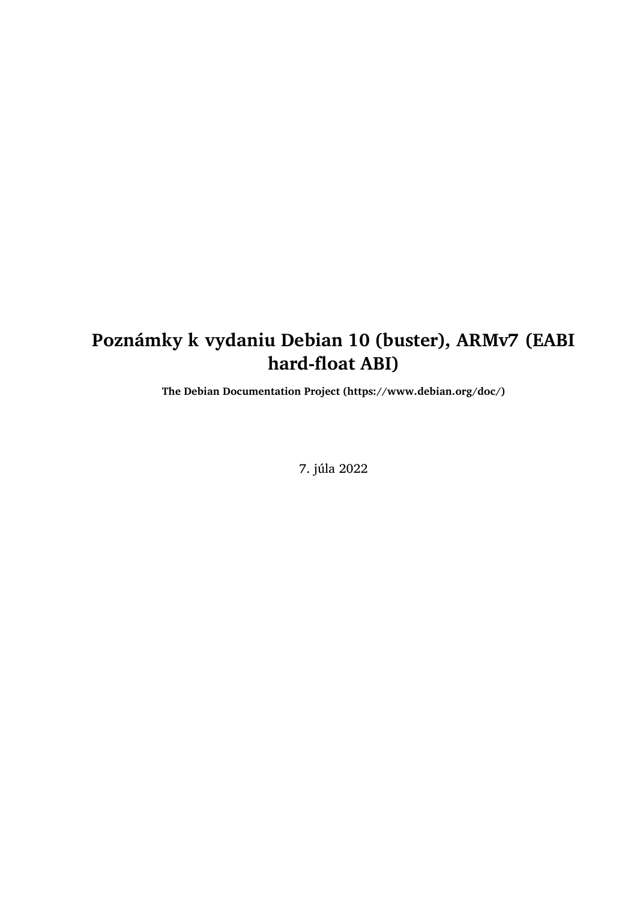# Poznámky k vydaniu Debian 10 (buster), ARMv7 (EABI hard-float ABI)

**The Debian Documentation Project (https://www.debian.org/doc/)**

7. júla 2022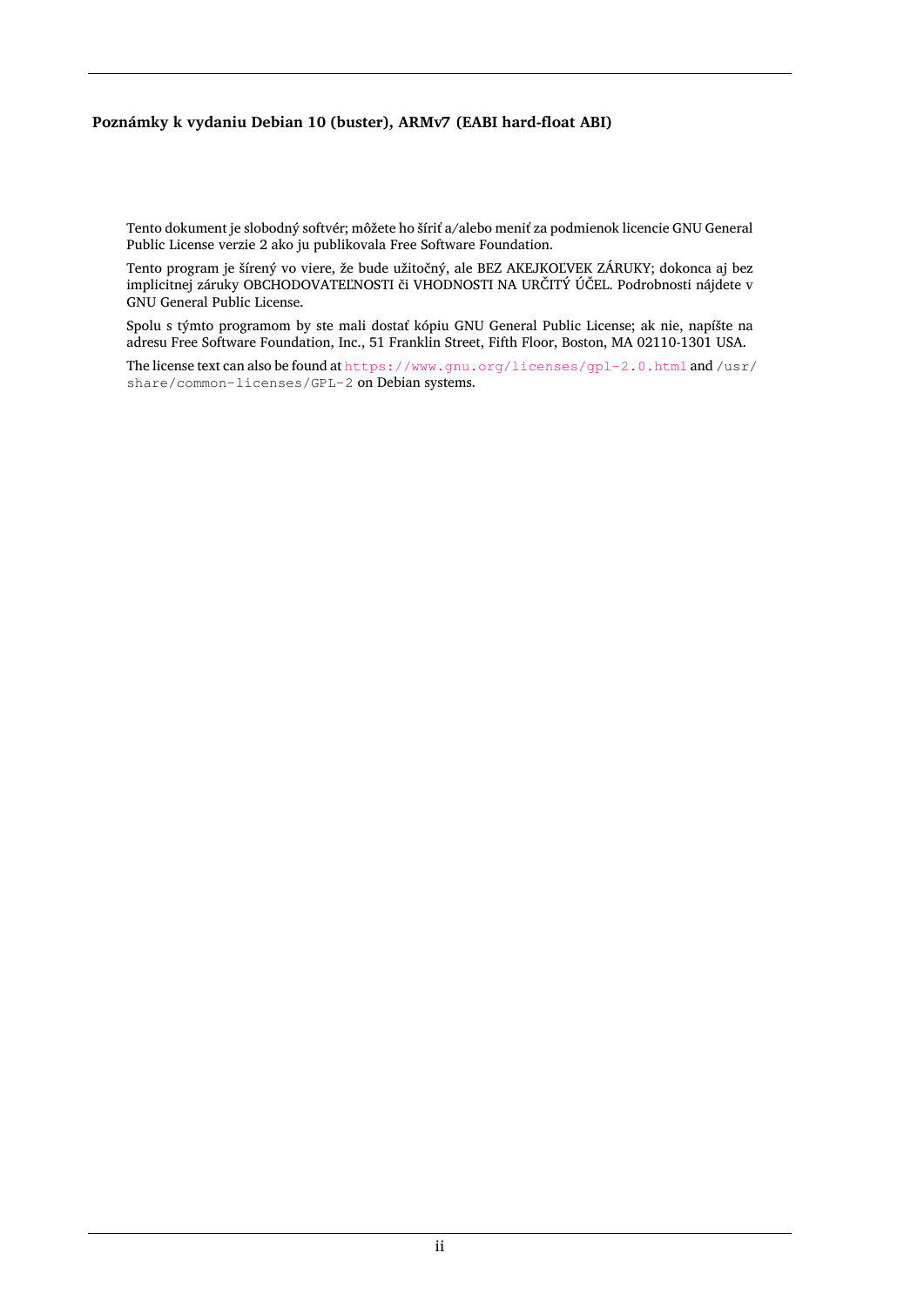**Poznámky k vydaniu Debian 10 (buster), ARMv7 (EABI hard-float ABI)**

Tento dokument je slobodný softvér; môžete ho šíriť a/alebo meniť za podmienok licencie GNU General Public License verzie 2 ako ju publikovala Free Software Foundation.

Tento program je šírený vo viere, že bude užitočný, ale BEZ AKEJKOĽVEK ZÁRUKY; dokonca aj bez implicitnej záruky OBCHODOVATEĽNOSTI či VHODNOSTI NA URČITÝ ÚČEL. Podrobnosti nájdete v GNU General Public License.

Spolu s týmto programom by ste mali dostať kópiu GNU General Public License; ak nie, napíšte na adresu Free Software Foundation, Inc., 51 Franklin Street, Fifth Floor, Boston, MA 02110-1301 USA.

The license text can also be found at `https://www.gnu.org/licenses/gpl-2.0.html` and `/usr/share/common-licenses/GPL-2` on Debian systems.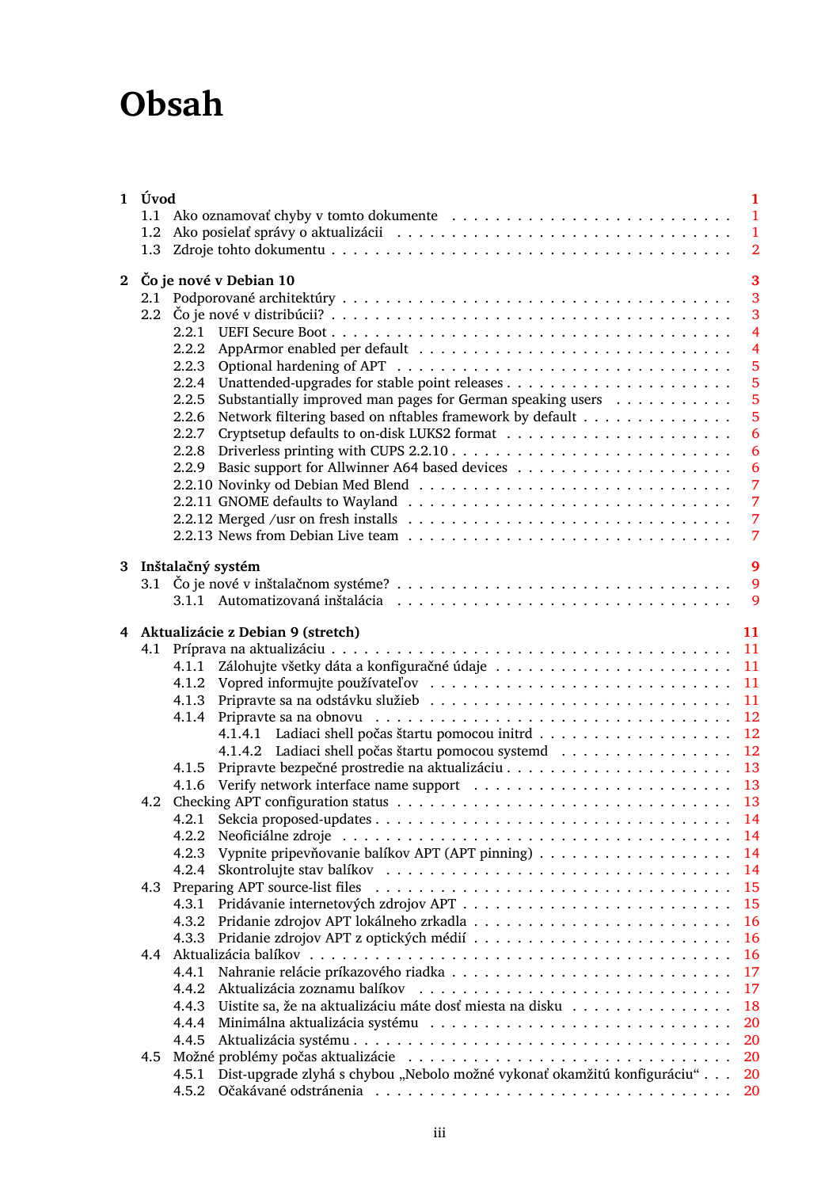# Obsah

**1 Úvod** **1**
- 1.1 Ako oznamovať chyby v tomto dokumente . . . . . . . . . . 1
- 1.2 Ako posielať správy o aktualizácii . . . . . . . . . . 1
- 1.3 Zdroje tohto dokumentu . . . . . . . . . . 2

**2 Čo je nové v Debian 10** **3**
- 2.1 Podporované architektúry . . . . . . . . . . 3
- 2.2 Čo je nové v distribúcii? . . . . . . . . . . 3
  - 2.2.1 UEFI Secure Boot . . . . . . . . . . 4
  - 2.2.2 AppArmor enabled per default . . . . . . . . . . 4
  - 2.2.3 Optional hardening of APT . . . . . . . . . . 5
  - 2.2.4 Unattended-upgrades for stable point releases . . . . . . . . . . 5
  - 2.2.5 Substantially improved man pages for German speaking users . . . . . . . . . . 5
  - 2.2.6 Network filtering based on nftables framework by default . . . . . . . . . . 5
  - 2.2.7 Cryptsetup defaults to on-disk LUKS2 format . . . . . . . . . . 6
  - 2.2.8 Driverless printing with CUPS 2.2.10 . . . . . . . . . . 6
  - 2.2.9 Basic support for Allwinner A64 based devices . . . . . . . . . . 6
  - 2.2.10 Novinky od Debian Med Blend . . . . . . . . . . 7
  - 2.2.11 GNOME defaults to Wayland . . . . . . . . . . 7
  - 2.2.12 Merged /usr on fresh installs . . . . . . . . . . 7
  - 2.2.13 News from Debian Live team . . . . . . . . . . 7

**3 Inštalačný systém** **9**
- 3.1 Čo je nové v inštalačnom systéme? . . . . . . . . . . 9
  - 3.1.1 Automatizovaná inštalácia . . . . . . . . . . 9

**4 Aktualizácie z Debian 9 (stretch)** **11**
- 4.1 Príprava na aktualizáciu . . . . . . . . . . 11
  - 4.1.1 Zálohujte všetky dáta a konfiguračné údaje . . . . . . . . . . 11
  - 4.1.2 Vopred informujte používateľov . . . . . . . . . . 11
  - 4.1.3 Pripravte sa na odstávku služieb . . . . . . . . . . 11
  - 4.1.4 Pripravte sa na obnovu . . . . . . . . . . 12
    - 4.1.4.1 Ladiaci shell počas štartu pomocou initrd . . . . . . . . . . 12
    - 4.1.4.2 Ladiaci shell počas štartu pomocou systemd . . . . . . . . . . 12
  - 4.1.5 Pripravte bezpečné prostredie na aktualizáciu . . . . . . . . . . 13
  - 4.1.6 Verify network interface name support . . . . . . . . . . 13
- 4.2 Checking APT configuration status . . . . . . . . . . 13
  - 4.2.1 Sekcia proposed-updates . . . . . . . . . . 14
  - 4.2.2 Neoficiálne zdroje . . . . . . . . . . 14
  - 4.2.3 Vypnite pripevňovanie balíkov APT (APT pinning) . . . . . . . . . . 14
  - 4.2.4 Skontrolujte stav balíkov . . . . . . . . . . 14
- 4.3 Preparing APT source-list files . . . . . . . . . . 15
  - 4.3.1 Pridávanie internetových zdrojov APT . . . . . . . . . . 15
  - 4.3.2 Pridanie zdrojov APT lokálneho zrkadla . . . . . . . . . . 16
  - 4.3.3 Pridanie zdrojov APT z optických médií . . . . . . . . . . 16
- 4.4 Aktualizácia balíkov . . . . . . . . . . 16
  - 4.4.1 Nahranie relácie príkazového riadka . . . . . . . . . . 17
  - 4.4.2 Aktualizácia zoznamu balíkov . . . . . . . . . . 17
  - 4.4.3 Uistite sa, že na aktualizáciu máte dosť miesta na disku . . . . . . . . . . 18
  - 4.4.4 Minimálna aktualizácia systému . . . . . . . . . . 20
  - 4.4.5 Aktualizácia systému . . . . . . . . . . 20
- 4.5 Možné problémy počas aktualizácie . . . . . . . . . . 20
  - 4.5.1 Dist-upgrade zlyhá s chybou „Nebolo možné vykonať okamžitú konfiguráciu“ . . . 20
  - 4.5.2 Očakávané odstránenia . . . . . . . . . . 20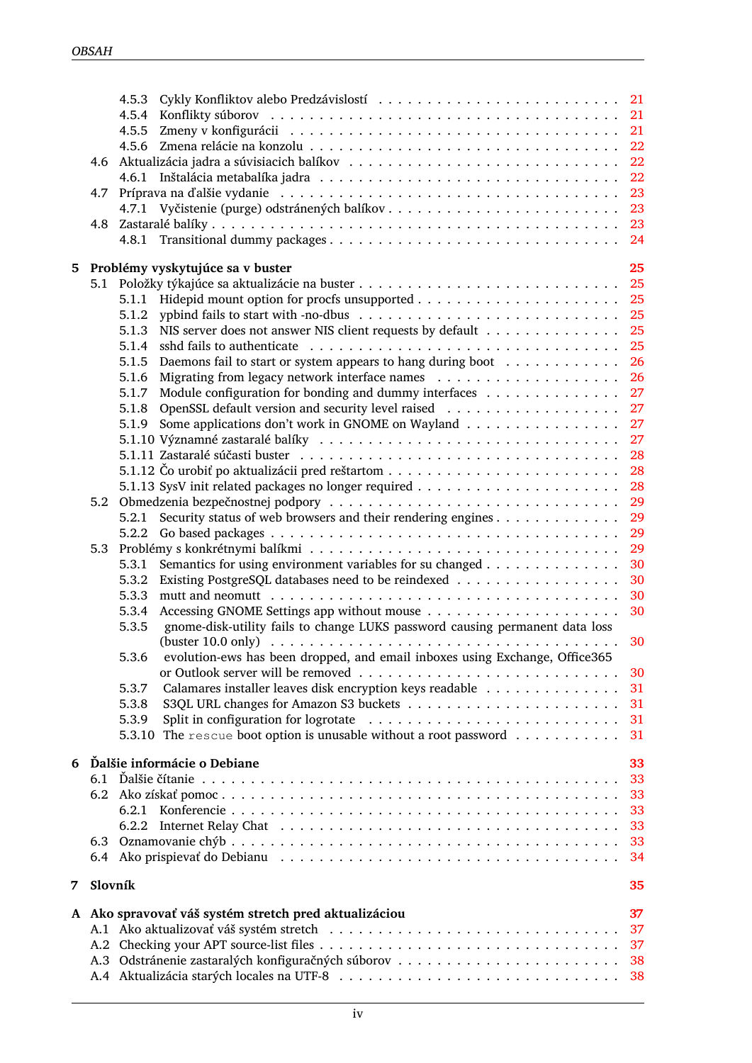4.5.3 Cykly Konfliktov alebo Predzávislostí . . . . . . . . . . . . . . . . . . . . . . . . . 21
4.5.4 Konflikty súborov . . . . . . . . . . . . . . . . . . . . . . . . . . . . . . . . . . . 21
4.5.5 Zmeny v konfigurácii . . . . . . . . . . . . . . . . . . . . . . . . . . . . . . . . . 21
4.5.6 Zmena relácie na konzolu . . . . . . . . . . . . . . . . . . . . . . . . . . . . . . . 22
4.6 Aktualizácia jadra a súvisiacich balíkov . . . . . . . . . . . . . . . . . . . . . . . . . . 22
4.6.1 Inštalácia metabalíka jadra . . . . . . . . . . . . . . . . . . . . . . . . . . . . . . 22
4.7 Príprava na ďalšie vydanie . . . . . . . . . . . . . . . . . . . . . . . . . . . . . . . . . 23
4.7.1 Vyčistenie (purge) odstránených balíkov . . . . . . . . . . . . . . . . . . . . . . . . 23
4.8 Zastaralé balíky . . . . . . . . . . . . . . . . . . . . . . . . . . . . . . . . . . . . . . . 23
4.8.1 Transitional dummy packages . . . . . . . . . . . . . . . . . . . . . . . . . . . . . . 24

**5 Problémy vyskytujúce sa v buster** **25**
5.1 Položky týkajúce sa aktualizácie na buster . . . . . . . . . . . . . . . . . . . . . . . . 25
5.1.1 Hidepid mount option for procfs unsupported . . . . . . . . . . . . . . . . . . . . . 25
5.1.2 ypbind fails to start with -no-dbus . . . . . . . . . . . . . . . . . . . . . . . . . . 25
5.1.3 NIS server does not answer NIS client requests by default . . . . . . . . . . . . . . 25
5.1.4 sshd fails to authenticate . . . . . . . . . . . . . . . . . . . . . . . . . . . . . . . 25
5.1.5 Daemons fail to start or system appears to hang during boot . . . . . . . . . . . . 26
5.1.6 Migrating from legacy network interface names . . . . . . . . . . . . . . . . . . . . 26
5.1.7 Module configuration for bonding and dummy interfaces . . . . . . . . . . . . . . . 27
5.1.8 OpenSSL default version and security level raised . . . . . . . . . . . . . . . . . . 27
5.1.9 Some applications don't work in GNOME on Wayland . . . . . . . . . . . . . . . . . 27
5.1.10 Významné zastaralé balíky . . . . . . . . . . . . . . . . . . . . . . . . . . . . . . . 27
5.1.11 Zastaralé súčasti buster . . . . . . . . . . . . . . . . . . . . . . . . . . . . . . . . 28
5.1.12 Čo urobiť po aktualizácii pred reštartom . . . . . . . . . . . . . . . . . . . . . . . 28
5.1.13 SysV init related packages no longer required . . . . . . . . . . . . . . . . . . . . 28
5.2 Obmedzenia bezpečnostnej podpory . . . . . . . . . . . . . . . . . . . . . . . . . . . . 29
5.2.1 Security status of web browsers and their rendering engines . . . . . . . . . . . . . 29
5.2.2 Go based packages . . . . . . . . . . . . . . . . . . . . . . . . . . . . . . . . . . . 29
5.3 Problémy s konkrétnymi balíkmi . . . . . . . . . . . . . . . . . . . . . . . . . . . . . . 29
5.3.1 Semantics for using environment variables for su changed . . . . . . . . . . . . . . 30
5.3.2 Existing PostgreSQL databases need to be reindexed . . . . . . . . . . . . . . . . . 30
5.3.3 mutt and neomutt . . . . . . . . . . . . . . . . . . . . . . . . . . . . . . . . . . . 30
5.3.4 Accessing GNOME Settings app without mouse . . . . . . . . . . . . . . . . . . . . 30
5.3.5 gnome-disk-utility fails to change LUKS password causing permanent data loss (buster 10.0 only) . . . . . . . . . . . . . . . . . . . . . . . . . . . . . . . . . . . 30
5.3.6 evolution-ews has been dropped, and email inboxes using Exchange, Office365 or Outlook server will be removed . . . . . . . . . . . . . . . . . . . . . . . . . . . 30
5.3.7 Calamares installer leaves disk encryption keys readable . . . . . . . . . . . . . . 31
5.3.8 S3QL URL changes for Amazon S3 buckets . . . . . . . . . . . . . . . . . . . . . . 31
5.3.9 Split in configuration for logrotate . . . . . . . . . . . . . . . . . . . . . . . . . . 31
5.3.10 The `rescue` boot option is unusable without a root password . . . . . . . . . . . 31

**6 Ďalšie informácie o Debiane** **33**
6.1 Ďalšie čítanie . . . . . . . . . . . . . . . . . . . . . . . . . . . . . . . . . . . . . . . 33
6.2 Ako získať pomoc . . . . . . . . . . . . . . . . . . . . . . . . . . . . . . . . . . . . . . 33
6.2.1 Konferencie . . . . . . . . . . . . . . . . . . . . . . . . . . . . . . . . . . . . . . . 33
6.2.2 Internet Relay Chat . . . . . . . . . . . . . . . . . . . . . . . . . . . . . . . . . . 33
6.3 Oznamovanie chýb . . . . . . . . . . . . . . . . . . . . . . . . . . . . . . . . . . . . . 33
6.4 Ako prispievať do Debianu . . . . . . . . . . . . . . . . . . . . . . . . . . . . . . . . . 34

**7 Slovník** **35**

**A Ako spravovať váš systém stretch pred aktualizáciou** **37**
A.1 Ako aktualizovať váš systém stretch . . . . . . . . . . . . . . . . . . . . . . . . . . . . 37
A.2 Checking your APT source-list files . . . . . . . . . . . . . . . . . . . . . . . . . . . . 37
A.3 Odstránenie zastaralých konfiguračných súborov . . . . . . . . . . . . . . . . . . . . . 38
A.4 Aktualizácia starých locales na UTF-8 . . . . . . . . . . . . . . . . . . . . . . . . . . 38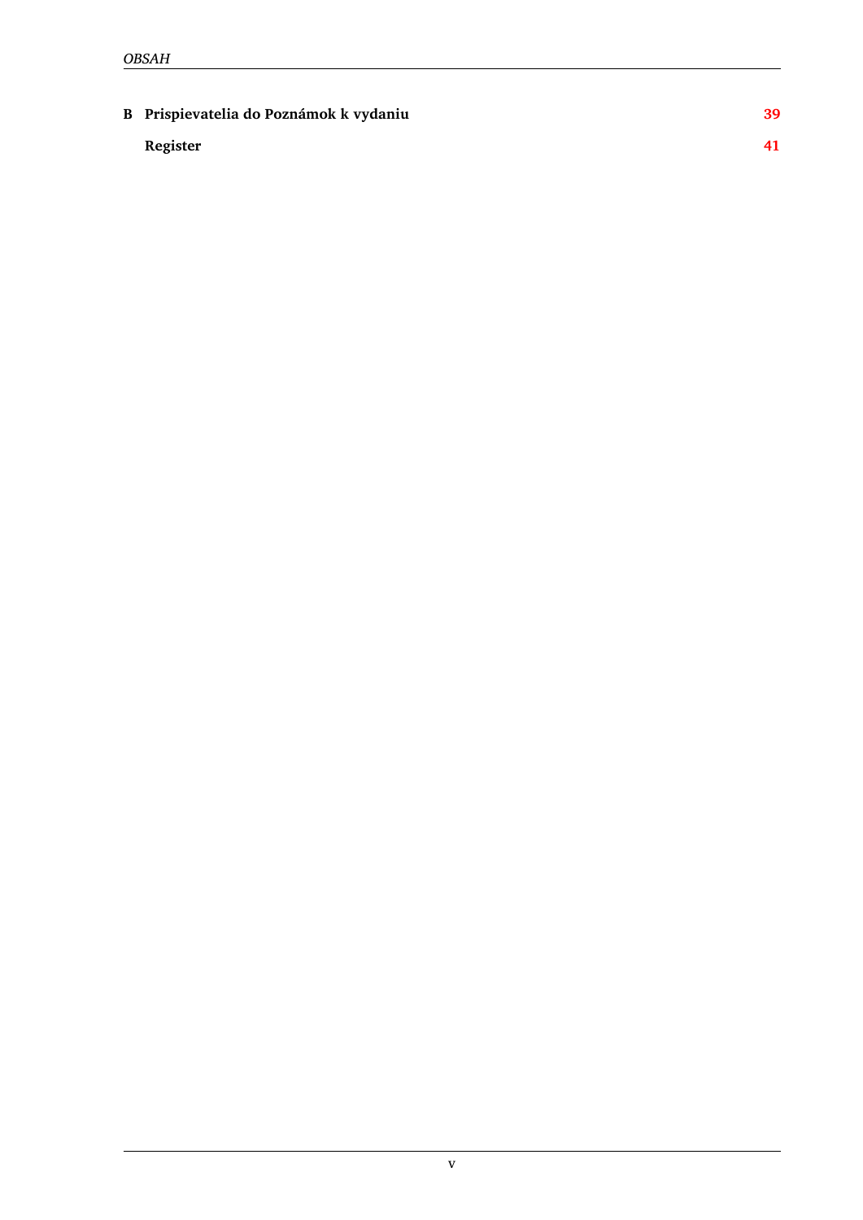**B Prispievatelia do Poznámok k vydaniu** 39

**Register** 41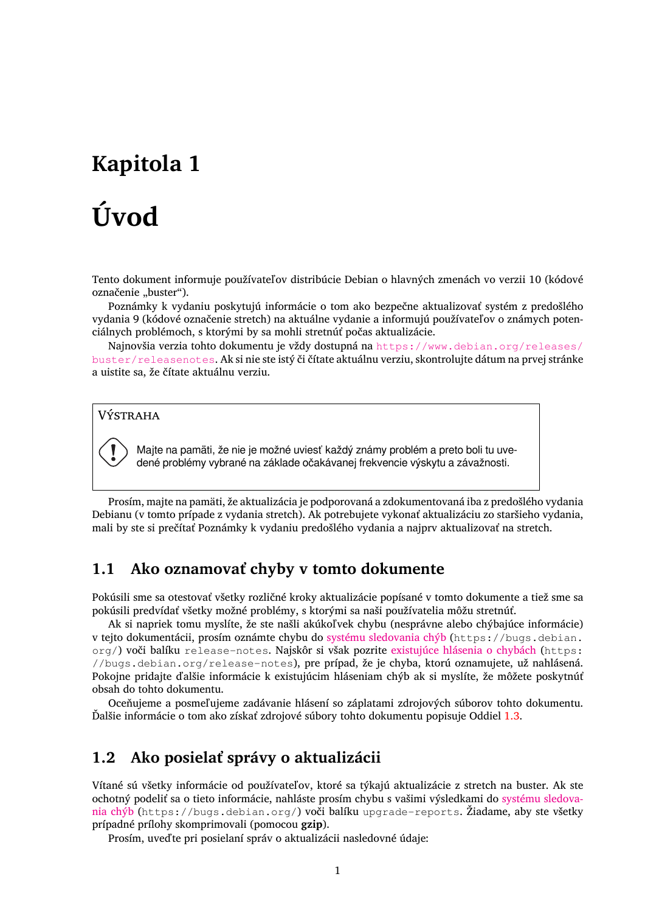# Kapitola 1

# Úvod

Tento dokument informuje používateľov distribúcie Debian o hlavných zmenách vo verzii 10 (kódové označenie „buster“).

Poznámky k vydaniu poskytujú informácie o tom ako bezpečne aktualizovať systém z predošlého vydania 9 (kódové označenie stretch) na aktuálne vydanie a informujú používateľov o známych potenciálnych problémoch, s ktorými by sa mohli stretnúť počas aktualizácie.

Najnovšia verzia tohto dokumentu je vždy dostupná na https://www.debian.org/releases/buster/releasenotes. Ak si nie ste istý či čítate aktuálnu verziu, skontrolujte dátum na prvej stránke a uistite sa, že čítate aktuálnu verziu.

> **VÝSTRAHA**
>
> Majte na pamäti, že nie je možné uviesť každý známy problém a preto boli tu uvedené problémy vybrané na základe očakávanej frekvencie výskytu a závažnosti.

Prosím, majte na pamäti, že aktualizácia je podporovaná a zdokumentovaná iba z predošlého vydania Debianu (v tomto prípade z vydania stretch). Ak potrebujete vykonať aktualizáciu zo staršieho vydania, mali by ste si prečítať Poznámky k vydaniu predošlého vydania a najprv aktualizovať na stretch.

## 1.1 Ako oznamovať chyby v tomto dokumente

Pokúsili sme sa otestovať všetky rozličné kroky aktualizácie popísané v tomto dokumente a tiež sme sa pokúsili predvídať všetky možné problémy, s ktorými sa naši používatelia môžu stretnúť.

Ak si napriek tomu myslíte, že ste našli akúkoľvek chybu (nesprávne alebo chýbajúce informácie) v tejto dokumentácii, prosím oznámte chybu do systému sledovania chýb (https://bugs.debian.org/) voči balíku `release-notes`. Najskôr si však pozrite existujúce hlásenia o chybách (https://bugs.debian.org/release-notes), pre prípad, že je chyba, ktorú oznamujete, už nahlásená. Pokojne pridajte ďalšie informácie k existujúcim hláseniam chýb ak si myslíte, že môžete poskytnúť obsah do tohto dokumentu.

Oceňujeme a posmeľujeme zadávanie hlásení so záplatami zdrojových súborov tohto dokumentu. Ďalšie informácie o tom ako získať zdrojové súbory tohto dokumentu popisuje Oddiel 1.3.

## 1.2 Ako posielať správy o aktualizácii

Vítané sú všetky informácie od používateľov, ktoré sa týkajú aktualizácie z stretch na buster. Ak ste ochotný podeliť sa o tieto informácie, nahláste prosím chybu s vašimi výsledkami do systému sledovania chýb (https://bugs.debian.org/) voči balíku `upgrade-reports`. Žiadame, aby ste všetky prípadné prílohy skomprimovali (pomocou **gzip**).

Prosím, uveďte pri posielaní správ o aktualizácii nasledovné údaje: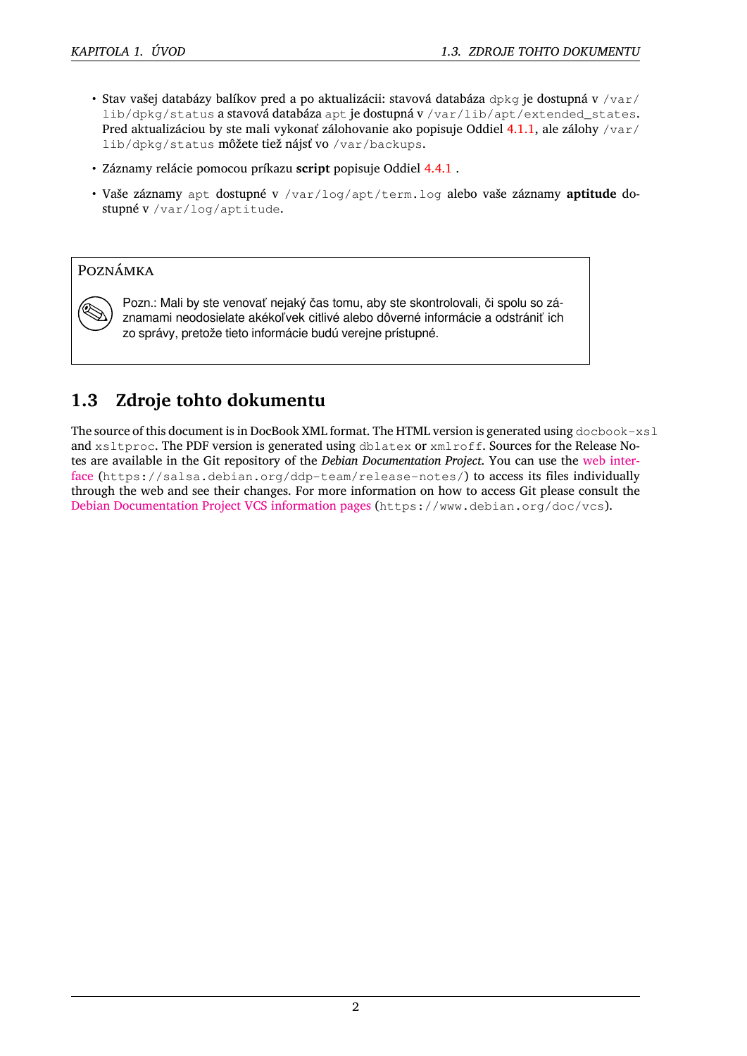- Stav vašej databázy balíkov pred a po aktualizácii: stavová databáza `dpkg` je dostupná v `/var/lib/dpkg/status` a stavová databáza `apt` je dostupná v `/var/lib/apt/extended_states`. Pred aktualizáciou by ste mali vykonať zálohovanie ako popisuje Oddiel 4.1.1, ale zálohy `/var/lib/dpkg/status` môžete tiež nájsť vo `/var/backups`.
- Záznamy relácie pomocou príkazu **script** popisuje Oddiel 4.4.1 .
- Vaše záznamy `apt` dostupné v `/var/log/apt/term.log` alebo vaše záznamy **aptitude** dostupné v `/var/log/aptitude`.

> POZNÁMKA
>
> Pozn.: Mali by ste venovať nejaký čas tomu, aby ste skontrolovali, či spolu so záznamami neodosielate akékoľvek citlivé alebo dôverné informácie a odstrániť ich zo správy, pretože tieto informácie budú verejne prístupné.

## 1.3 Zdroje tohto dokumentu

The source of this document is in DocBook XML format. The HTML version is generated using `docbook-xsl` and `xsltproc`. The PDF version is generated using `dblatex` or `xmlroff`. Sources for the Release Notes are available in the Git repository of the *Debian Documentation Project*. You can use the web interface (`https://salsa.debian.org/ddp-team/release-notes/`) to access its files individually through the web and see their changes. For more information on how to access Git please consult the Debian Documentation Project VCS information pages (`https://www.debian.org/doc/vcs`).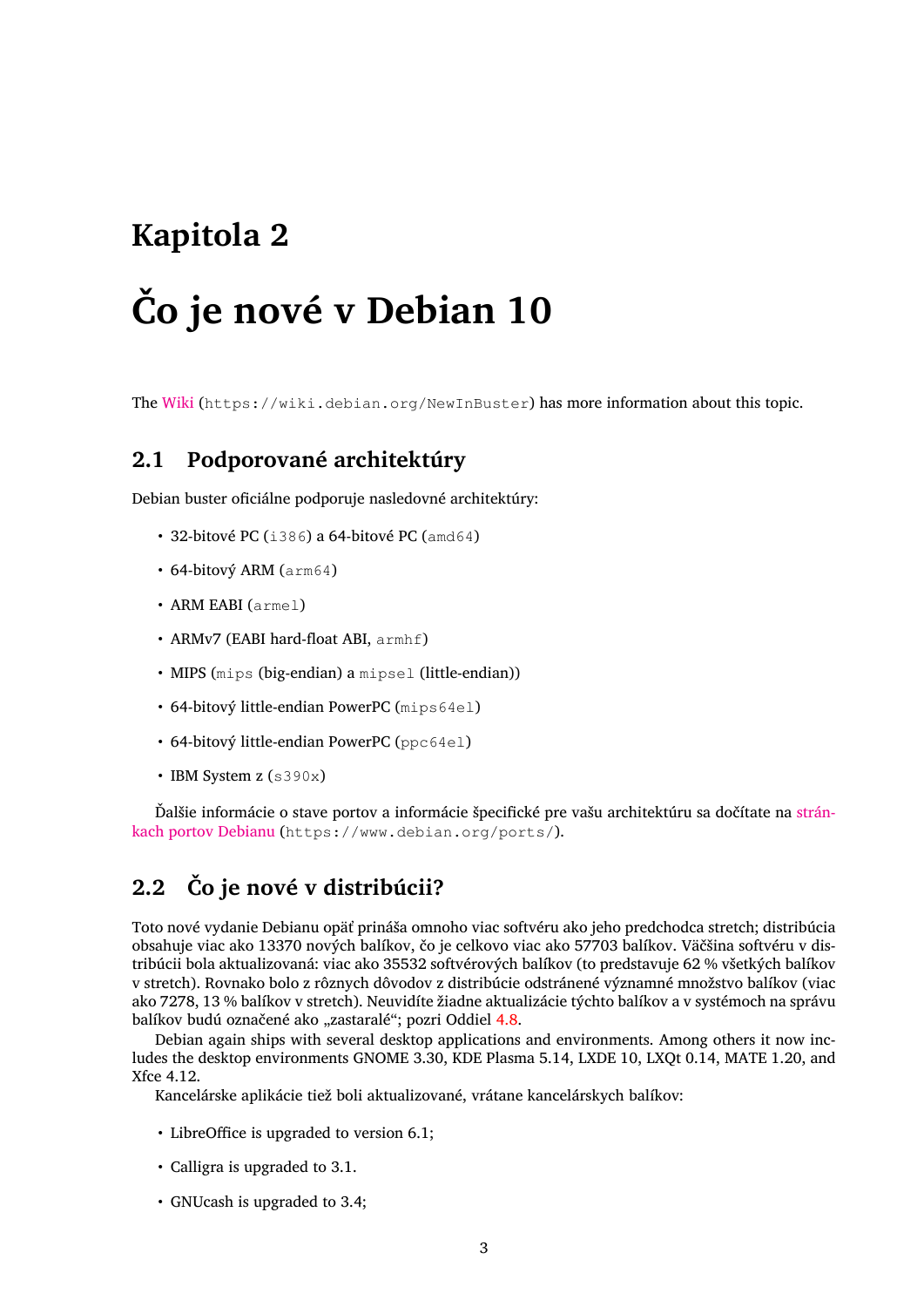# Kapitola 2

# Čo je nové v Debian 10

The Wiki (https://wiki.debian.org/NewInBuster) has more information about this topic.

## 2.1 Podporované architektúry

Debian buster oficiálne podporuje nasledovné architektúry:

- 32-bitové PC (i386) a 64-bitové PC (amd64)
- 64-bitový ARM (arm64)
- ARM EABI (armel)
- ARMv7 (EABI hard-float ABI, armhf)
- MIPS (mips (big-endian) a mipsel (little-endian))
- 64-bitový little-endian PowerPC (mips64el)
- 64-bitový little-endian PowerPC (ppc64el)
- IBM System z (s390x)

Ďalšie informácie o stave portov a informácie špecifické pre vašu architektúru sa dočítate na stránkach portov Debianu (https://www.debian.org/ports/).

## 2.2 Čo je nové v distribúcii?

Toto nové vydanie Debianu opäť prináša omnoho viac softvéru ako jeho predchodca stretch; distribúcia obsahuje viac ako 13370 nových balíkov, čo je celkovo viac ako 57703 balíkov. Väčšina softvéru v distribúcii bola aktualizovaná: viac ako 35532 softvérových balíkov (to predstavuje 62 % všetkých balíkov v stretch). Rovnako bolo z rôznych dôvodov z distribúcie odstránené významné množstvo balíkov (viac ako 7278, 13 % balíkov v stretch). Neuvidíte žiadne aktualizácie týchto balíkov a v systémoch na správu balíkov budú označené ako „zastaralé“; pozri Oddiel 4.8.

Debian again ships with several desktop applications and environments. Among others it now includes the desktop environments GNOME 3.30, KDE Plasma 5.14, LXDE 10, LXQt 0.14, MATE 1.20, and Xfce 4.12.

Kancelárske aplikácie tiež boli aktualizované, vrátane kancelárskych balíkov:

- LibreOffice is upgraded to version 6.1;
- Calligra is upgraded to 3.1.
- GNUcash is upgraded to 3.4;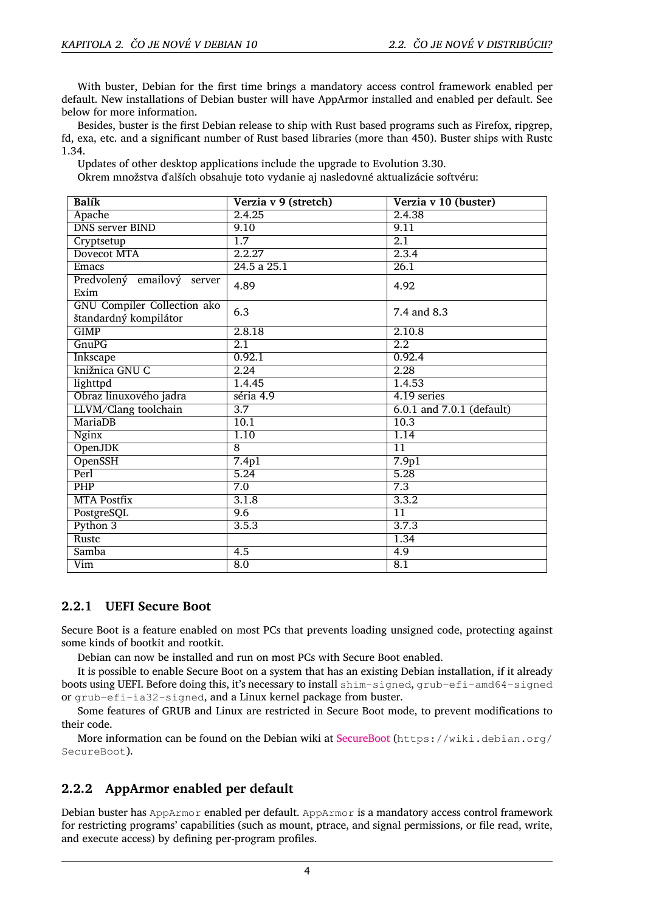With buster, Debian for the first time brings a mandatory access control framework enabled per default. New installations of Debian buster will have AppArmor installed and enabled per default. See below for more information.

Besides, buster is the first Debian release to ship with Rust based programs such as Firefox, ripgrep, fd, exa, etc. and a significant number of Rust based libraries (more than 450). Buster ships with Rustc 1.34.

Updates of other desktop applications include the upgrade to Evolution 3.30.

Okrem množstva ďalších obsahuje toto vydanie aj nasledovné aktualizácie softvéru:

| Balík | Verzia v 9 (stretch) | Verzia v 10 (buster) |
|---|---|---|
| Apache | 2.4.25 | 2.4.38 |
| DNS server BIND | 9.10 | 9.11 |
| Cryptsetup | 1.7 | 2.1 |
| Dovecot MTA | 2.2.27 | 2.3.4 |
| Emacs | 24.5 a 25.1 | 26.1 |
| Predvolený emailový server Exim | 4.89 | 4.92 |
| GNU Compiler Collection ako štandardný kompilátor | 6.3 | 7.4 and 8.3 |
| GIMP | 2.8.18 | 2.10.8 |
| GnuPG | 2.1 | 2.2 |
| Inkscape | 0.92.1 | 0.92.4 |
| knižnica GNU C | 2.24 | 2.28 |
| lighttpd | 1.4.45 | 1.4.53 |
| Obraz linuxového jadra | séria 4.9 | 4.19 series |
| LLVM/Clang toolchain | 3.7 | 6.0.1 and 7.0.1 (default) |
| MariaDB | 10.1 | 10.3 |
| Nginx | 1.10 | 1.14 |
| OpenJDK | 8 | 11 |
| OpenSSH | 7.4p1 | 7.9p1 |
| Perl | 5.24 | 5.28 |
| PHP | 7.0 | 7.3 |
| MTA Postfix | 3.1.8 | 3.3.2 |
| PostgreSQL | 9.6 | 11 |
| Python 3 | 3.5.3 | 3.7.3 |
| Rustc | | 1.34 |
| Samba | 4.5 | 4.9 |
| Vim | 8.0 | 8.1 |

### 2.2.1 UEFI Secure Boot

Secure Boot is a feature enabled on most PCs that prevents loading unsigned code, protecting against some kinds of bootkit and rootkit.

Debian can now be installed and run on most PCs with Secure Boot enabled.

It is possible to enable Secure Boot on a system that has an existing Debian installation, if it already boots using UEFI. Before doing this, it's necessary to install `shim-signed`, `grub-efi-amd64-signed` or `grub-efi-ia32-signed`, and a Linux kernel package from buster.

Some features of GRUB and Linux are restricted in Secure Boot mode, to prevent modifications to their code.

More information can be found on the Debian wiki at SecureBoot (`https://wiki.debian.org/SecureBoot`).

### 2.2.2 AppArmor enabled per default

Debian buster has `AppArmor` enabled per default. `AppArmor` is a mandatory access control framework for restricting programs' capabilities (such as mount, ptrace, and signal permissions, or file read, write, and execute access) by defining per-program profiles.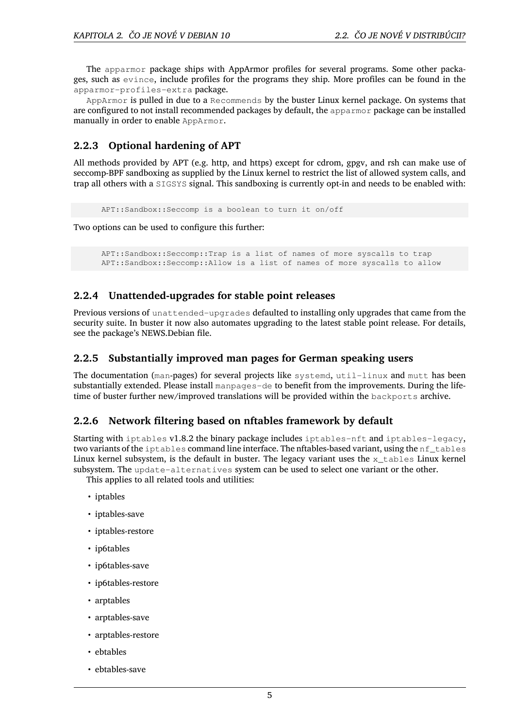The apparmor package ships with AppArmor profiles for several programs. Some other packages, such as evince, include profiles for the programs they ship. More profiles can be found in the apparmor-profiles-extra package.

AppArmor is pulled in due to a Recommends by the buster Linux kernel package. On systems that are configured to not install recommended packages by default, the apparmor package can be installed manually in order to enable AppArmor.

### 2.2.3 Optional hardening of APT

All methods provided by APT (e.g. http, and https) except for cdrom, gpgv, and rsh can make use of seccomp-BPF sandboxing as supplied by the Linux kernel to restrict the list of allowed system calls, and trap all others with a SIGSYS signal. This sandboxing is currently opt-in and needs to be enabled with:

```
APT::Sandbox::Seccomp is a boolean to turn it on/off
```

Two options can be used to configure this further:

```
APT::Sandbox::Seccomp::Trap is a list of names of more syscalls to trap
APT::Sandbox::Seccomp::Allow is a list of names of more syscalls to allow
```

### 2.2.4 Unattended-upgrades for stable point releases

Previous versions of unattended-upgrades defaulted to installing only upgrades that came from the security suite. In buster it now also automates upgrading to the latest stable point release. For details, see the package's NEWS.Debian file.

### 2.2.5 Substantially improved man pages for German speaking users

The documentation (man-pages) for several projects like systemd, util-linux and mutt has been substantially extended. Please install manpages-de to benefit from the improvements. During the lifetime of buster further new/improved translations will be provided within the backports archive.

### 2.2.6 Network filtering based on nftables framework by default

Starting with iptables v1.8.2 the binary package includes iptables-nft and iptables-legacy, two variants of the iptables command line interface. The nftables-based variant, using the nf_tables Linux kernel subsystem, is the default in buster. The legacy variant uses the x_tables Linux kernel subsystem. The update-alternatives system can be used to select one variant or the other.

This applies to all related tools and utilities:

- iptables
- iptables-save
- iptables-restore
- ip6tables
- ip6tables-save
- ip6tables-restore
- arptables
- arptables-save
- arptables-restore
- ebtables
- ebtables-save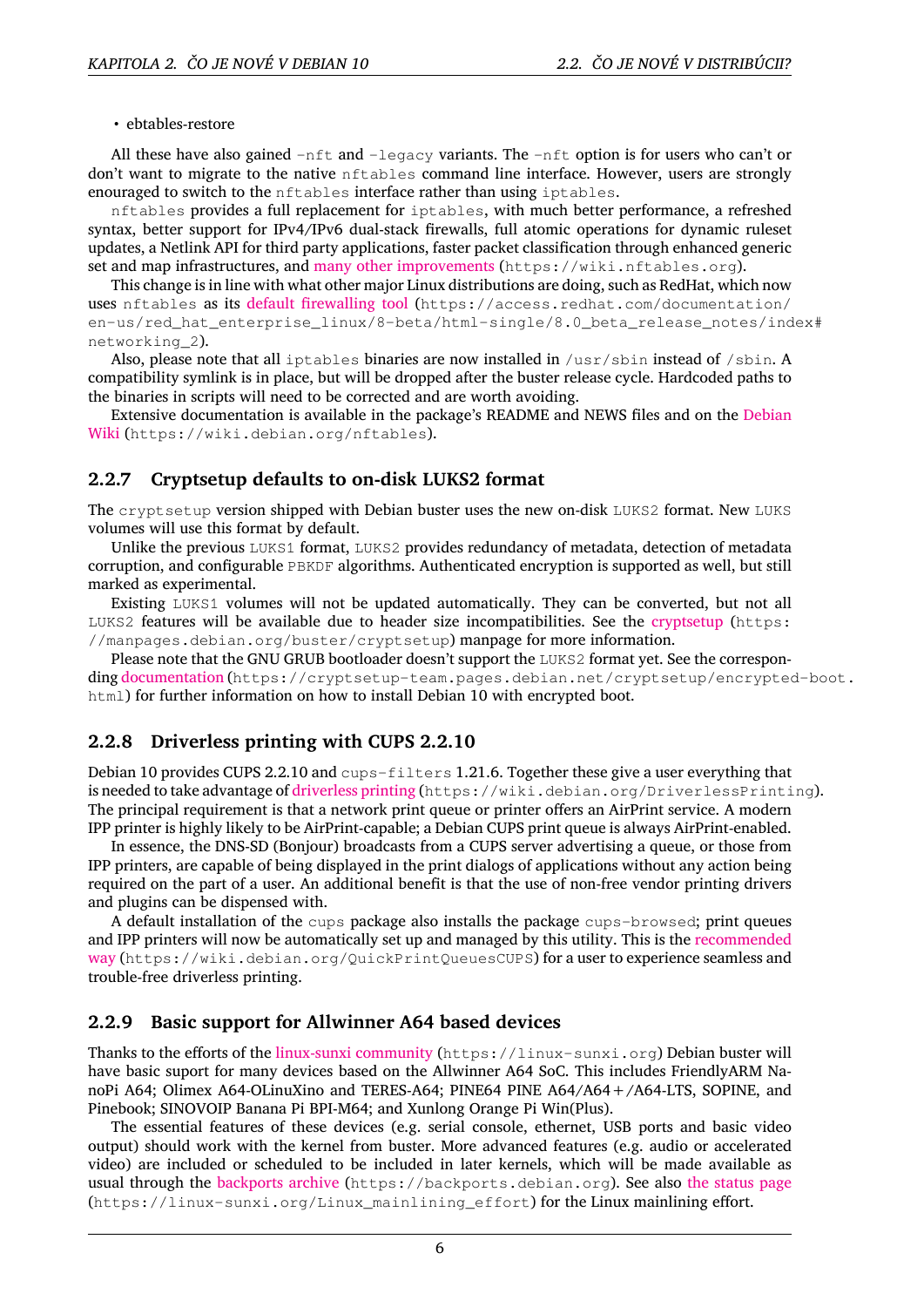- ebtables-restore

All these have also gained `-nft` and `-legacy` variants. The `-nft` option is for users who can't or don't want to migrate to the native `nftables` command line interface. However, users are strongly enouraged to switch to the `nftables` interface rather than using `iptables`.

`nftables` provides a full replacement for `iptables`, with much better performance, a refreshed syntax, better support for IPv4/IPv6 dual-stack firewalls, full atomic operations for dynamic ruleset updates, a Netlink API for third party applications, faster packet classification through enhanced generic set and map infrastructures, and many other improvements (`https://wiki.nftables.org`).

This change is in line with what other major Linux distributions are doing, such as RedHat, which now uses `nftables` as its default firewalling tool (`https://access.redhat.com/documentation/en-us/red_hat_enterprise_linux/8-beta/html-single/8.0_beta_release_notes/index#networking_2`).

Also, please note that all `iptables` binaries are now installed in `/usr/sbin` instead of `/sbin`. A compatibility symlink is in place, but will be dropped after the buster release cycle. Hardcoded paths to the binaries in scripts will need to be corrected and are worth avoiding.

Extensive documentation is available in the package's README and NEWS files and on the Debian Wiki (`https://wiki.debian.org/nftables`).

### 2.2.7 Cryptsetup defaults to on-disk LUKS2 format

The `cryptsetup` version shipped with Debian buster uses the new on-disk `LUKS2` format. New `LUKS` volumes will use this format by default.

Unlike the previous `LUKS1` format, `LUKS2` provides redundancy of metadata, detection of metadata corruption, and configurable `PBKDF` algorithms. Authenticated encryption is supported as well, but still marked as experimental.

Existing `LUKS1` volumes will not be updated automatically. They can be converted, but not all `LUKS2` features will be available due to header size incompatibilities. See the cryptsetup (`https://manpages.debian.org/buster/cryptsetup`) manpage for more information.

Please note that the GNU GRUB bootloader doesn't support the `LUKS2` format yet. See the corresponding documentation (`https://cryptsetup-team.pages.debian.net/cryptsetup/encrypted-boot.html`) for further information on how to install Debian 10 with encrypted boot.

### 2.2.8 Driverless printing with CUPS 2.2.10

Debian 10 provides CUPS 2.2.10 and `cups-filters` 1.21.6. Together these give a user everything that is needed to take advantage of driverless printing (`https://wiki.debian.org/DriverlessPrinting`). The principal requirement is that a network print queue or printer offers an AirPrint service. A modern IPP printer is highly likely to be AirPrint-capable; a Debian CUPS print queue is always AirPrint-enabled.

In essence, the DNS-SD (Bonjour) broadcasts from a CUPS server advertising a queue, or those from IPP printers, are capable of being displayed in the print dialogs of applications without any action being required on the part of a user. An additional benefit is that the use of non-free vendor printing drivers and plugins can be dispensed with.

A default installation of the `cups` package also installs the package `cups-browsed`; print queues and IPP printers will now be automatically set up and managed by this utility. This is the recommended way (`https://wiki.debian.org/QuickPrintQueuesCUPS`) for a user to experience seamless and trouble-free driverless printing.

### 2.2.9 Basic support for Allwinner A64 based devices

Thanks to the efforts of the linux-sunxi community (`https://linux-sunxi.org`) Debian buster will have basic suport for many devices based on the Allwinner A64 SoC. This includes FriendlyARM NanoPi A64; Olimex A64-OLinuXino and TERES-A64; PINE64 PINE A64/A64+/A64-LTS, SOPINE, and Pinebook; SINOVOIP Banana Pi BPI-M64; and Xunlong Orange Pi Win(Plus).

The essential features of these devices (e.g. serial console, ethernet, USB ports and basic video output) should work with the kernel from buster. More advanced features (e.g. audio or accelerated video) are included or scheduled to be included in later kernels, which will be made available as usual through the backports archive (`https://backports.debian.org`). See also the status page (`https://linux-sunxi.org/Linux_mainlining_effort`) for the Linux mainlining effort.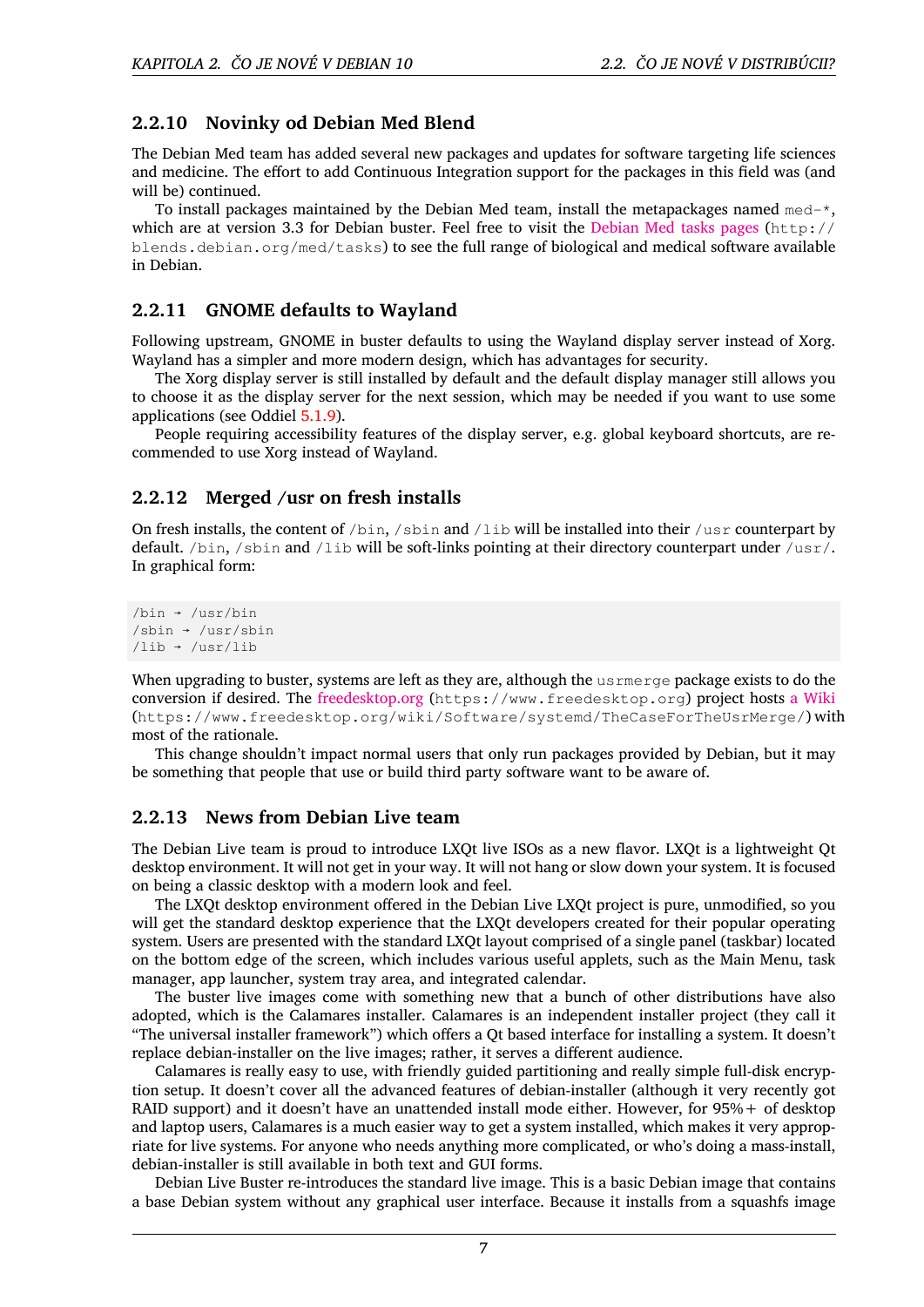### 2.2.10 Novinky od Debian Med Blend

The Debian Med team has added several new packages and updates for software targeting life sciences and medicine. The effort to add Continuous Integration support for the packages in this field was (and will be) continued.

To install packages maintained by the Debian Med team, install the metapackages named `med-*`, which are at version 3.3 for Debian buster. Feel free to visit the Debian Med tasks pages (`http://blends.debian.org/med/tasks`) to see the full range of biological and medical software available in Debian.

### 2.2.11 GNOME defaults to Wayland

Following upstream, GNOME in buster defaults to using the Wayland display server instead of Xorg. Wayland has a simpler and more modern design, which has advantages for security.

The Xorg display server is still installed by default and the default display manager still allows you to choose it as the display server for the next session, which may be needed if you want to use some applications (see Oddiel 5.1.9).

People requiring accessibility features of the display server, e.g. global keyboard shortcuts, are recommended to use Xorg instead of Wayland.

### 2.2.12 Merged /usr on fresh installs

On fresh installs, the content of `/bin`, `/sbin` and `/lib` will be installed into their `/usr` counterpart by default. `/bin`, `/sbin` and `/lib` will be soft-links pointing at their directory counterpart under `/usr/`. In graphical form:

```
/bin → /usr/bin
/sbin → /usr/sbin
/lib → /usr/lib
```

When upgrading to buster, systems are left as they are, although the `usrmerge` package exists to do the conversion if desired. The freedesktop.org (`https://www.freedesktop.org`) project hosts a Wiki (`https://www.freedesktop.org/wiki/Software/systemd/TheCaseForTheUsrMerge/`) with most of the rationale.

This change shouldn't impact normal users that only run packages provided by Debian, but it may be something that people that use or build third party software want to be aware of.

### 2.2.13 News from Debian Live team

The Debian Live team is proud to introduce LXQt live ISOs as a new flavor. LXQt is a lightweight Qt desktop environment. It will not get in your way. It will not hang or slow down your system. It is focused on being a classic desktop with a modern look and feel.

The LXQt desktop environment offered in the Debian Live LXQt project is pure, unmodified, so you will get the standard desktop experience that the LXQt developers created for their popular operating system. Users are presented with the standard LXQt layout comprised of a single panel (taskbar) located on the bottom edge of the screen, which includes various useful applets, such as the Main Menu, task manager, app launcher, system tray area, and integrated calendar.

The buster live images come with something new that a bunch of other distributions have also adopted, which is the Calamares installer. Calamares is an independent installer project (they call it "The universal installer framework") which offers a Qt based interface for installing a system. It doesn't replace debian-installer on the live images; rather, it serves a different audience.

Calamares is really easy to use, with friendly guided partitioning and really simple full-disk encryption setup. It doesn't cover all the advanced features of debian-installer (although it very recently got RAID support) and it doesn't have an unattended install mode either. However, for 95%+ of desktop and laptop users, Calamares is a much easier way to get a system installed, which makes it very appropriate for live systems. For anyone who needs anything more complicated, or who's doing a mass-install, debian-installer is still available in both text and GUI forms.

Debian Live Buster re-introduces the standard live image. This is a basic Debian image that contains a base Debian system without any graphical user interface. Because it installs from a squashfs image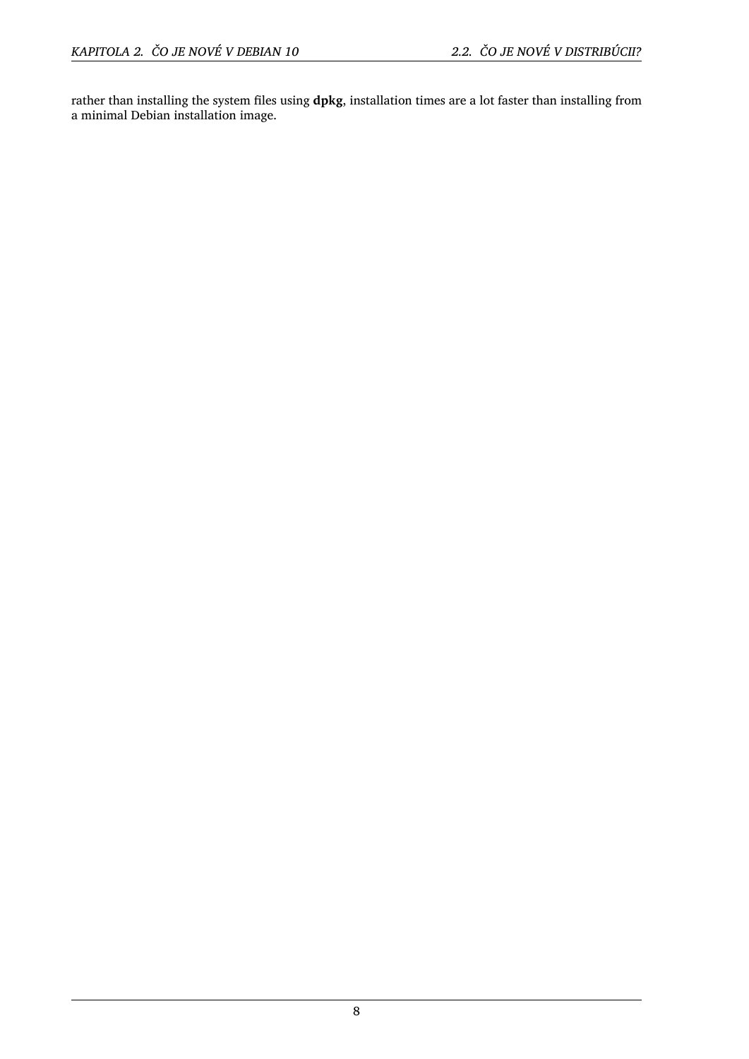rather than installing the system files using **dpkg**, installation times are a lot faster than installing from a minimal Debian installation image.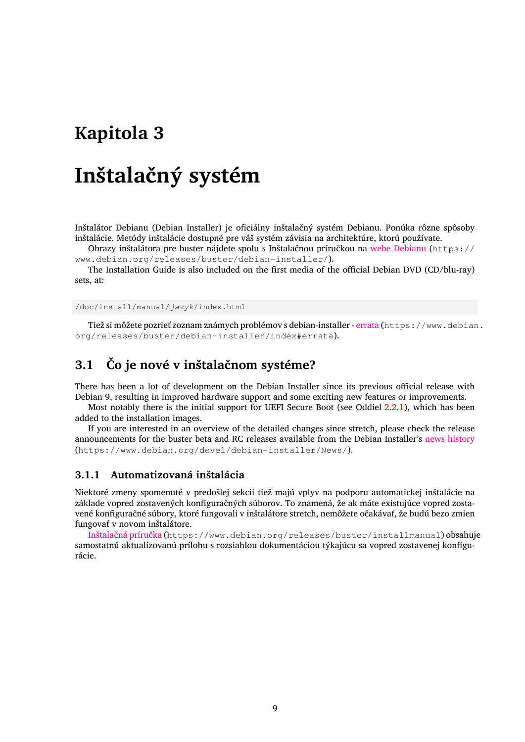# Kapitola 3

# Inštalačný systém

Inštalátor Debianu (Debian Installer) je oficiálny inštalačný systém Debianu. Ponúka rôzne spôsoby inštalácie. Metódy inštalácie dostupné pre váš systém závisia na architektúre, ktorú používate.

Obrazy inštalátora pre buster nájdete spolu s Inštalačnou príručkou na webe Debianu (https://www.debian.org/releases/buster/debian-installer/).

The Installation Guide is also included on the first media of the official Debian DVD (CD/blu-ray) sets, at:

```
/doc/install/manual/jazyk/index.html
```

Tiež si môžete pozrieť zoznam známych problémov s debian-installer - errata (https://www.debian.org/releases/buster/debian-installer/index#errata).

## 3.1 Čo je nové v inštalačnom systéme?

There has been a lot of development on the Debian Installer since its previous official release with Debian 9, resulting in improved hardware support and some exciting new features or improvements.

Most notably there is the initial support for UEFI Secure Boot (see Oddiel 2.2.1), which has been added to the installation images.

If you are interested in an overview of the detailed changes since stretch, please check the release announcements for the buster beta and RC releases available from the Debian Installer's news history (https://www.debian.org/devel/debian-installer/News/).

### 3.1.1 Automatizovaná inštalácia

Niektoré zmeny spomenuté v predošlej sekcii tiež majú vplyv na podporu automatickej inštalácie na základe vopred zostavených konfiguračných súborov. To znamená, že ak máte existujúce vopred zostavené konfiguračné súbory, ktoré fungovali v inštalátore stretch, nemôžete očakávať, že budú bezo zmien fungovať v novom inštalátore.

Inštalačná príručka (https://www.debian.org/releases/buster/installmanual) obsahuje samostatnú aktualizovanú prílohu s rozsiahlou dokumentáciou týkajúcu sa vopred zostavenej konfigurácie.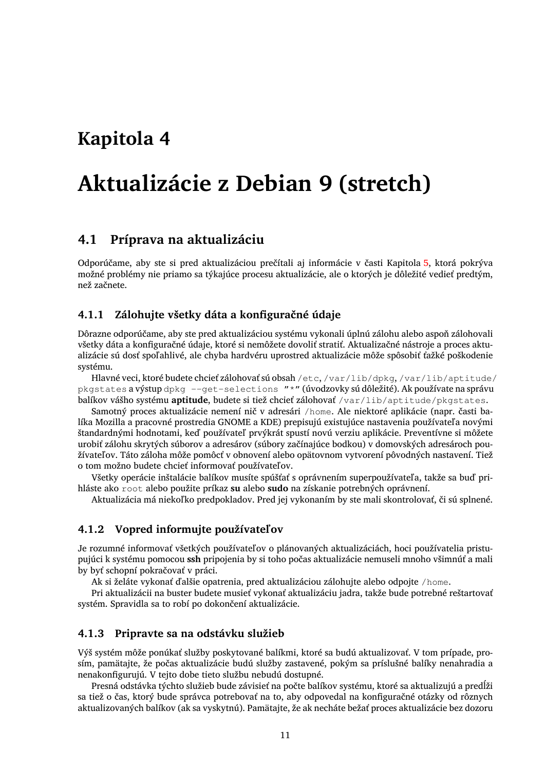# Kapitola 4

# Aktualizácie z Debian 9 (stretch)

## 4.1 Príprava na aktualizáciu

Odporúčame, aby ste si pred aktualizáciou prečítali aj informácie v časti Kapitola 5, ktorá pokrýva možné problémy nie priamo sa týkajúce procesu aktualizácie, ale o ktorých je dôležité vedieť predtým, než začnete.

### 4.1.1 Zálohujte všetky dáta a konfiguračné údaje

Dôrazne odporúčame, aby ste pred aktualizáciou systému vykonali úplnú zálohu alebo aspoň zálohovali všetky dáta a konfiguračné údaje, ktoré si nemôžete dovoliť stratiť. Aktualizačné nástroje a proces aktualizácie sú dosť spoľahlivé, ale chyba hardvéru uprostred aktualizácie môže spôsobiť ťažké poškodenie systému.

Hlavné veci, ktoré budete chcieť zálohovať sú obsah `/etc`, `/var/lib/dpkg`, `/var/lib/aptitude/pkgstates` a výstup `dpkg --get-selections "*"` (úvodzovky sú dôležité). Ak používate na správu balíkov vášho systému **aptitude**, budete si tiež chcieť zálohovať `/var/lib/aptitude/pkgstates`.

Samotný proces aktualizácie nemení nič v adresári `/home`. Ale niektoré aplikácie (napr. časti balíka Mozilla a pracovné prostredia GNOME a KDE) prepisujú existujúce nastavenia používateľa novými štandardnými hodnotami, keď používateľ prvýkrát spustí novú verziu aplikácie. Preventívne si môžete urobiť zálohu skrytých súborov a adresárov (súbory začínajúce bodkou) v domovských adresároch používateľov. Táto záloha môže pomôcť v obnovení alebo opätovnom vytvorení pôvodných nastavení. Tiež o tom možno budete chcieť informovať používateľov.

Všetky operácie inštalácie balíkov musíte spúšťať s oprávnením superpoužívateľa, takže sa buď prihláste ako `root` alebo použite príkaz **su** alebo **sudo** na získanie potrebných oprávnení.

Aktualizácia má niekoľko predpokladov. Pred jej vykonaním by ste mali skontrolovať, či sú splnené.

### 4.1.2 Vopred informujte používateľov

Je rozumné informovať všetkých používateľov o plánovaných aktualizáciách, hoci používatelia pristupujúci k systému pomocou **ssh** pripojenia by si toho počas aktualizácie nemuseli mnoho všimnúť a mali by byť schopní pokračovať v práci.

Ak si želáte vykonať ďalšie opatrenia, pred aktualizáciou zálohujte alebo odpojte `/home`.

Pri aktualizácii na buster budete musieť vykonať aktualizáciu jadra, takže bude potrebné reštartovať systém. Spravidla sa to robí po dokončení aktualizácie.

### 4.1.3 Pripravte sa na odstávku služieb

Výš systém môže ponúkať služby poskytované balíkmi, ktoré sa budú aktualizovať. V tom prípade, prosím, pamätajte, že počas aktualizácie budú služby zastavené, pokým sa príslušné balíky nenahradia a nenakonfigurujú. V tejto dobe tieto službu nebudú dostupné.

Presná odstávka týchto služieb bude závisieť na počte balíkov systému, ktoré sa aktualizujú a predĺži sa tiež o čas, ktorý bude správca potrebovať na to, aby odpovedal na konfiguračné otázky od rôznych aktualizovaných balíkov (ak sa vyskytnú). Pamätajte, že ak necháte bežať proces aktualizácie bez dozoru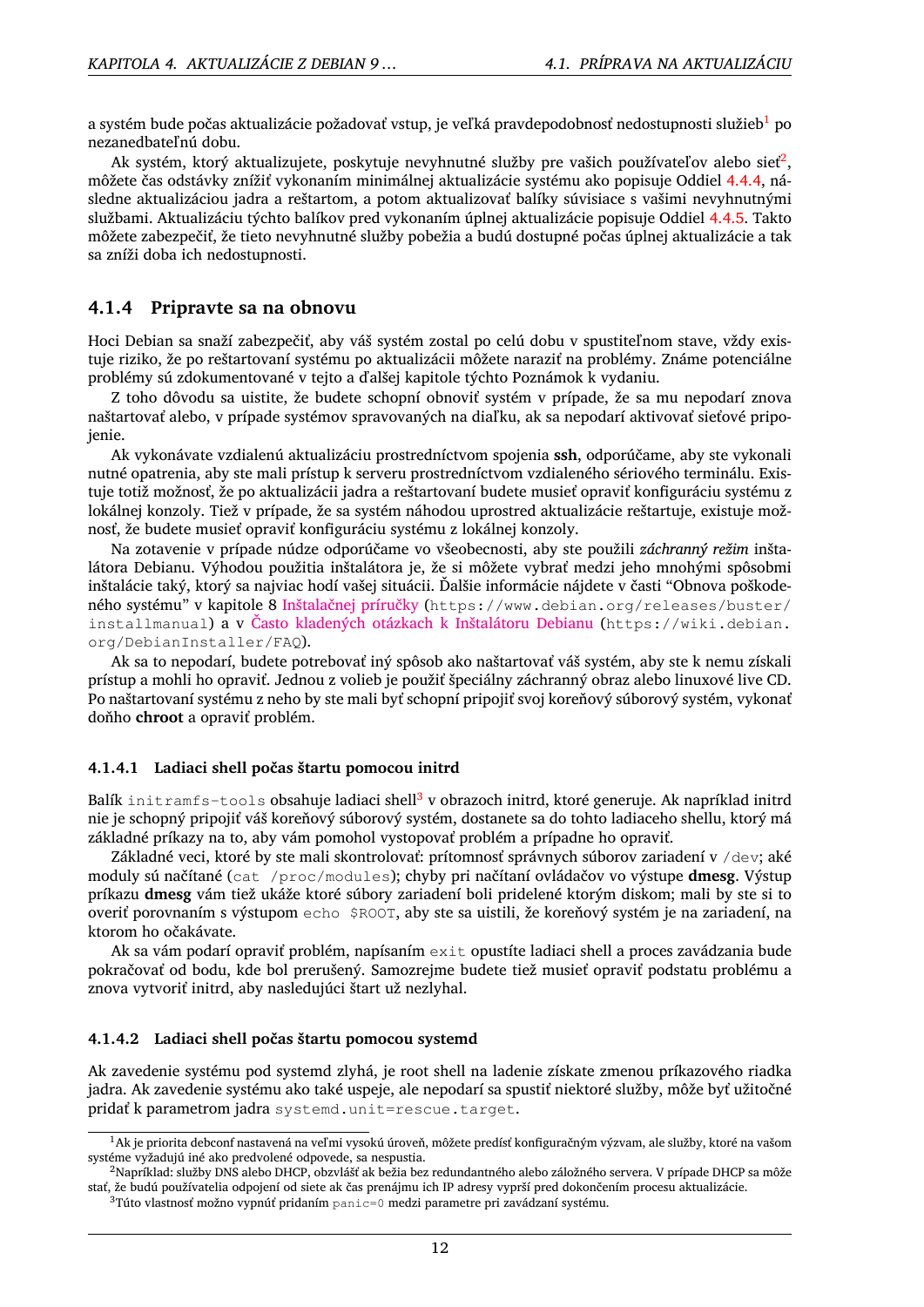a systém bude počas aktualizácie požadovať vstup, je veľká pravdepodobnosť nedostupnosti služieb[1] po nezanedbateľnú dobu.

Ak systém, ktorý aktualizujete, poskytuje nevyhnutné služby pre vašich používateľov alebo sieť[2], môžete čas odstávky znížiť vykonaním minimálnej aktualizácie systému ako popisuje Oddiel 4.4.4, následne aktualizáciou jadra a reštartom, a potom aktualizovať balíky súvisiace s vašimi nevyhnutnými službami. Aktualizáciu týchto balíkov pred vykonaním úplnej aktualizácie popisuje Oddiel 4.4.5. Takto môžete zabezpečiť, že tieto nevyhnutné služby pobežia a budú dostupné počas úplnej aktualizácie a tak sa zníži doba ich nedostupnosti.

### 4.1.4 Pripravte sa na obnovu

Hoci Debian sa snaží zabezpečiť, aby váš systém zostal po celú dobu v spustiteľnom stave, vždy existuje riziko, že po reštartovaní systému po aktualizácii môžete naraziť na problémy. Známe potenciálne problémy sú zdokumentované v tejto a ďalšej kapitole týchto Poznámok k vydaniu.

Z toho dôvodu sa uistite, že budete schopní obnoviť systém v prípade, že sa mu nepodarí znova naštartovať alebo, v prípade systémov spravovaných na diaľku, ak sa nepodarí aktivovať sieťové pripojenie.

Ak vykonávate vzdialenú aktualizáciu prostredníctvom spojenia **ssh**, odporúčame, aby ste vykonali nutné opatrenia, aby ste mali prístup k serveru prostredníctvom vzdialeného sériového terminálu. Existuje totiž možnosť, že po aktualizácii jadra a reštartovaní budete musieť opraviť konfiguráciu systému z lokálnej konzoly. Tiež v prípade, že sa systém náhodou uprostred aktualizácie reštartuje, existuje možnosť, že budete musieť opraviť konfiguráciu systému z lokálnej konzoly.

Na zotavenie v prípade núdze odporúčame vo všeobecnosti, aby ste použili *záchranný režim* inštalátora Debianu. Výhodou použitia inštalátora je, že si môžete vybrať medzi jeho mnohými spôsobmi inštalácie taký, ktorý sa najviac hodí vašej situácii. Ďalšie informácie nájdete v časti “Obnova poškodeného systému” v kapitole 8 Inštalačnej príručky (https://www.debian.org/releases/buster/installmanual) a v Často kladených otázkach k Inštalátoru Debianu (https://wiki.debian.org/DebianInstaller/FAQ).

Ak sa to nepodarí, budete potrebovať iný spôsob ako naštartovať váš systém, aby ste k nemu získali prístup a mohli ho opraviť. Jednou z volieb je použiť špeciálny záchranný obraz alebo linuxové live CD. Po naštartovaní systému z neho by ste mali byť schopní pripojiť svoj koreňový súborový systém, vykonať doňho **chroot** a opraviť problém.

#### 4.1.4.1 Ladiaci shell počas štartu pomocou initrd

Balík `initramfs-tools` obsahuje ladiaci shell[3] v obrazoch initrd, ktoré generuje. Ak napríklad initrd nie je schopný pripojiť váš koreňový súborový systém, dostanete sa do tohto ladiaceho shellu, ktorý má základné príkazy na to, aby vám pomohol vystopovať problém a prípadne ho opraviť.

Základné veci, ktoré by ste mali skontrolovať: prítomnosť správnych súborov zariadení v `/dev`; aké moduly sú načítané (`cat /proc/modules`); chyby pri načítaní ovládačov vo výstupe **dmesg**. Výstup príkazu **dmesg** vám tiež ukáže ktoré súbory zariadení boli pridelené ktorým diskom; mali by ste si to overiť porovnaním s výstupom `echo $ROOT`, aby ste sa uistili, že koreňový systém je na zariadení, na ktorom ho očakávate.

Ak sa vám podarí opraviť problém, napísaním `exit` opustíte ladiaci shell a proces zavádzania bude pokračovať od bodu, kde bol prerušený. Samozrejme budete tiež musieť opraviť podstatu problému a znova vytvoriť initrd, aby nasledujúci štart už nezlyhal.

#### 4.1.4.2 Ladiaci shell počas štartu pomocou systemd

Ak zavedenie systému pod systemd zlyhá, je root shell na ladenie získate zmenou príkazového riadka jadra. Ak zavedenie systému ako také uspeje, ale nepodarí sa spustiť niektoré služby, môže byť užitočné pridať k parametrom jadra `systemd.unit=rescue.target`.

---

[1] Ak je priorita debconf nastavená na veľmi vysokú úroveň, môžete predísť konfiguračným výzvam, ale služby, ktoré na vašom systéme vyžadujú iné ako predvolené odpovede, sa nespustia.

[2] Napríklad: služby DNS alebo DHCP, obzvlášť ak bežia bez redundantného alebo záložného servera. V prípade DHCP sa môže stať, že budú používatelia odpojení od siete ak čas prenájmu ich IP adresy vyprší pred dokončením procesu aktualizácie.

[3] Túto vlastnosť možno vypnúť pridaním `panic=0` medzi parametre pri zavádzaní systému.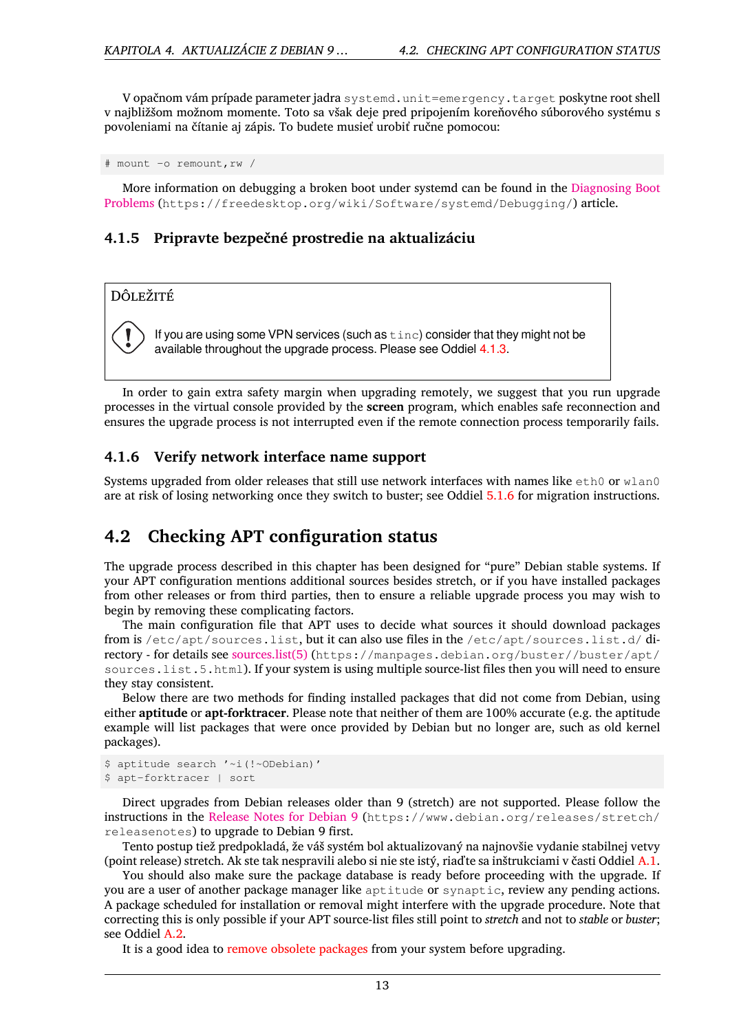V opačnom vám prípade parameter jadra `systemd.unit=emergency.target` poskytne root shell v najbližšom možnom momente. Toto sa však deje pred pripojením koreňového súborového systému s povoleniami na čítanie aj zápis. To budete musieť urobiť ručne pomocou:

```
# mount -o remount,rw /
```

More information on debugging a broken boot under systemd can be found in the Diagnosing Boot Problems (`https://freedesktop.org/wiki/Software/systemd/Debugging/`) article.

### 4.1.5 Pripravte bezpečné prostredie na aktualizáciu

> **DÔLEŽITÉ**
>
> If you are using some VPN services (such as `tinc`) consider that they might not be available throughout the upgrade process. Please see Oddiel 4.1.3.

In order to gain extra safety margin when upgrading remotely, we suggest that you run upgrade processes in the virtual console provided by the **screen** program, which enables safe reconnection and ensures the upgrade process is not interrupted even if the remote connection process temporarily fails.

### 4.1.6 Verify network interface name support

Systems upgraded from older releases that still use network interfaces with names like `eth0` or `wlan0` are at risk of losing networking once they switch to buster; see Oddiel 5.1.6 for migration instructions.

## 4.2 Checking APT configuration status

The upgrade process described in this chapter has been designed for “pure” Debian stable systems. If your APT configuration mentions additional sources besides stretch, or if you have installed packages from other releases or from third parties, then to ensure a reliable upgrade process you may wish to begin by removing these complicating factors.

The main configuration file that APT uses to decide what sources it should download packages from is `/etc/apt/sources.list`, but it can also use files in the `/etc/apt/sources.list.d/` directory - for details see sources.list(5) (`https://manpages.debian.org/buster//buster/apt/sources.list.5.html`). If your system is using multiple source-list files then you will need to ensure they stay consistent.

Below there are two methods for finding installed packages that did not come from Debian, using either **aptitude** or **apt-forktracer**. Please note that neither of them are 100% accurate (e.g. the aptitude example will list packages that were once provided by Debian but no longer are, such as old kernel packages).

```
$ aptitude search '~i(!~ODebian)'
$ apt-forktracer | sort
```

Direct upgrades from Debian releases older than 9 (stretch) are not supported. Please follow the instructions in the Release Notes for Debian 9 (`https://www.debian.org/releases/stretch/releasenotes`) to upgrade to Debian 9 first.

Tento postup tiež predpokladá, že váš systém bol aktualizovaný na najnovšie vydanie stabilnej vetvy (point release) stretch. Ak ste tak nespravili alebo si nie ste istý, riaďte sa inštrukciami v časti Oddiel A.1.

You should also make sure the package database is ready before proceeding with the upgrade. If you are a user of another package manager like `aptitude` or `synaptic`, review any pending actions. A package scheduled for installation or removal might interfere with the upgrade procedure. Note that correcting this is only possible if your APT source-list files still point to *stretch* and not to *stable* or *buster*; see Oddiel A.2.

It is a good idea to remove obsolete packages from your system before upgrading.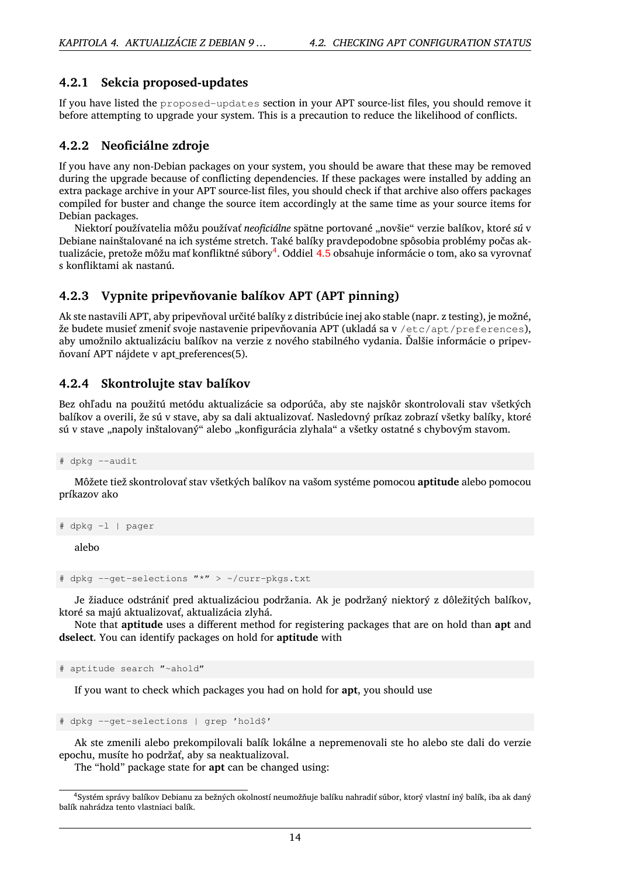### 4.2.1 Sekcia proposed-updates

If you have listed the `proposed-updates` section in your APT source-list files, you should remove it before attempting to upgrade your system. This is a precaution to reduce the likelihood of conflicts.

### 4.2.2 Neoficiálne zdroje

If you have any non-Debian packages on your system, you should be aware that these may be removed during the upgrade because of conflicting dependencies. If these packages were installed by adding an extra package archive in your APT source-list files, you should check if that archive also offers packages compiled for buster and change the source item accordingly at the same time as your source items for Debian packages.

Niektorí používatelia môžu používať *neoficiálne* spätne portované „novšie“ verzie balíkov, ktoré *sú* v Debiane nainštalované na ich systéme stretch. Také balíky pravdepodobne spôsobia problémy počas aktualizácie, pretože môžu mať konfliktné súbory[4]. Oddiel 4.5 obsahuje informácie o tom, ako sa vyrovnať s konfliktami ak nastanú.

### 4.2.3 Vypnite pripevňovanie balíkov APT (APT pinning)

Ak ste nastavili APT, aby pripevňoval určité balíky z distribúcie inej ako stable (napr. z testing), je možné, že budete musieť zmeniť svoje nastavenie pripevňovania APT (ukladá sa v `/etc/apt/preferences`), aby umožnilo aktualizáciu balíkov na verzie z nového stabilného vydania. Ďalšie informácie o pripevňovaní APT nájdete v apt_preferences(5).

### 4.2.4 Skontrolujte stav balíkov

Bez ohľadu na použitú metódu aktualizácie sa odporúča, aby ste najskôr skontrolovali stav všetkých balíkov a overili, že sú v stave, aby sa dali aktualizovať. Nasledovný príkaz zobrazí všetky balíky, ktoré sú v stave „napoly inštalovaný“ alebo „konfigurácia zlyhala“ a všetky ostatné s chybovým stavom.

```
# dpkg --audit
```

Môžete tiež skontrolovať stav všetkých balíkov na vašom systéme pomocou **aptitude** alebo pomocou príkazov ako

```
# dpkg -l | pager
```

alebo

```
# dpkg --get-selections "*" > ~/curr-pkgs.txt
```

Je žiaduce odstrániť pred aktualizáciou podržania. Ak je podržaný niektorý z dôležitých balíkov, ktoré sa majú aktualizovať, aktualizácia zlyhá.

Note that **aptitude** uses a different method for registering packages that are on hold than **apt** and **dselect**. You can identify packages on hold for **aptitude** with

```
# aptitude search "~ahold"
```

If you want to check which packages you had on hold for **apt**, you should use

```
# dpkg --get-selections | grep 'hold$'
```

Ak ste zmenili alebo prekompilovali balík lokálne a nepremenovali ste ho alebo ste dali do verzie epochu, musíte ho podržať, aby sa neaktualizoval.

The “hold” package state for **apt** can be changed using:

---

[4] Systém správy balíkov Debianu za bežných okolností neumožňuje balíku nahradiť súbor, ktorý vlastní iný balík, iba ak daný balík nahrádza tento vlastniaci balík.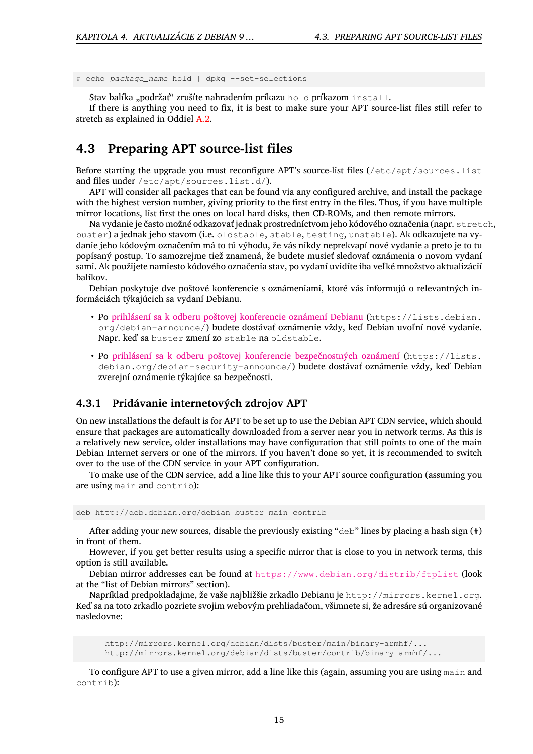```
# echo package_name hold | dpkg --set-selections
```

Stav balíka „podržať" zrušíte nahradením príkazu `hold` príkazom `install`.

If there is anything you need to fix, it is best to make sure your APT source-list files still refer to stretch as explained in Oddiel A.2.

## 4.3 Preparing APT source-list files

Before starting the upgrade you must reconfigure APT's source-list files (`/etc/apt/sources.list` and files under `/etc/apt/sources.list.d/`).

APT will consider all packages that can be found via any configured archive, and install the package with the highest version number, giving priority to the first entry in the files. Thus, if you have multiple mirror locations, list first the ones on local hard disks, then CD-ROMs, and then remote mirrors.

Na vydanie je často možné odkazovať jednak prostredníctvom jeho kódového označenia (napr. `stretch`, `buster`) a jednak jeho stavom (i.e. `oldstable`, `stable`, `testing`, `unstable`). Ak odkazujete na vydanie jeho kódovým označením má to tú výhodu, že vás nikdy neprekvapí nové vydanie a preto je to tu popísaný postup. To samozrejme tiež znamená, že budete musieť sledovať oznámenia o novom vydaní sami. Ak použijete namiesto kódového označenia stav, po vydaní uvidíte iba veľké množstvo aktualizácií balíkov.

Debian poskytuje dve poštové konferencie s oznámeniami, ktoré vás informujú o relevantných informáciách týkajúcich sa vydaní Debianu.

- Po prihlásení sa k odberu poštovej konferencie oznámení Debianu (`https://lists.debian.org/debian-announce/`) budete dostávať oznámenie vždy, keď Debian uvoľní nové vydanie. Napr. keď sa `buster` zmení zo `stable` na `oldstable`.
- Po prihlásení sa k odberu poštovej konferencie bezpečnostných oznámení (`https://lists.debian.org/debian-security-announce/`) budete dostávať oznámenie vždy, keď Debian zverejní oznámenie týkajúce sa bezpečnosti.

### 4.3.1 Pridávanie internetových zdrojov APT

On new installations the default is for APT to be set up to use the Debian APT CDN service, which should ensure that packages are automatically downloaded from a server near you in network terms. As this is a relatively new service, older installations may have configuration that still points to one of the main Debian Internet servers or one of the mirrors. If you haven't done so yet, it is recommended to switch over to the use of the CDN service in your APT configuration.

To make use of the CDN service, add a line like this to your APT source configuration (assuming you are using `main` and `contrib`):

```
deb http://deb.debian.org/debian buster main contrib
```

After adding your new sources, disable the previously existing "`deb`" lines by placing a hash sign (`#`) in front of them.

However, if you get better results using a specific mirror that is close to you in network terms, this option is still available.

Debian mirror addresses can be found at `https://www.debian.org/distrib/ftplist` (look at the "list of Debian mirrors" section).

Napríklad predpokladajme, že vaše najbližšie zrkadlo Debianu je `http://mirrors.kernel.org`. Keď sa na toto zrkadlo pozriete svojim webovým prehliadačom, všimnete si, že adresáre sú organizované nasledovne:

```
http://mirrors.kernel.org/debian/dists/buster/main/binary-armhf/...
http://mirrors.kernel.org/debian/dists/buster/contrib/binary-armhf/...
```

To configure APT to use a given mirror, add a line like this (again, assuming you are using `main` and `contrib`):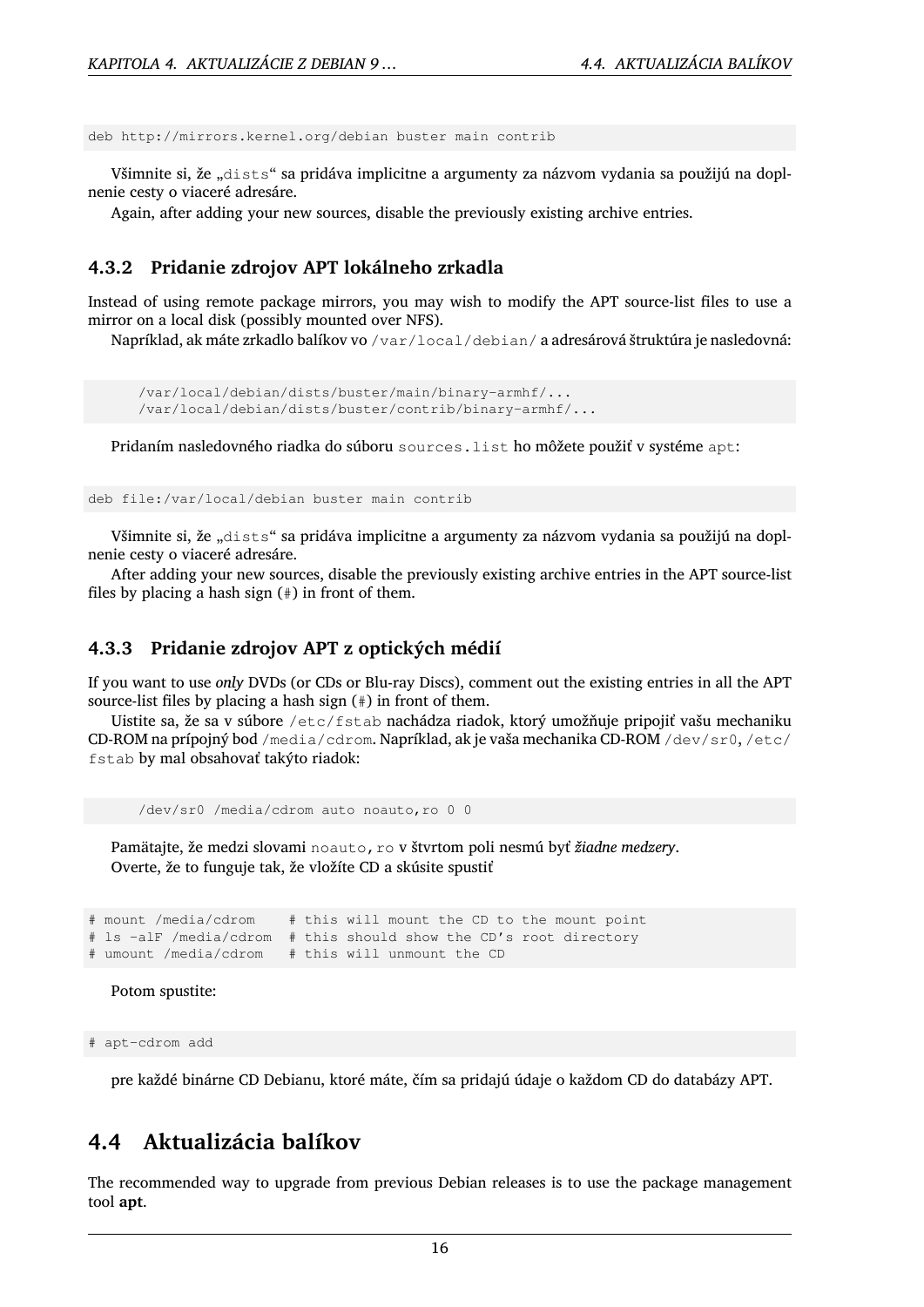```
deb http://mirrors.kernel.org/debian buster main contrib
```

Všimnite si, že „`dists`" sa pridáva implicitne a argumenty za názvom vydania sa použijú na doplnenie cesty o viaceré adresáre.

Again, after adding your new sources, disable the previously existing archive entries.

### 4.3.2 Pridanie zdrojov APT lokálneho zrkadla

Instead of using remote package mirrors, you may wish to modify the APT source-list files to use a mirror on a local disk (possibly mounted over NFS).

Napríklad, ak máte zrkadlo balíkov vo `/var/local/debian/` a adresárová štruktúra je nasledovná:

```
/var/local/debian/dists/buster/main/binary-armhf/...
/var/local/debian/dists/buster/contrib/binary-armhf/...
```

Pridaním nasledovného riadka do súboru `sources.list` ho môžete použiť v systéme `apt`:

```
deb file:/var/local/debian buster main contrib
```

Všimnite si, že „`dists`" sa pridáva implicitne a argumenty za názvom vydania sa použijú na doplnenie cesty o viaceré adresáre.

After adding your new sources, disable the previously existing archive entries in the APT source-list files by placing a hash sign (`#`) in front of them.

### 4.3.3 Pridanie zdrojov APT z optických médií

If you want to use *only* DVDs (or CDs or Blu-ray Discs), comment out the existing entries in all the APT source-list files by placing a hash sign (`#`) in front of them.

Uistite sa, že sa v súbore `/etc/fstab` nachádza riadok, ktorý umožňuje pripojiť vašu mechaniku CD-ROM na prípojný bod `/media/cdrom`. Napríklad, ak je vaša mechanika CD-ROM `/dev/sr0`, `/etc/fstab` by mal obsahovať takýto riadok:

```
/dev/sr0 /media/cdrom auto noauto,ro 0 0
```

Pamätajte, že medzi slovami `noauto,ro` v štvrtom poli nesmú byť *žiadne medzery*.

Overte, že to funguje tak, že vložíte CD a skúsite spustiť

```
# mount /media/cdrom    # this will mount the CD to the mount point
# ls -alF /media/cdrom  # this should show the CD's root directory
# umount /media/cdrom   # this will unmount the CD
```

Potom spustite:

```
# apt-cdrom add
```

pre každé binárne CD Debianu, ktoré máte, čím sa pridajú údaje o každom CD do databázy APT.

## 4.4 Aktualizácia balíkov

The recommended way to upgrade from previous Debian releases is to use the package management tool **apt**.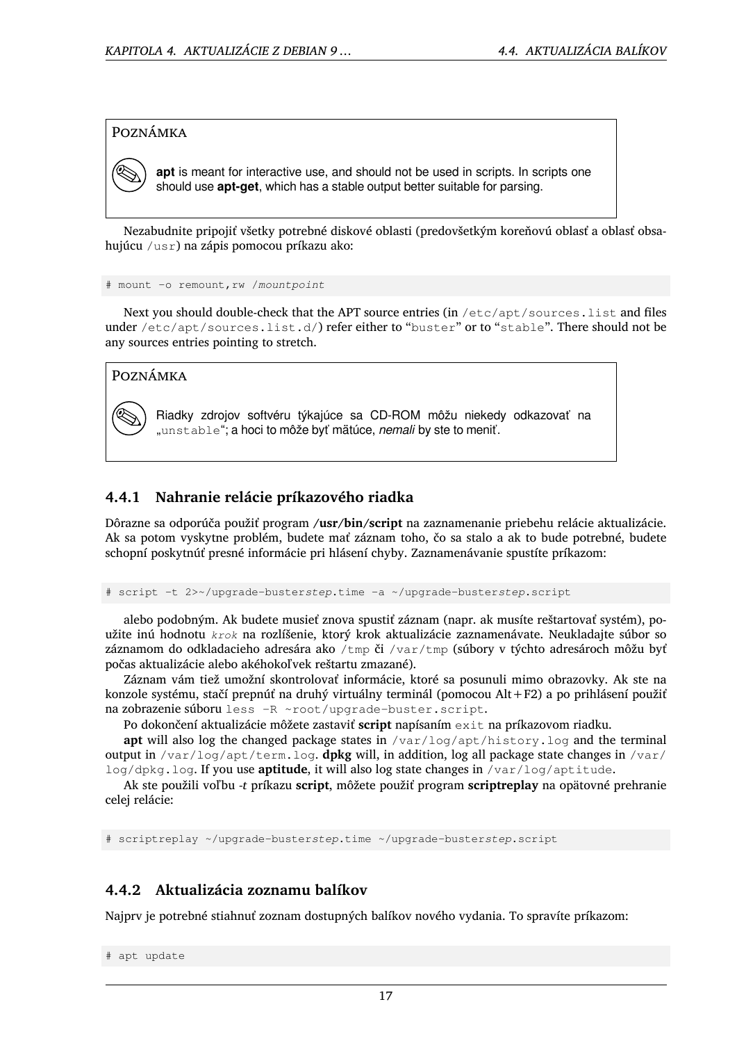**Poznámka**

**apt** is meant for interactive use, and should not be used in scripts. In scripts one should use **apt-get**, which has a stable output better suitable for parsing.

Nezabudnite pripojiť všetky potrebné diskové oblasti (predovšetkým koreňovú oblasť a oblasť obsahujúcu `/usr`) na zápis pomocou príkazu ako:

```
# mount -o remount,rw /mountpoint
```

Next you should double-check that the APT source entries (in `/etc/apt/sources.list` and files under `/etc/apt/sources.list.d/`) refer either to "`buster`" or to "`stable`". There should not be any sources entries pointing to stretch.

**Poznámka**

Riadky zdrojov softvéru týkajúce sa CD-ROM môžu niekedy odkazovať na „`unstable`"; a hoci to môže byť mätúce, *nemali* by ste to meniť.

### 4.4.1 Nahranie relácie príkazového riadka

Dôrazne sa odporúča použiť program **/usr/bin/script** na zaznamenanie priebehu relácie aktualizácie. Ak sa potom vyskytne problém, budete mať záznam toho, čo sa stalo a ak to bude potrebné, budete schopní poskytnúť presné informácie pri hlásení chyby. Zaznamenávanie spustíte príkazom:

```
# script -t 2>~/upgrade-busterstep.time -a ~/upgrade-busterstep.script
```

alebo podobným. Ak budete musieť znova spustiť záznam (napr. ak musíte reštartovať systém), použite inú hodnotu *krok* na rozlíšenie, ktorý krok aktualizácie zaznamenávate. Neukladajte súbor so záznamom do odkladacieho adresára ako `/tmp` či `/var/tmp` (súbory v týchto adresároch môžu byť počas aktualizácie alebo akéhokoľvek reštartu zmazané).

Záznam vám tiež umožní skontrolovať informácie, ktoré sa posunuli mimo obrazovky. Ak ste na konzole systému, stačí prepnúť na druhý virtuálny terminál (pomocou Alt+F2) a po prihlásení použiť na zobrazenie súboru `less -R ~root/upgrade-buster.script`.

Po dokončení aktualizácie môžete zastaviť **script** napísaním `exit` na príkazovom riadku.

**apt** will also log the changed package states in `/var/log/apt/history.log` and the terminal output in `/var/log/apt/term.log`. **dpkg** will, in addition, log all package state changes in `/var/log/dpkg.log`. If you use **aptitude**, it will also log state changes in `/var/log/aptitude`.

Ak ste použili voľbu *-t* príkazu **script**, môžete použiť program **scriptreplay** na opätovné prehranie celej relácie:

```
# scriptreplay ~/upgrade-busterstep.time ~/upgrade-busterstep.script
```

### 4.4.2 Aktualizácia zoznamu balíkov

Najprv je potrebné stiahnuť zoznam dostupných balíkov nového vydania. To spravíte príkazom:

```
# apt update
```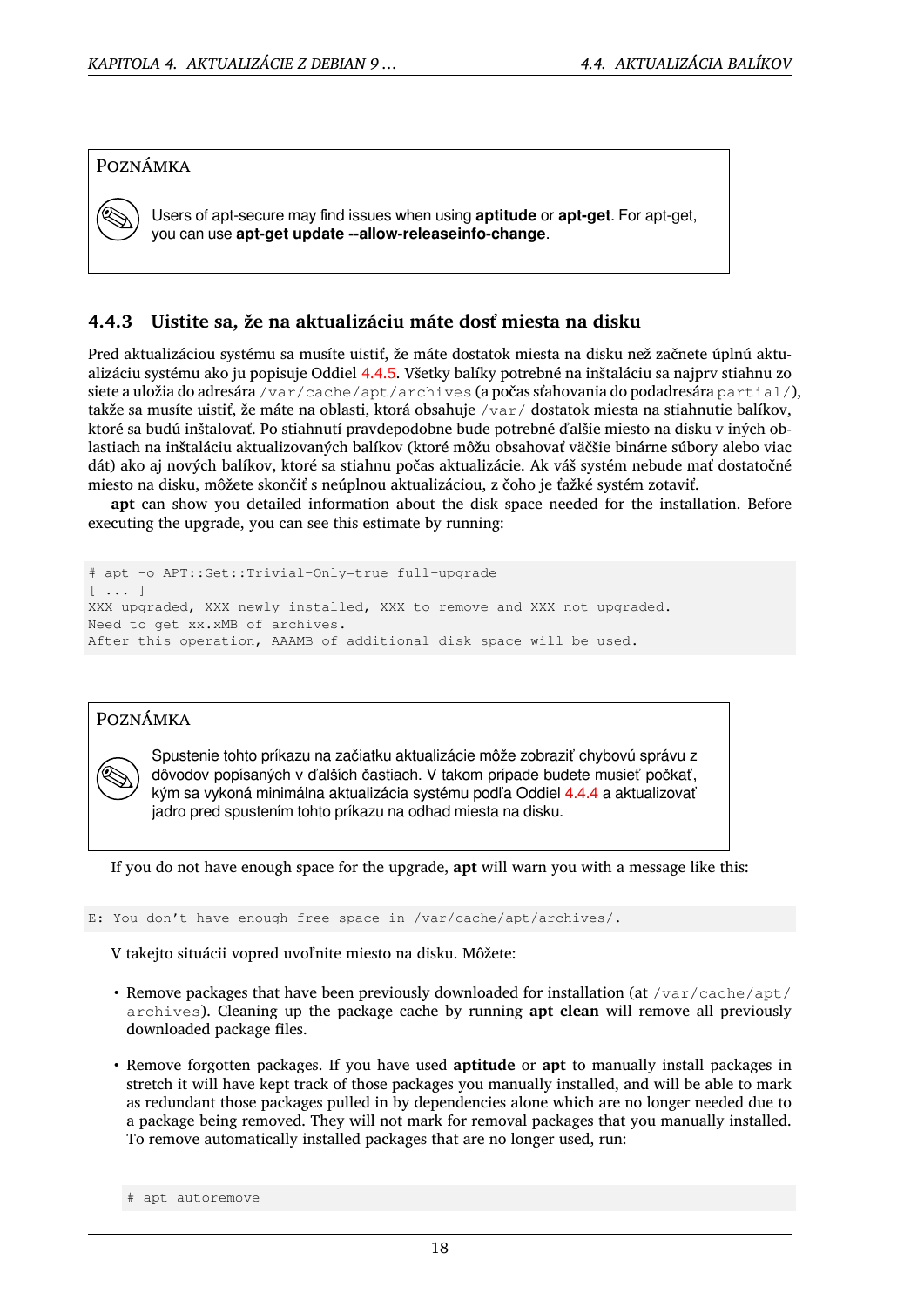> **POZNÁMKA**
>
> Users of apt-secure may find issues when using **aptitude** or **apt-get**. For apt-get, you can use **apt-get update --allow-releaseinfo-change**.

### 4.4.3 Uistite sa, že na aktualizáciu máte dosť miesta na disku

Pred aktualizáciou systému sa musíte uistiť, že máte dostatok miesta na disku než začnete úplnú aktualizáciu systému ako ju popisuje Oddiel 4.4.5. Všetky balíky potrebné na inštaláciu sa najprv stiahnu zo siete a uložia do adresára `/var/cache/apt/archives` (a počas sťahovania do podadresára `partial/`), takže sa musíte uistiť, že máte na oblasti, ktorá obsahuje `/var/` dostatok miesta na stiahnutie balíkov, ktoré sa budú inštalovať. Po stiahnutí pravdepodobne bude potrebné ďalšie miesto na disku v iných oblastiach na inštaláciu aktualizovaných balíkov (ktoré môžu obsahovať väčšie binárne súbory alebo viac dát) ako aj nových balíkov, ktoré sa stiahnu počas aktualizácie. Ak váš systém nebude mať dostatočné miesto na disku, môžete skončiť s neúplnou aktualizáciou, z čoho je ťažké systém zotaviť.

**apt** can show you detailed information about the disk space needed for the installation. Before executing the upgrade, you can see this estimate by running:

```
# apt -o APT::Get::Trivial-Only=true full-upgrade
[ ... ]
XXX upgraded, XXX newly installed, XXX to remove and XXX not upgraded.
Need to get xx.xMB of archives.
After this operation, AAAMB of additional disk space will be used.
```

> **POZNÁMKA**
>
> Spustenie tohto príkazu na začiatku aktualizácie môže zobraziť chybovú správu z dôvodov popísaných v ďalších častiach. V takom prípade budete musieť počkať, kým sa vykoná minimálna aktualizácia systému podľa Oddiel 4.4.4 a aktualizovať jadro pred spustením tohto príkazu na odhad miesta na disku.

If you do not have enough space for the upgrade, **apt** will warn you with a message like this:

```
E: You don't have enough free space in /var/cache/apt/archives/.
```

V takejto situácii vopred uvoľnite miesto na disku. Môžete:

- Remove packages that have been previously downloaded for installation (at `/var/cache/apt/archives`). Cleaning up the package cache by running **apt clean** will remove all previously downloaded package files.
- Remove forgotten packages. If you have used **aptitude** or **apt** to manually install packages in stretch it will have kept track of those packages you manually installed, and will be able to mark as redundant those packages pulled in by dependencies alone which are no longer needed due to a package being removed. They will not mark for removal packages that you manually installed. To remove automatically installed packages that are no longer used, run:

  ```
  # apt autoremove
  ```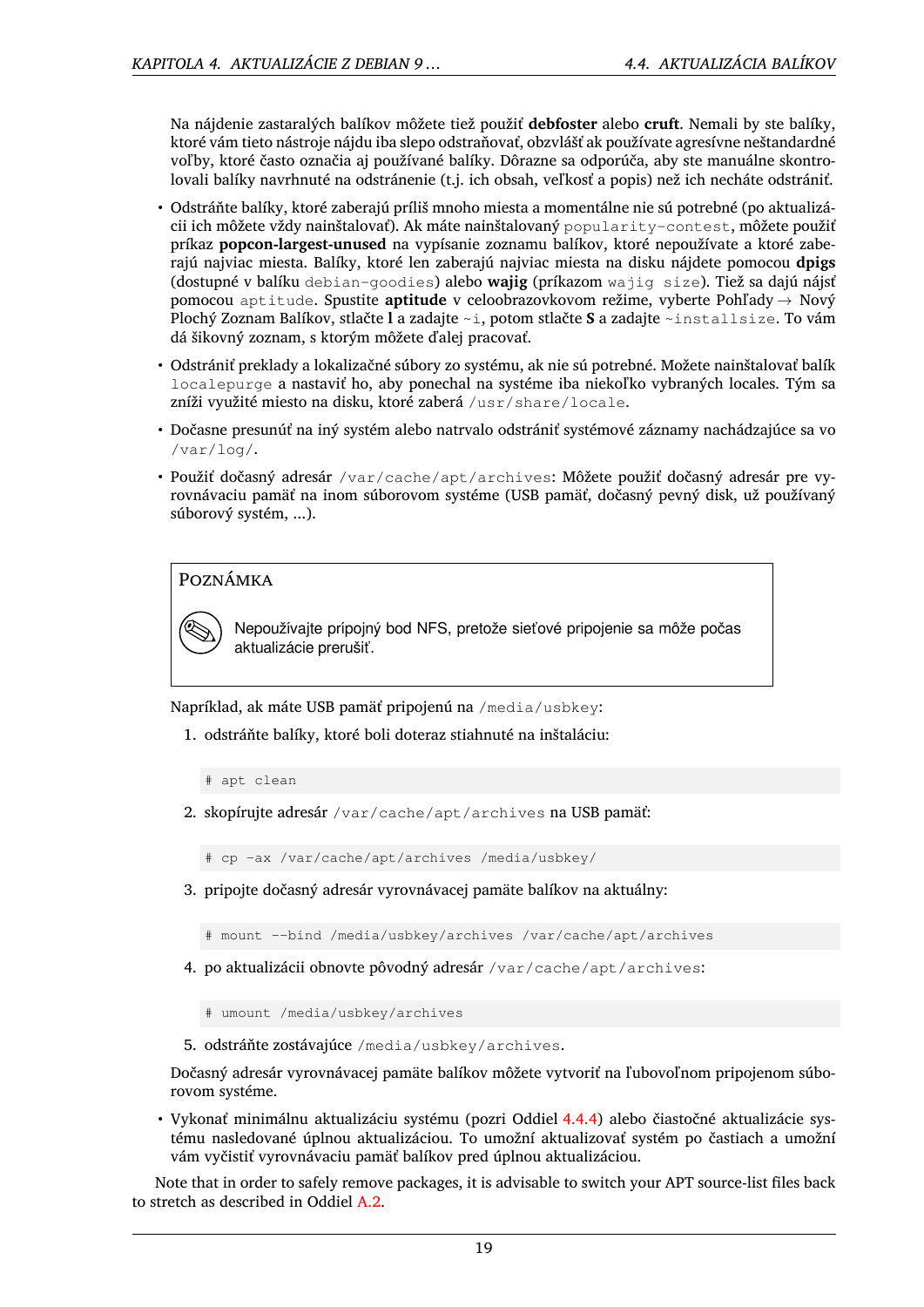Na nájdenie zastaralých balíkov môžete tiež použiť **debfoster** alebo **cruft**. Nemali by ste balíky, ktoré vám tieto nástroje nájdu iba slepo odstraňovať, obzvlášť ak používate agresívne neštandardné voľby, ktoré často označia aj používané balíky. Dôrazne sa odporúča, aby ste manuálne skontrolovali balíky navrhnuté na odstránenie (t.j. ich obsah, veľkosť a popis) než ich necháte odstrániť.

- Odstráňte balíky, ktoré zaberajú príliš mnoho miesta a momentálne nie sú potrebné (po aktualizácii ich môžete vždy nainštalovať). Ak máte nainštalovaný `popularity-contest`, môžete použiť príkaz **popcon-largest-unused** na vypísanie zoznamu balíkov, ktoré nepoužívate a ktoré zaberajú najviac miesta. Balíky, ktoré len zaberajú najviac miesta na disku nájdete pomocou **dpigs** (dostupné v balíku `debian-goodies`) alebo **wajig** (príkazom `wajig size`). Tiež sa dajú nájsť pomocou `aptitude`. Spustite **aptitude** v celoobrazovkovom režime, vyberte Pohľady → Nový Plochý Zoznam Balíkov, stlačte **l** a zadajte `~i`, potom stlačte **S** a zadajte `~installsize`. To vám dá šikovný zoznam, s ktorým môžete ďalej pracovať.

- Odstrániť preklady a lokalizačné súbory zo systému, ak nie sú potrebné. Možete nainštalovať balík `localepurge` a nastaviť ho, aby ponechal na systéme iba niekoľko vybraných locales. Tým sa zníži využité miesto na disku, ktoré zaberá `/usr/share/locale`.

- Dočasne presunúť na iný systém alebo natrvalo odstrániť systémové záznamy nachádzajúce sa vo `/var/log/`.

- Použiť dočasný adresár `/var/cache/apt/archives`: Môžete použiť dočasný adresár pre vyrovnávaciu pamäť na inom súborovom systéme (USB pamäť, dočasný pevný disk, už používaný súborový systém, ...).

  > **POZNÁMKA**
  >
  > Nepoužívajte prípojný bod NFS, pretože sieťové pripojenie sa môže počas aktualizácie prerušiť.

  Napríklad, ak máte USB pamäť pripojenú na `/media/usbkey`:

  1. odstráňte balíky, ktoré boli doteraz stiahnuté na inštaláciu:

     ```
     # apt clean
     ```

  2. skopírujte adresár `/var/cache/apt/archives` na USB pamäť:

     ```
     # cp -ax /var/cache/apt/archives /media/usbkey/
     ```

  3. pripojte dočasný adresár vyrovnávacej pamäte balíkov na aktuálny:

     ```
     # mount --bind /media/usbkey/archives /var/cache/apt/archives
     ```

  4. po aktualizácii obnovte pôvodný adresár `/var/cache/apt/archives`:

     ```
     # umount /media/usbkey/archives
     ```

  5. odstráňte zostávajúce `/media/usbkey/archives`.

  Dočasný adresár vyrovnávacej pamäte balíkov môžete vytvoriť na ľubovoľnom pripojenom súborovom systéme.

- Vykonať minimálnu aktualizáciu systému (pozri Oddiel 4.4.4) alebo čiastočné aktualizácie systému nasledované úplnou aktualizáciou. To umožní aktualizovať systém po častiach a umožní vám vyčistiť vyrovnávaciu pamäť balíkov pred úplnou aktualizáciou.

Note that in order to safely remove packages, it is advisable to switch your APT source-list files back to stretch as described in Oddiel A.2.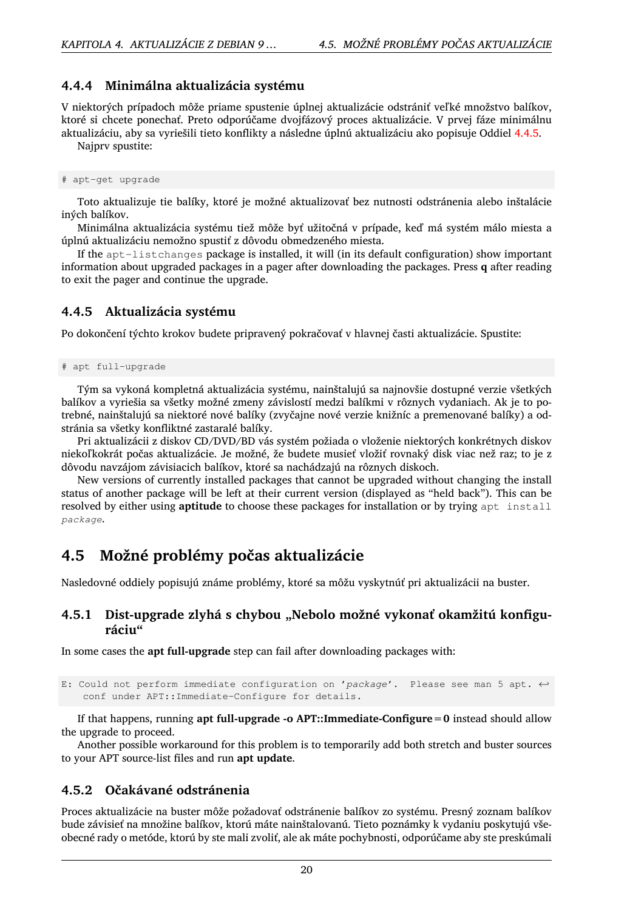### 4.4.4 Minimálna aktualizácia systému

V niektorých prípadoch môže priame spustenie úplnej aktualizácie odstrániť veľké množstvo balíkov, ktoré si chcete ponechať. Preto odporúčame dvojfázový proces aktualizácie. V prvej fáze minimálnu aktualizáciu, aby sa vyriešili tieto konflikty a následne úplnú aktualizáciu ako popisuje Oddiel 4.4.5.

Najprv spustite:

```
# apt-get upgrade
```

Toto aktualizuje tie balíky, ktoré je možné aktualizovať bez nutnosti odstránenia alebo inštalácie iných balíkov.

Minimálna aktualizácia systému tiež môže byť užitočná v prípade, keď má systém málo miesta a úplnú aktualizáciu nemožno spustiť z dôvodu obmedzeného miesta.

If the `apt-listchanges` package is installed, it will (in its default configuration) show important information about upgraded packages in a pager after downloading the packages. Press **q** after reading to exit the pager and continue the upgrade.

### 4.4.5 Aktualizácia systému

Po dokončení týchto krokov budete pripravený pokračovať v hlavnej časti aktualizácie. Spustite:

```
# apt full-upgrade
```

Tým sa vykoná kompletná aktualizácia systému, nainštalujú sa najnovšie dostupné verzie všetkých balíkov a vyriešia sa všetky možné zmeny závislostí medzi balíkmi v rôznych vydaniach. Ak je to potrebné, nainštalujú sa niektoré nové balíky (zvyčajne nové verzie knižníc a premenované balíky) a odstránia sa všetky konfliktné zastaralé balíky.

Pri aktualizácii z diskov CD/DVD/BD vás systém požiada o vloženie niektorých konkrétnych diskov niekoľkokrát počas aktualizácie. Je možné, že budete musieť vložiť rovnaký disk viac než raz; to je z dôvodu navzájom závisiacich balíkov, ktoré sa nachádzajú na rôznych diskoch.

New versions of currently installed packages that cannot be upgraded without changing the install status of another package will be left at their current version (displayed as "held back"). This can be resolved by either using **aptitude** to choose these packages for installation or by trying `apt install` *package*.

## 4.5 Možné problémy počas aktualizácie

Nasledovné oddiely popisujú známe problémy, ktoré sa môžu vyskytnúť pri aktualizácii na buster.

### 4.5.1 Dist-upgrade zlyhá s chybou „Nebolo možné vykonať okamžitú konfiguráciu"

In some cases the **apt full-upgrade** step can fail after downloading packages with:

```
E: Could not perform immediate configuration on 'package'.  Please see man 5 apt.conf under APT::Immediate-Configure for details.
```

If that happens, running **apt full-upgrade -o APT::Immediate-Configure=0** instead should allow the upgrade to proceed.

Another possible workaround for this problem is to temporarily add both stretch and buster sources to your APT source-list files and run **apt update**.

### 4.5.2 Očakávané odstránenia

Proces aktualizácie na buster môže požadovať odstránenie balíkov zo systému. Presný zoznam balíkov bude závisieť na množine balíkov, ktorú máte nainštalovanú. Tieto poznámky k vydaniu poskytujú všeobecné rady o metóde, ktorú by ste mali zvoliť, ale ak máte pochybnosti, odporúčame aby ste preskúmali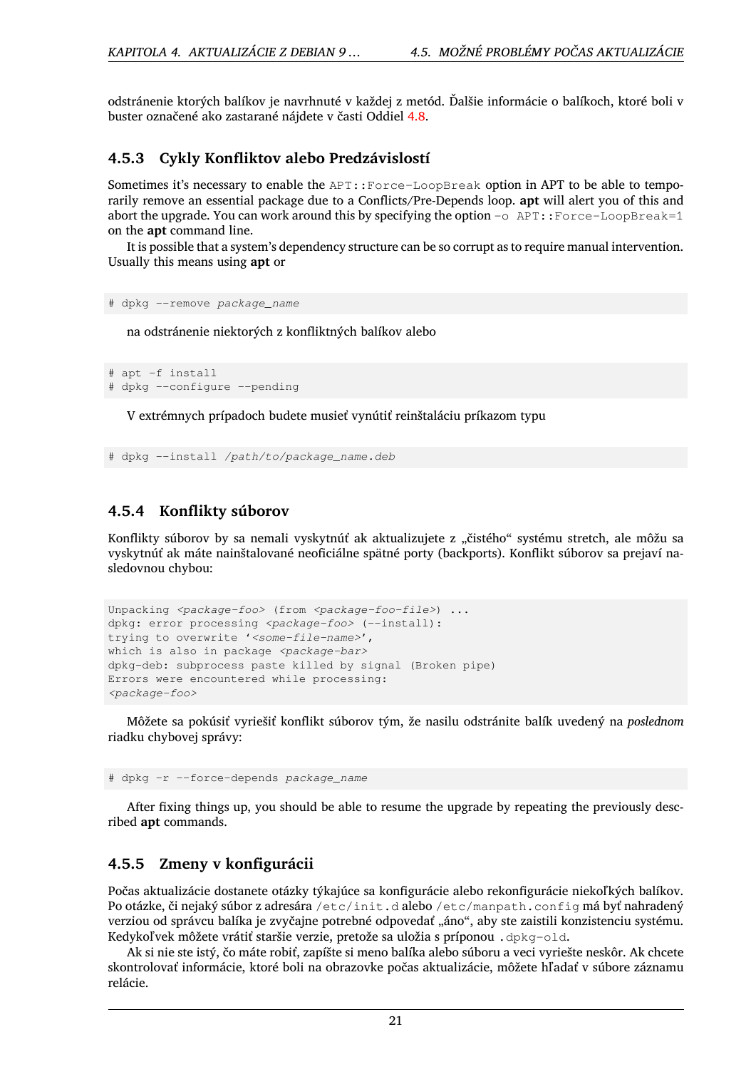odstránenie ktorých balíkov je navrhnuté v každej z metód. Ďalšie informácie o balíkoch, ktoré boli v buster označené ako zastarané nájdete v časti Oddiel 4.8.

### 4.5.3 Cykly Konfliktov alebo Predzávislostí

Sometimes it's necessary to enable the `APT::Force-LoopBreak` option in APT to be able to temporarily remove an essential package due to a Conflicts/Pre-Depends loop. **apt** will alert you of this and abort the upgrade. You can work around this by specifying the option `-o APT::Force-LoopBreak=1` on the **apt** command line.

It is possible that a system's dependency structure can be so corrupt as to require manual intervention. Usually this means using **apt** or

```
# dpkg --remove package_name
```

na odstránenie niektorých z konfliktných balíkov alebo

```
# apt -f install
# dpkg --configure --pending
```

V extrémnych prípadoch budete musieť vynútiť reinštaláciu príkazom typu

```
# dpkg --install /path/to/package_name.deb
```

### 4.5.4 Konflikty súborov

Konflikty súborov by sa nemali vyskytnúť ak aktualizujete z „čistého“ systému stretch, ale môžu sa vyskytnúť ak máte nainštalované neoficiálne spätné porty (backports). Konflikt súborov sa prejaví nasledovnou chybou:

```
Unpacking <package-foo> (from <package-foo-file>) ...
dpkg: error processing <package-foo> (--install):
trying to overwrite '<some-file-name>',
which is also in package <package-bar>
dpkg-deb: subprocess paste killed by signal (Broken pipe)
Errors were encountered while processing:
<package-foo>
```

Môžete sa pokúsiť vyriešiť konflikt súborov tým, že nasilu odstránite balík uvedený na *poslednom* riadku chybovej správy:

```
# dpkg -r --force-depends package_name
```

After fixing things up, you should be able to resume the upgrade by repeating the previously described **apt** commands.

### 4.5.5 Zmeny v konfigurácii

Počas aktualizácie dostanete otázky týkajúce sa konfigurácie alebo rekonfigurácie niekoľkých balíkov. Po otázke, či nejaký súbor z adresára `/etc/init.d` alebo `/etc/manpath.config` má byť nahradený verziou od správcu balíka je zvyčajne potrebné odpovedať „áno“, aby ste zaistili konzistenciu systému. Kedykoľvek môžete vrátiť staršie verzie, pretože sa uložia s príponou `.dpkg-old`.

Ak si nie ste istý, čo máte robiť, zapíšte si meno balíka alebo súboru a veci vyriešte neskôr. Ak chcete skontrolovať informácie, ktoré boli na obrazovke počas aktualizácie, môžete hľadať v súbore záznamu relácie.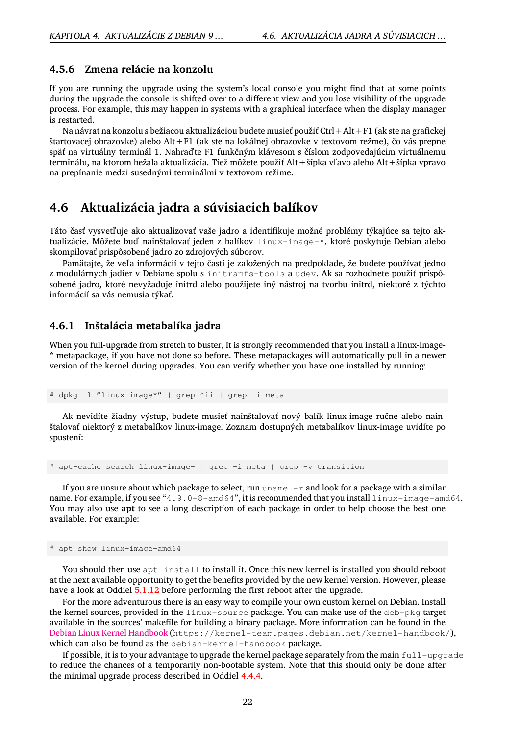### 4.5.6 Zmena relácie na konzolu

If you are running the upgrade using the system's local console you might find that at some points during the upgrade the console is shifted over to a different view and you lose visibility of the upgrade process. For example, this may happen in systems with a graphical interface when the display manager is restarted.

Na návrat na konzolu s bežiacou aktualizáciou budete musieť použiť Ctrl + Alt + F1 (ak ste na grafickej štartovacej obrazovke) alebo Alt + F1 (ak ste na lokálnej obrazovke v textovom režme), čo vás prepne späť na virtuálny terminál 1. Nahraďte F1 funkčným klávesom s číslom zodpovedajúcim virtuálnemu terminálu, na ktorom bežala aktualizácia. Tiež môžete použiť Alt + šípka vľavo alebo Alt + šípka vpravo na prepínanie medzi susednými terminálmi v textovom režime.

## 4.6 Aktualizácia jadra a súvisiacich balíkov

Táto časť vysvetľuje ako aktualizovať vaše jadro a identifikuje možné problémy týkajúce sa tejto aktualizácie. Môžete buď nainštalovať jeden z balíkov `linux-image-*`, ktoré poskytuje Debian alebo skompilovať prispôsobené jadro zo zdrojových súborov.

Pamätajte, že veľa informácií v tejto časti je založených na predpoklade, že budete používať jedno z modulárnych jadier v Debiane spolu s `initramfs-tools` a `udev`. Ak sa rozhodnete použiť prispôsobené jadro, ktoré nevyžaduje initrd alebo použijete iný nástroj na tvorbu initrd, niektoré z týchto informácií sa vás nemusia týkať.

### 4.6.1 Inštalácia metabalíka jadra

When you full-upgrade from stretch to buster, it is strongly recommended that you install a linux-image-* metapackage, if you have not done so before. These metapackages will automatically pull in a newer version of the kernel during upgrades. You can verify whether you have one installed by running:

```
# dpkg -l "linux-image*" | grep ^ii | grep -i meta
```

Ak nevidíte žiadny výstup, budete musieť nainštalovať nový balík linux-image ručne alebo nainštalovať niektorý z metabalíkov linux-image. Zoznam dostupných metabalíkov linux-image uvidíte po spustení:

```
# apt-cache search linux-image- | grep -i meta | grep -v transition
```

If you are unsure about which package to select, run `uname -r` and look for a package with a similar name. For example, if you see "`4.9.0-8-amd64`", it is recommended that you install `linux-image-amd64`. You may also use **apt** to see a long description of each package in order to help choose the best one available. For example:

```
# apt show linux-image-amd64
```

You should then use `apt install` to install it. Once this new kernel is installed you should reboot at the next available opportunity to get the benefits provided by the new kernel version. However, please have a look at Oddiel 5.1.12 before performing the first reboot after the upgrade.

For the more adventurous there is an easy way to compile your own custom kernel on Debian. Install the kernel sources, provided in the `linux-source` package. You can make use of the `deb-pkg` target available in the sources' makefile for building a binary package. More information can be found in the Debian Linux Kernel Handbook (`https://kernel-team.pages.debian.net/kernel-handbook/`), which can also be found as the `debian-kernel-handbook` package.

If possible, it is to your advantage to upgrade the kernel package separately from the main `full-upgrade` to reduce the chances of a temporarily non-bootable system. Note that this should only be done after the minimal upgrade process described in Oddiel 4.4.4.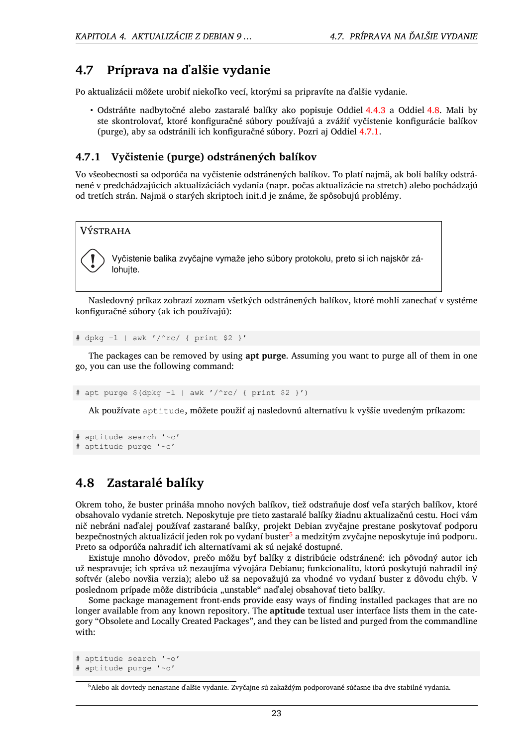## 4.7 Príprava na ďalšie vydanie

Po aktualizácii môžete urobiť niekoľko vecí, ktorými sa pripravíte na ďalšie vydanie.

- Odstráňte nadbytočné alebo zastaralé balíky ako popisuje Oddiel 4.4.3 a Oddiel 4.8. Mali by ste skontrolovať, ktoré konfiguračné súbory používajú a zvážiť vyčistenie konfigurácie balíkov (purge), aby sa odstránili ich konfiguračné súbory. Pozri aj Oddiel 4.7.1.

### 4.7.1 Vyčistenie (purge) odstránených balíkov

Vo všeobecnosti sa odporúča na vyčistenie odstránených balíkov. To platí najmä, ak boli balíky odstránené v predchádzajúcich aktualizáciách vydania (napr. počas aktualizácie na stretch) alebo pochádzajú od tretích strán. Najmä o starých skriptoch init.d je známe, že spôsobujú problémy.

> VÝSTRAHA
>
> Vyčistenie balíka zvyčajne vymaže jeho súbory protokolu, preto si ich najskôr zálohujte.

Nasledovný príkaz zobrazí zoznam všetkých odstránených balíkov, ktoré mohli zanechať v systéme konfiguračné súbory (ak ich používajú):

```
# dpkg -l | awk '/^rc/ { print $2 }'
```

The packages can be removed by using **apt purge**. Assuming you want to purge all of them in one go, you can use the following command:

```
# apt purge $(dpkg -l | awk '/^rc/ { print $2 }')
```

Ak používate `aptitude`, môžete použiť aj nasledovnú alternatívu k vyššie uvedeným príkazom:

```
# aptitude search '~c'
# aptitude purge '~c'
```

## 4.8 Zastaralé balíky

Okrem toho, že buster prináša mnoho nových balíkov, tiež odstraňuje dosť veľa starých balíkov, ktoré obsahovalo vydanie stretch. Neposkytuje pre tieto zastaralé balíky žiadnu aktualizačnú cestu. Hoci vám nič nebráni naďalej používať zastarané balíky, projekt Debian zvyčajne prestane poskytovať podporu bezpečnostných aktualizácií jeden rok po vydaní buster[5] a medzitým zvyčajne neposkytuje inú podporu. Preto sa odporúča nahradiť ich alternatívami ak sú nejaké dostupné.

Existuje mnoho dôvodov, prečo môžu byť balíky z distribúcie odstránené: ich pôvodný autor ich už nespravuje; ich správa už nezaujíma vývojára Debianu; funkcionalitu, ktorú poskytujú nahradil iný softvér (alebo novšia verzia); alebo už sa nepovažujú za vhodné vo vydaní buster z dôvodu chýb. V poslednom prípade môže distribúcia „unstable" naďalej obsahovať tieto balíky.

Some package management front-ends provide easy ways of finding installed packages that are no longer available from any known repository. The **aptitude** textual user interface lists them in the category "Obsolete and Locally Created Packages", and they can be listed and purged from the commandline with:

```
# aptitude search '~o'
# aptitude purge '~o'
```

[5] Alebo ak dovtedy nenastane ďalšie vydanie. Zvyčajne sú zakaždým podporované súčasne iba dve stabilné vydania.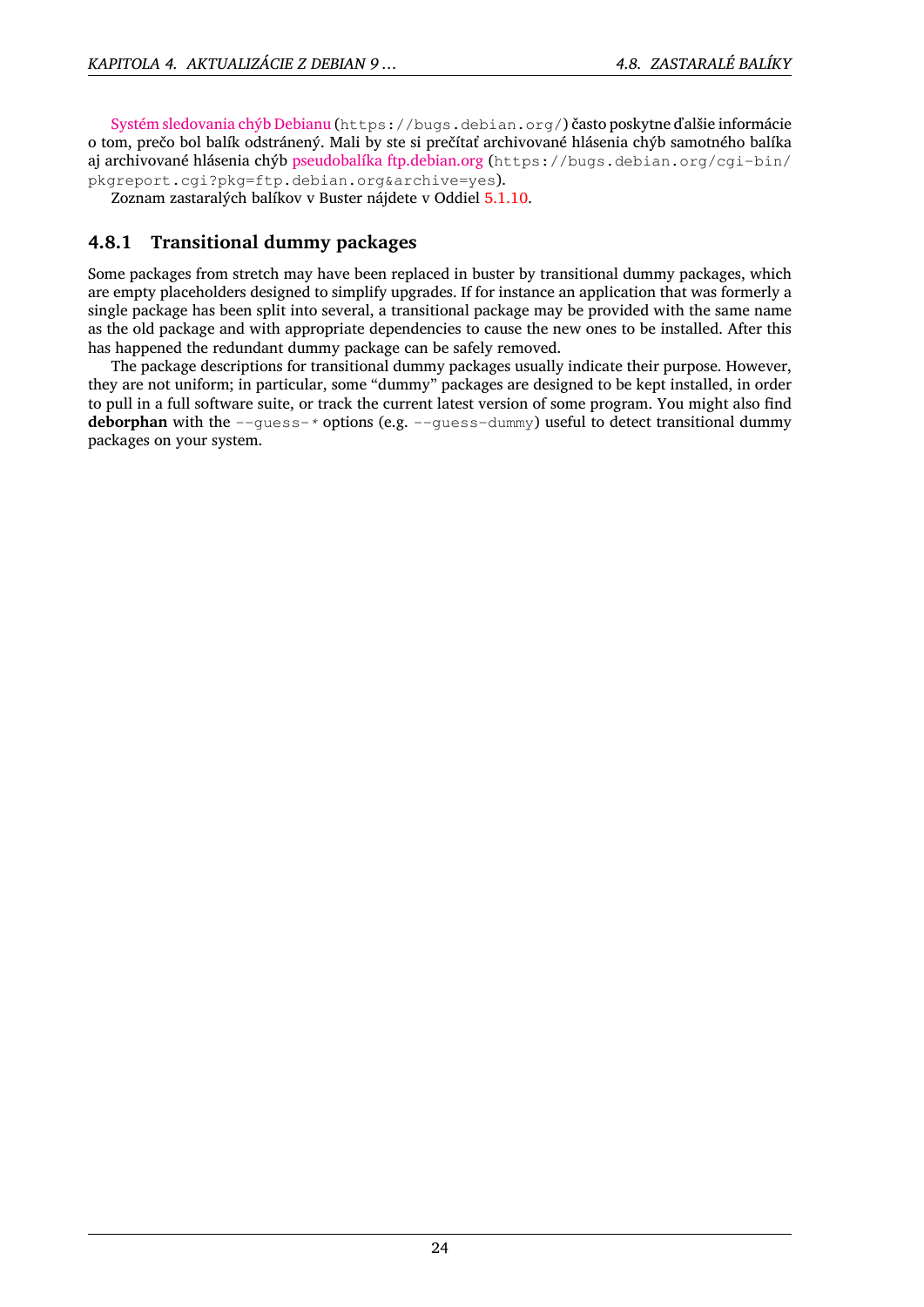Systém sledovania chýb Debianu (https://bugs.debian.org/) často poskytne ďalšie informácie o tom, prečo bol balík odstránený. Mali by ste si prečítať archivované hlásenia chýb samotného balíka aj archivované hlásenia chýb pseudobalíka ftp.debian.org (https://bugs.debian.org/cgi-bin/pkgreport.cgi?pkg=ftp.debian.org&archive=yes).

Zoznam zastaralých balíkov v Buster nájdete v Oddiel 5.1.10.

### 4.8.1 Transitional dummy packages

Some packages from stretch may have been replaced in buster by transitional dummy packages, which are empty placeholders designed to simplify upgrades. If for instance an application that was formerly a single package has been split into several, a transitional package may be provided with the same name as the old package and with appropriate dependencies to cause the new ones to be installed. After this has happened the redundant dummy package can be safely removed.

The package descriptions for transitional dummy packages usually indicate their purpose. However, they are not uniform; in particular, some "dummy" packages are designed to be kept installed, in order to pull in a full software suite, or track the current latest version of some program. You might also find **deborphan** with the `--guess-*` options (e.g. `--guess-dummy`) useful to detect transitional dummy packages on your system.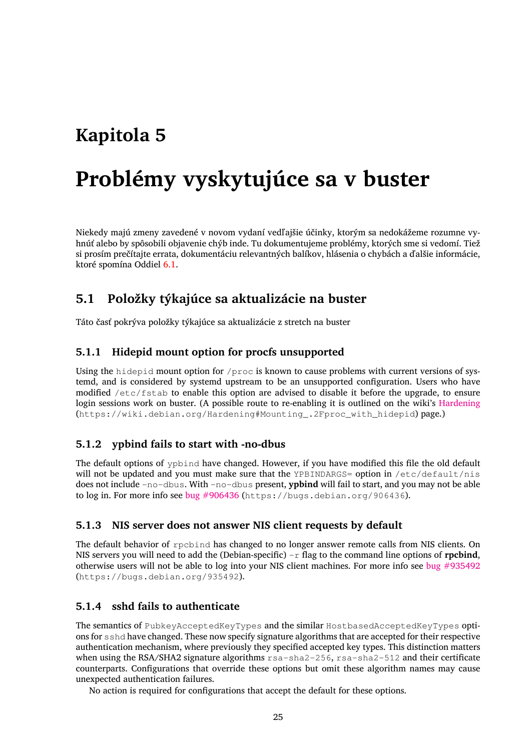# Kapitola 5

# Problémy vyskytujúce sa v buster

Niekedy majú zmeny zavedené v novom vydaní vedľajšie účinky, ktorým sa nedokážeme rozumne vyhnúť alebo by spôsobili objavenie chýb inde. Tu dokumentujeme problémy, ktorých sme si vedomí. Tiež si prosím prečítajte errata, dokumentáciu relevantných balíkov, hlásenia o chybách a ďalšie informácie, ktoré spomína Oddiel 6.1.

## 5.1 Položky týkajúce sa aktualizácie na buster

Táto časť pokrýva položky týkajúce sa aktualizácie z stretch na buster

### 5.1.1 Hidepid mount option for procfs unsupported

Using the `hidepid` mount option for `/proc` is known to cause problems with current versions of systemd, and is considered by systemd upstream to be an unsupported configuration. Users who have modified `/etc/fstab` to enable this option are advised to disable it before the upgrade, to ensure login sessions work on buster. (A possible route to re-enabling it is outlined on the wiki's Hardening (`https://wiki.debian.org/Hardening#Mounting_.2Fproc_with_hidepid`) page.)

### 5.1.2 ypbind fails to start with -no-dbus

The default options of `ypbind` have changed. However, if you have modified this file the old default will not be updated and you must make sure that the `YPBINDARGS=` option in `/etc/default/nis` does not include `-no-dbus`. With `-no-dbus` present, **ypbind** will fail to start, and you may not be able to log in. For more info see bug #906436 (`https://bugs.debian.org/906436`).

### 5.1.3 NIS server does not answer NIS client requests by default

The default behavior of `rpcbind` has changed to no longer answer remote calls from NIS clients. On NIS servers you will need to add the (Debian-specific) `-r` flag to the command line options of **rpcbind**, otherwise users will not be able to log into your NIS client machines. For more info see bug #935492 (`https://bugs.debian.org/935492`).

### 5.1.4 sshd fails to authenticate

The semantics of `PubkeyAcceptedKeyTypes` and the similar `HostbasedAcceptedKeyTypes` options for `sshd` have changed. These now specify signature algorithms that are accepted for their respective authentication mechanism, where previously they specified accepted key types. This distinction matters when using the RSA/SHA2 signature algorithms `rsa-sha2-256`, `rsa-sha2-512` and their certificate counterparts. Configurations that override these options but omit these algorithm names may cause unexpected authentication failures.

No action is required for configurations that accept the default for these options.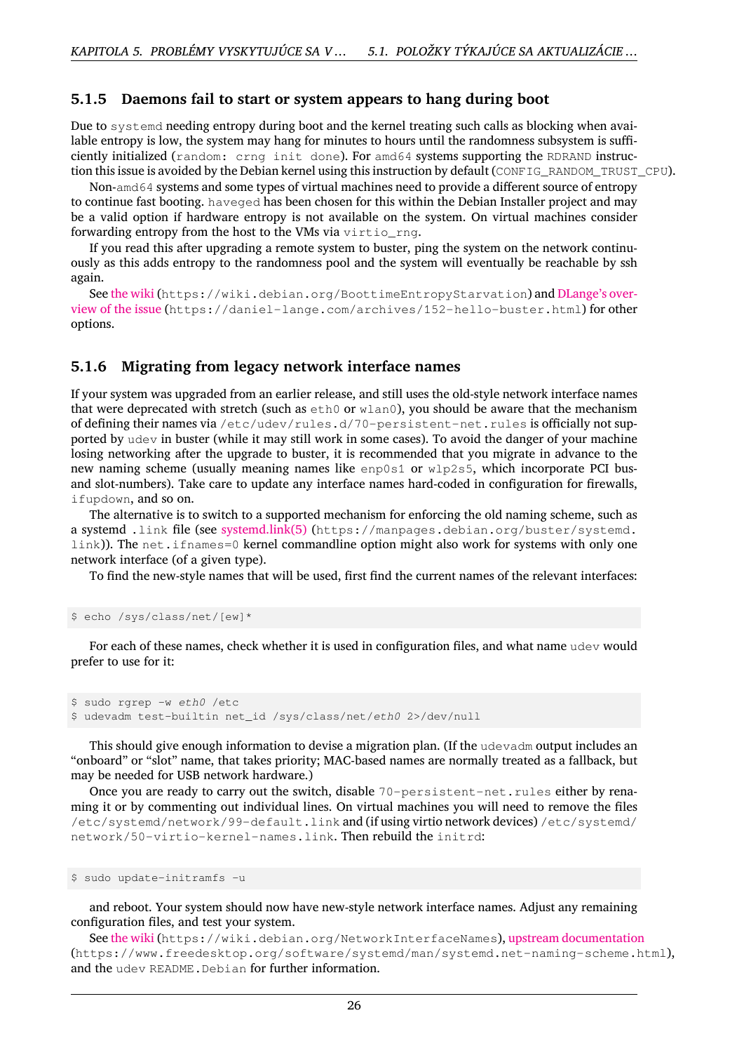### 5.1.5 Daemons fail to start or system appears to hang during boot

Due to `systemd` needing entropy during boot and the kernel treating such calls as blocking when available entropy is low, the system may hang for minutes to hours until the randomness subsystem is sufficiently initialized (`random: crng init done`). For `amd64` systems supporting the `RDRAND` instruction this issue is avoided by the Debian kernel using this instruction by default (`CONFIG_RANDOM_TRUST_CPU`).

Non-`amd64` systems and some types of virtual machines need to provide a different source of entropy to continue fast booting. `haveged` has been chosen for this within the Debian Installer project and may be a valid option if hardware entropy is not available on the system. On virtual machines consider forwarding entropy from the host to the VMs via `virtio_rng`.

If you read this after upgrading a remote system to buster, ping the system on the network continuously as this adds entropy to the randomness pool and the system will eventually be reachable by ssh again.

See the wiki (`https://wiki.debian.org/BoottimeEntropyStarvation`) and DLange's overview of the issue (`https://daniel-lange.com/archives/152-hello-buster.html`) for other options.

### 5.1.6 Migrating from legacy network interface names

If your system was upgraded from an earlier release, and still uses the old-style network interface names that were deprecated with stretch (such as `eth0` or `wlan0`), you should be aware that the mechanism of defining their names via `/etc/udev/rules.d/70-persistent-net.rules` is officially not supported by `udev` in buster (while it may still work in some cases). To avoid the danger of your machine losing networking after the upgrade to buster, it is recommended that you migrate in advance to the new naming scheme (usually meaning names like `enp0s1` or `wlp2s5`, which incorporate PCI bus- and slot-numbers). Take care to update any interface names hard-coded in configuration for firewalls, `ifupdown`, and so on.

The alternative is to switch to a supported mechanism for enforcing the old naming scheme, such as a systemd `.link` file (see systemd.link(5) (`https://manpages.debian.org/buster/systemd.link`)). The `net.ifnames=0` kernel commandline option might also work for systems with only one network interface (of a given type).

To find the new-style names that will be used, first find the current names of the relevant interfaces:

```
$ echo /sys/class/net/[ew]*
```

For each of these names, check whether it is used in configuration files, and what name `udev` would prefer to use for it:

```
$ sudo rgrep -w eth0 /etc
$ udevadm test-builtin net_id /sys/class/net/eth0 2>/dev/null
```

This should give enough information to devise a migration plan. (If the `udevadm` output includes an "onboard" or "slot" name, that takes priority; MAC-based names are normally treated as a fallback, but may be needed for USB network hardware.)

Once you are ready to carry out the switch, disable `70-persistent-net.rules` either by renaming it or by commenting out individual lines. On virtual machines you will need to remove the files `/etc/systemd/network/99-default.link` and (if using virtio network devices) `/etc/systemd/network/50-virtio-kernel-names.link`. Then rebuild the `initrd`:

```
$ sudo update-initramfs -u
```

and reboot. Your system should now have new-style network interface names. Adjust any remaining configuration files, and test your system.

See the wiki (`https://wiki.debian.org/NetworkInterfaceNames`), upstream documentation (`https://www.freedesktop.org/software/systemd/man/systemd.net-naming-scheme.html`), and the `udev` `README.Debian` for further information.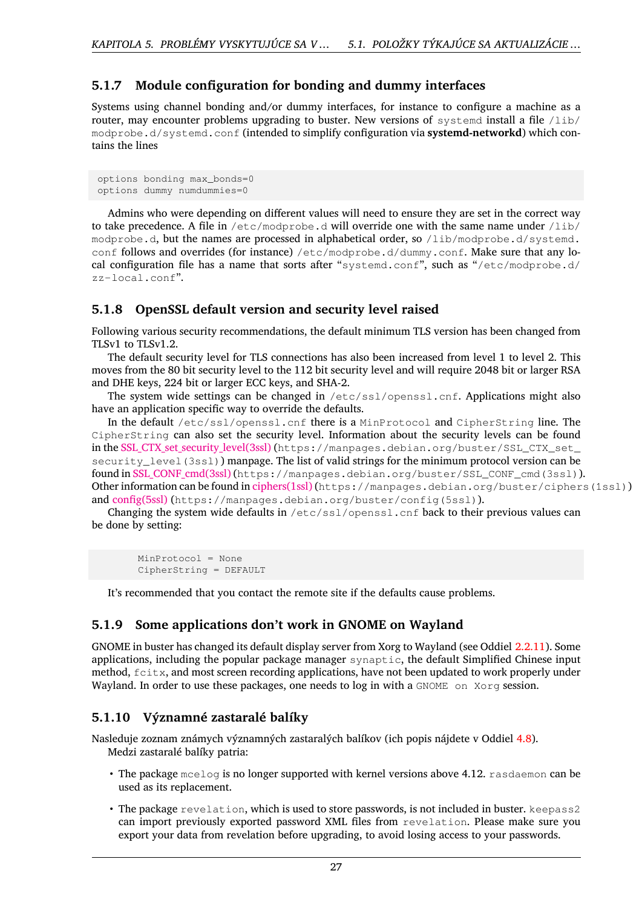### 5.1.7 Module configuration for bonding and dummy interfaces

Systems using channel bonding and/or dummy interfaces, for instance to configure a machine as a router, may encounter problems upgrading to buster. New versions of `systemd` install a file `/lib/modprobe.d/systemd.conf` (intended to simplify configuration via **systemd-networkd**) which contains the lines

```
options bonding max_bonds=0
options dummy numdummies=0
```

Admins who were depending on different values will need to ensure they are set in the correct way to take precedence. A file in `/etc/modprobe.d` will override one with the same name under `/lib/modprobe.d`, but the names are processed in alphabetical order, so `/lib/modprobe.d/systemd.conf` follows and overrides (for instance) `/etc/modprobe.d/dummy.conf`. Make sure that any local configuration file has a name that sorts after "`systemd.conf`", such as "`/etc/modprobe.d/zz-local.conf`".

### 5.1.8 OpenSSL default version and security level raised

Following various security recommendations, the default minimum TLS version has been changed from TLSv1 to TLSv1.2.

The default security level for TLS connections has also been increased from level 1 to level 2. This moves from the 80 bit security level to the 112 bit security level and will require 2048 bit or larger RSA and DHE keys, 224 bit or larger ECC keys, and SHA-2.

The system wide settings can be changed in `/etc/ssl/openssl.cnf`. Applications might also have an application specific way to override the defaults.

In the default `/etc/ssl/openssl.cnf` there is a `MinProtocol` and `CipherString` line. The `CipherString` can also set the security level. Information about the security levels can be found in the SSL_CTX_set_security_level(3ssl) (`https://manpages.debian.org/buster/SSL_CTX_set_security_level(3ssl)`) manpage. The list of valid strings for the minimum protocol version can be found in SSL_CONF_cmd(3ssl) (`https://manpages.debian.org/buster/SSL_CONF_cmd(3ssl)`). Other information can be found in ciphers(1ssl) (`https://manpages.debian.org/buster/ciphers(1ssl)`) and config(5ssl) (`https://manpages.debian.org/buster/config(5ssl)`).

Changing the system wide defaults in `/etc/ssl/openssl.cnf` back to their previous values can be done by setting:

```
        MinProtocol = None
        CipherString = DEFAULT
```

It's recommended that you contact the remote site if the defaults cause problems.

### 5.1.9 Some applications don't work in GNOME on Wayland

GNOME in buster has changed its default display server from Xorg to Wayland (see Oddiel 2.2.11). Some applications, including the popular package manager `synaptic`, the default Simplified Chinese input method, `fcitx`, and most screen recording applications, have not been updated to work properly under Wayland. In order to use these packages, one needs to log in with a `GNOME on Xorg` session.

### 5.1.10 Významné zastaralé balíky

Nasleduje zoznam známych významných zastaralých balíkov (ich popis nájdete v Oddiel 4.8).

Medzi zastaralé balíky patria:

- The package `mcelog` is no longer supported with kernel versions above 4.12. `rasdaemon` can be used as its replacement.
- The package `revelation`, which is used to store passwords, is not included in buster. `keepass2` can import previously exported password XML files from `revelation`. Please make sure you export your data from revelation before upgrading, to avoid losing access to your passwords.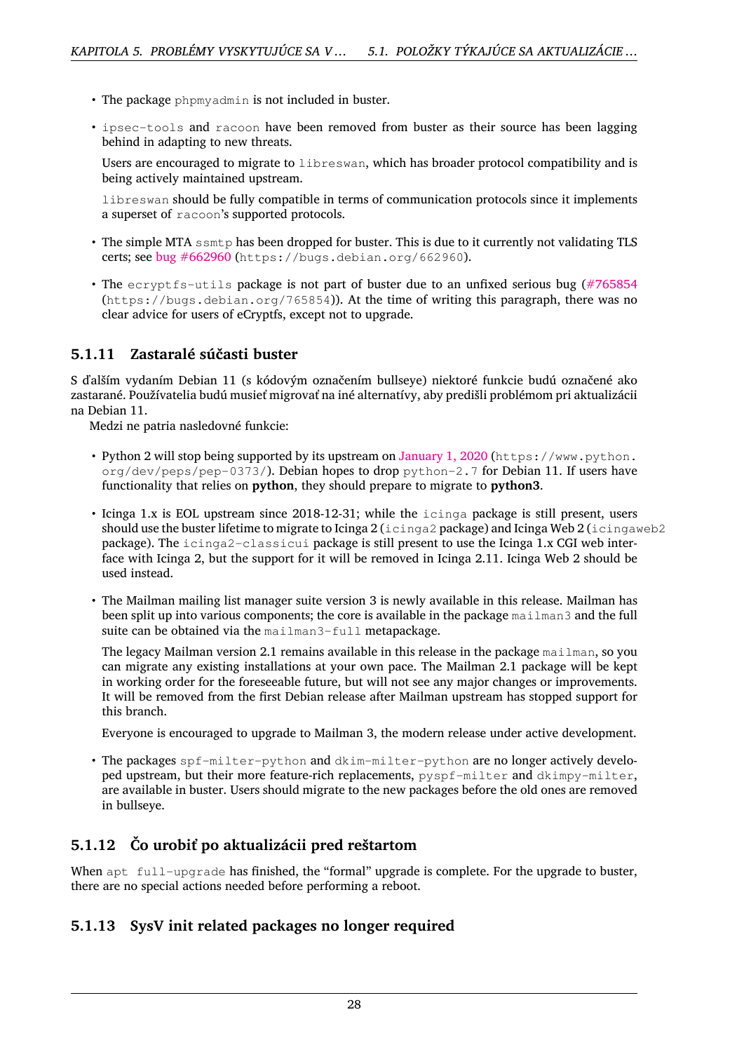- The package phpmyadmin is not included in buster.
- ipsec-tools and racoon have been removed from buster as their source has been lagging behind in adapting to new threats.

  Users are encouraged to migrate to libreswan, which has broader protocol compatibility and is being actively maintained upstream.

  libreswan should be fully compatible in terms of communication protocols since it implements a superset of racoon's supported protocols.
- The simple MTA ssmtp has been dropped for buster. This is due to it currently not validating TLS certs; see bug #662960 (https://bugs.debian.org/662960).
- The ecryptfs-utils package is not part of buster due to an unfixed serious bug (#765854 (https://bugs.debian.org/765854)). At the time of writing this paragraph, there was no clear advice for users of eCryptfs, except not to upgrade.

### 5.1.11 Zastaralé súčasti buster

S ďalším vydaním Debian 11 (s kódovým označením bullseye) niektoré funkcie budú označené ako zastarané. Používatelia budú musieť migrovať na iné alternatívy, aby predišli problémom pri aktualizácii na Debian 11.

Medzi ne patria nasledovné funkcie:

- Python 2 will stop being supported by its upstream on January 1, 2020 (https://www.python.org/dev/peps/pep-0373/). Debian hopes to drop python-2.7 for Debian 11. If users have functionality that relies on **python**, they should prepare to migrate to **python3**.
- Icinga 1.x is EOL upstream since 2018-12-31; while the icinga package is still present, users should use the buster lifetime to migrate to Icinga 2 (icinga2 package) and Icinga Web 2 (icingaweb2 package). The icinga2-classicui package is still present to use the Icinga 1.x CGI web interface with Icinga 2, but the support for it will be removed in Icinga 2.11. Icinga Web 2 should be used instead.
- The Mailman mailing list manager suite version 3 is newly available in this release. Mailman has been split up into various components; the core is available in the package mailman3 and the full suite can be obtained via the mailman3-full metapackage.

  The legacy Mailman version 2.1 remains available in this release in the package mailman, so you can migrate any existing installations at your own pace. The Mailman 2.1 package will be kept in working order for the foreseeable future, but will not see any major changes or improvements. It will be removed from the first Debian release after Mailman upstream has stopped support for this branch.

  Everyone is encouraged to upgrade to Mailman 3, the modern release under active development.
- The packages spf-milter-python and dkim-milter-python are no longer actively developed upstream, but their more feature-rich replacements, pyspf-milter and dkimpy-milter, are available in buster. Users should migrate to the new packages before the old ones are removed in bullseye.

### 5.1.12 Čo urobiť po aktualizácii pred reštartom

When apt full-upgrade has finished, the "formal" upgrade is complete. For the upgrade to buster, there are no special actions needed before performing a reboot.

### 5.1.13 SysV init related packages no longer required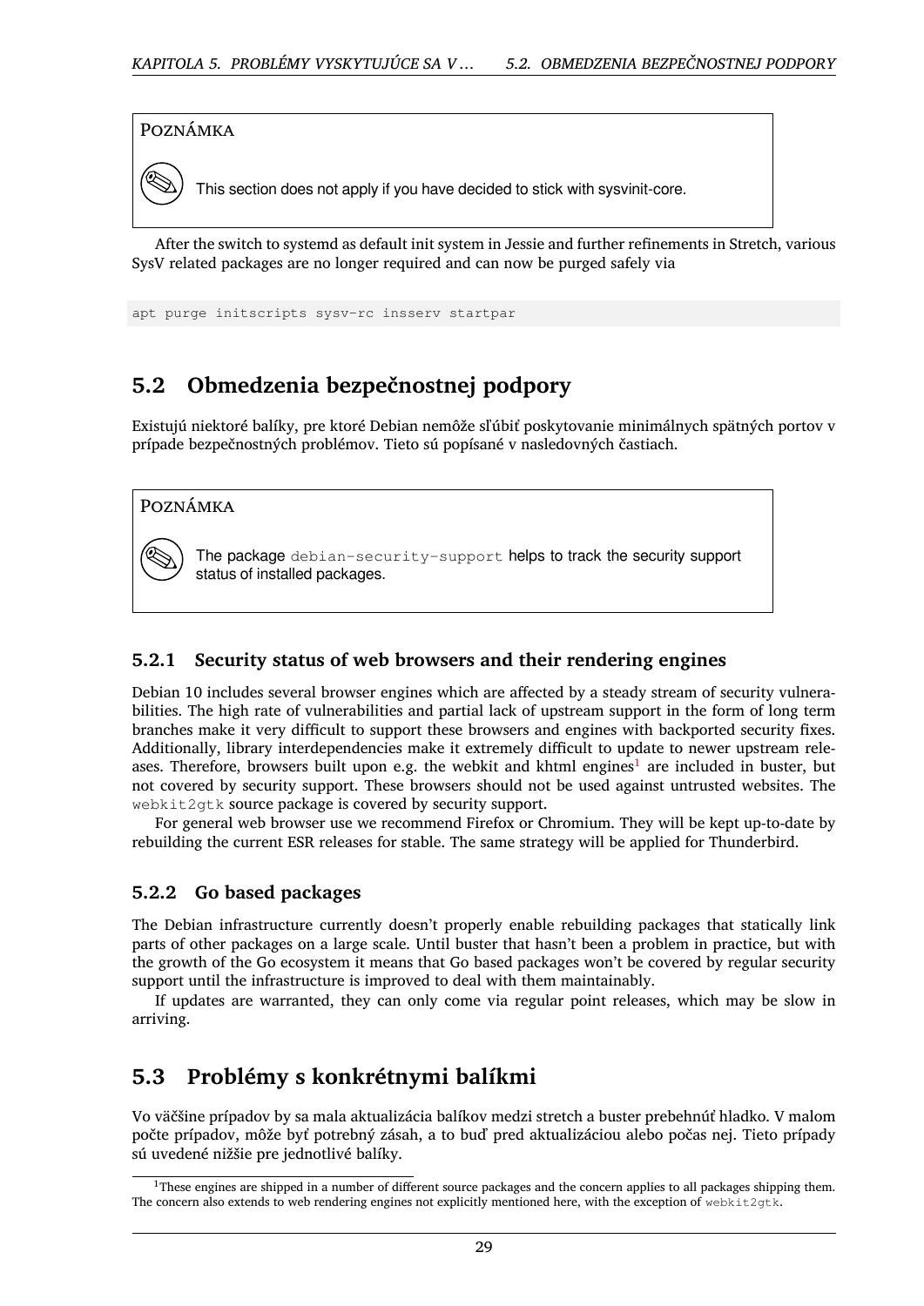POZNÁMKA

This section does not apply if you have decided to stick with sysvinit-core.

After the switch to systemd as default init system in Jessie and further refinements in Stretch, various SysV related packages are no longer required and can now be purged safely via

```
apt purge initscripts sysv-rc insserv startpar
```

## 5.2 Obmedzenia bezpečnostnej podpory

Existujú niektoré balíky, pre ktoré Debian nemôže sľúbiť poskytovanie minimálnych spätných portov v prípade bezpečnostných problémov. Tieto sú popísané v nasledovných častiach.

POZNÁMKA

The package `debian-security-support` helps to track the security support status of installed packages.

### 5.2.1 Security status of web browsers and their rendering engines

Debian 10 includes several browser engines which are affected by a steady stream of security vulnerabilities. The high rate of vulnerabilities and partial lack of upstream support in the form of long term branches make it very difficult to support these browsers and engines with backported security fixes. Additionally, library interdependencies make it extremely difficult to update to newer upstream releases. Therefore, browsers built upon e.g. the webkit and khtml engines[1] are included in buster, but not covered by security support. These browsers should not be used against untrusted websites. The `webkit2gtk` source package is covered by security support.

For general web browser use we recommend Firefox or Chromium. They will be kept up-to-date by rebuilding the current ESR releases for stable. The same strategy will be applied for Thunderbird.

### 5.2.2 Go based packages

The Debian infrastructure currently doesn't properly enable rebuilding packages that statically link parts of other packages on a large scale. Until buster that hasn't been a problem in practice, but with the growth of the Go ecosystem it means that Go based packages won't be covered by regular security support until the infrastructure is improved to deal with them maintainably.

If updates are warranted, they can only come via regular point releases, which may be slow in arriving.

## 5.3 Problémy s konkrétnymi balíkmi

Vo väčšine prípadov by sa mala aktualizácia balíkov medzi stretch a buster prebehnúť hladko. V malom počte prípadov, môže byť potrebný zásah, a to buď pred aktualizáciou alebo počas nej. Tieto prípady sú uvedené nižšie pre jednotlivé balíky.

[1] These engines are shipped in a number of different source packages and the concern applies to all packages shipping them. The concern also extends to web rendering engines not explicitly mentioned here, with the exception of `webkit2gtk`.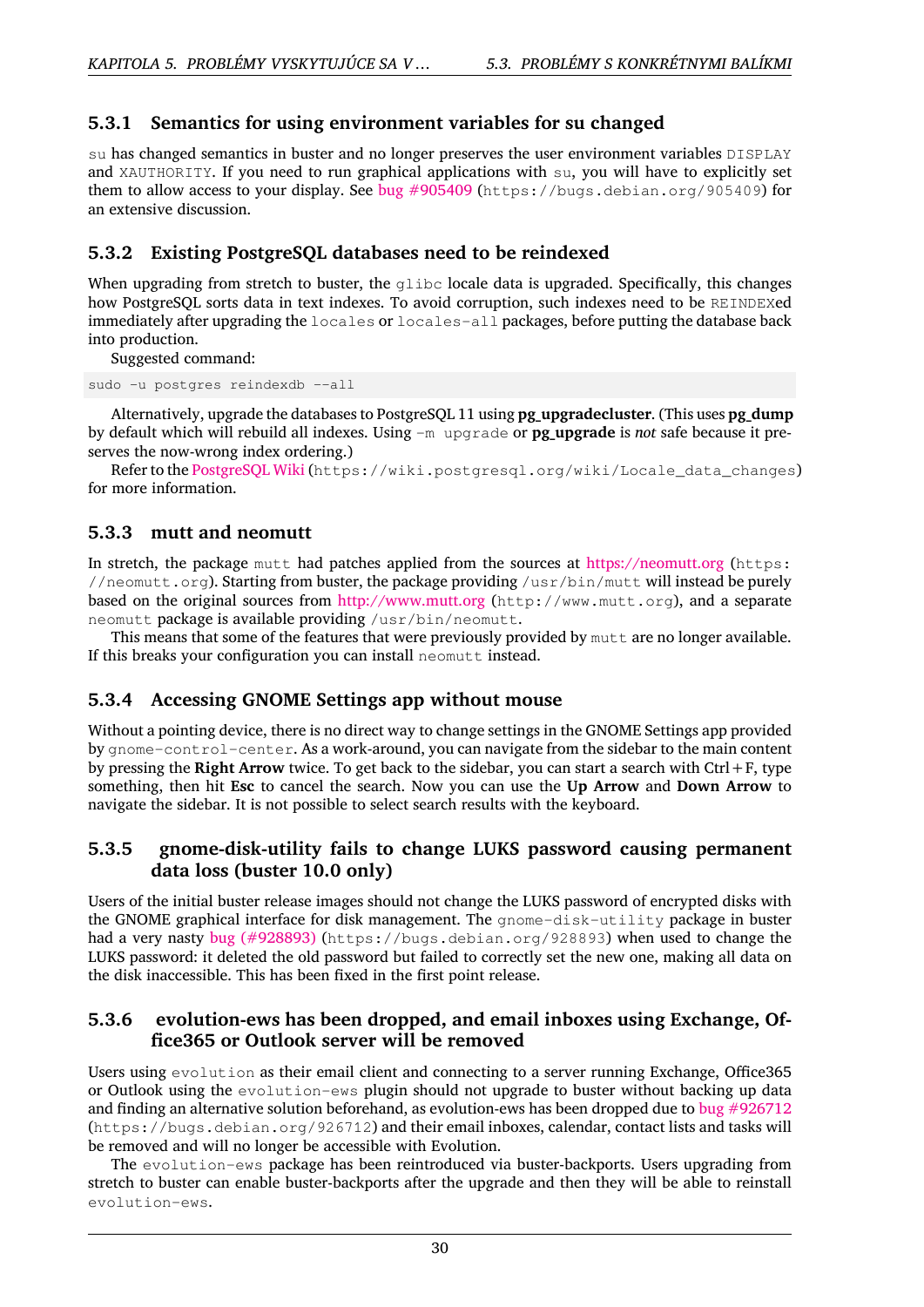### 5.3.1 Semantics for using environment variables for su changed

su has changed semantics in buster and no longer preserves the user environment variables DISPLAY and XAUTHORITY. If you need to run graphical applications with su, you will have to explicitly set them to allow access to your display. See bug #905409 (https://bugs.debian.org/905409) for an extensive discussion.

### 5.3.2 Existing PostgreSQL databases need to be reindexed

When upgrading from stretch to buster, the glibc locale data is upgraded. Specifically, this changes how PostgreSQL sorts data in text indexes. To avoid corruption, such indexes need to be REINDEXed immediately after upgrading the locales or locales-all packages, before putting the database back into production.

Suggested command:

```
sudo -u postgres reindexdb --all
```

Alternatively, upgrade the databases to PostgreSQL 11 using **pg_upgradecluster**. (This uses **pg_dump** by default which will rebuild all indexes. Using -m upgrade or **pg_upgrade** is *not* safe because it preserves the now-wrong index ordering.)

Refer to the PostgreSQL Wiki (https://wiki.postgresql.org/wiki/Locale_data_changes) for more information.

### 5.3.3 mutt and neomutt

In stretch, the package mutt had patches applied from the sources at https://neomutt.org (https://neomutt.org). Starting from buster, the package providing /usr/bin/mutt will instead be purely based on the original sources from http://www.mutt.org (http://www.mutt.org), and a separate neomutt package is available providing /usr/bin/neomutt.

This means that some of the features that were previously provided by mutt are no longer available. If this breaks your configuration you can install neomutt instead.

### 5.3.4 Accessing GNOME Settings app without mouse

Without a pointing device, there is no direct way to change settings in the GNOME Settings app provided by gnome-control-center. As a work-around, you can navigate from the sidebar to the main content by pressing the **Right Arrow** twice. To get back to the sidebar, you can start a search with Ctrl+F, type something, then hit **Esc** to cancel the search. Now you can use the **Up Arrow** and **Down Arrow** to navigate the sidebar. It is not possible to select search results with the keyboard.

### 5.3.5 gnome-disk-utility fails to change LUKS password causing permanent data loss (buster 10.0 only)

Users of the initial buster release images should not change the LUKS password of encrypted disks with the GNOME graphical interface for disk management. The gnome-disk-utility package in buster had a very nasty bug (#928893) (https://bugs.debian.org/928893) when used to change the LUKS password: it deleted the old password but failed to correctly set the new one, making all data on the disk inaccessible. This has been fixed in the first point release.

### 5.3.6 evolution-ews has been dropped, and email inboxes using Exchange, Office365 or Outlook server will be removed

Users using evolution as their email client and connecting to a server running Exchange, Office365 or Outlook using the evolution-ews plugin should not upgrade to buster without backing up data and finding an alternative solution beforehand, as evolution-ews has been dropped due to bug #926712 (https://bugs.debian.org/926712) and their email inboxes, calendar, contact lists and tasks will be removed and will no longer be accessible with Evolution.

The evolution-ews package has been reintroduced via buster-backports. Users upgrading from stretch to buster can enable buster-backports after the upgrade and then they will be able to reinstall evolution-ews.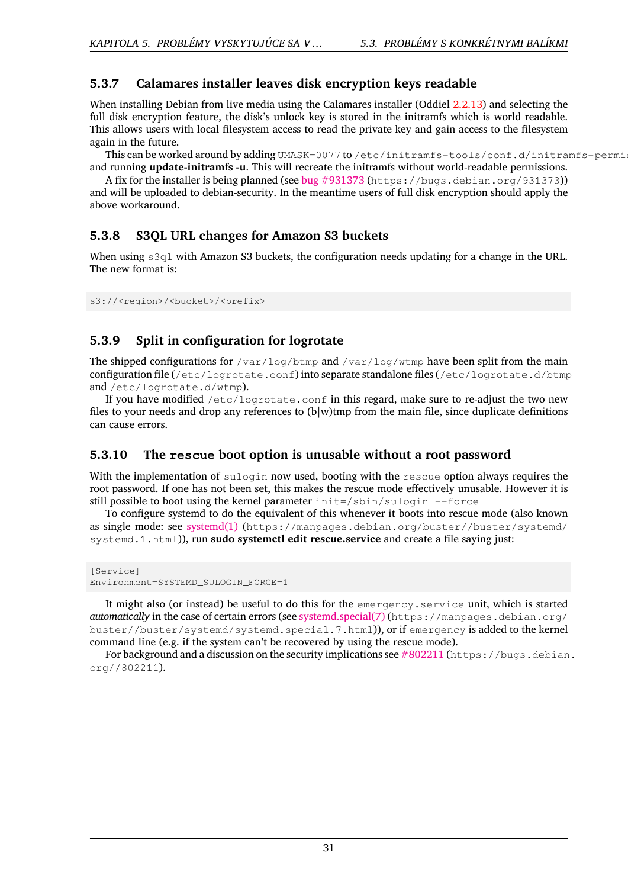### 5.3.7 Calamares installer leaves disk encryption keys readable

When installing Debian from live media using the Calamares installer (Oddiel 2.2.13) and selecting the full disk encryption feature, the disk's unlock key is stored in the initramfs which is world readable. This allows users with local filesystem access to read the private key and gain access to the filesystem again in the future.

This can be worked around by adding `UMASK=0077` to `/etc/initramfs-tools/conf.d/initramfs-permi` and running **update-initramfs -u**. This will recreate the initramfs without world-readable permissions.

A fix for the installer is being planned (see bug #931373 (`https://bugs.debian.org/931373`)) and will be uploaded to debian-security. In the meantime users of full disk encryption should apply the above workaround.

### 5.3.8 S3QL URL changes for Amazon S3 buckets

When using `s3ql` with Amazon S3 buckets, the configuration needs updating for a change in the URL. The new format is:

```
s3://<region>/<bucket>/<prefix>
```

### 5.3.9 Split in configuration for logrotate

The shipped configurations for `/var/log/btmp` and `/var/log/wtmp` have been split from the main configuration file (`/etc/logrotate.conf`) into separate standalone files (`/etc/logrotate.d/btmp` and `/etc/logrotate.d/wtmp`).

If you have modified `/etc/logrotate.conf` in this regard, make sure to re-adjust the two new files to your needs and drop any references to (b|w)tmp from the main file, since duplicate definitions can cause errors.

### 5.3.10 The `rescue` boot option is unusable without a root password

With the implementation of `sulogin` now used, booting with the `rescue` option always requires the root password. If one has not been set, this makes the rescue mode effectively unusable. However it is still possible to boot using the kernel parameter `init=/sbin/sulogin --force`

To configure systemd to do the equivalent of this whenever it boots into rescue mode (also known as single mode: see systemd(1) (`https://manpages.debian.org/buster//buster/systemd/systemd.1.html`)), run **sudo systemctl edit rescue.service** and create a file saying just:

```
[Service]
Environment=SYSTEMD_SULOGIN_FORCE=1
```

It might also (or instead) be useful to do this for the `emergency.service` unit, which is started *automatically* in the case of certain errors (see systemd.special(7) (`https://manpages.debian.org/buster//buster/systemd/systemd.special.7.html`)), or if `emergency` is added to the kernel command line (e.g. if the system can't be recovered by using the rescue mode).

For background and a discussion on the security implications see #802211 (`https://bugs.debian.org//802211`).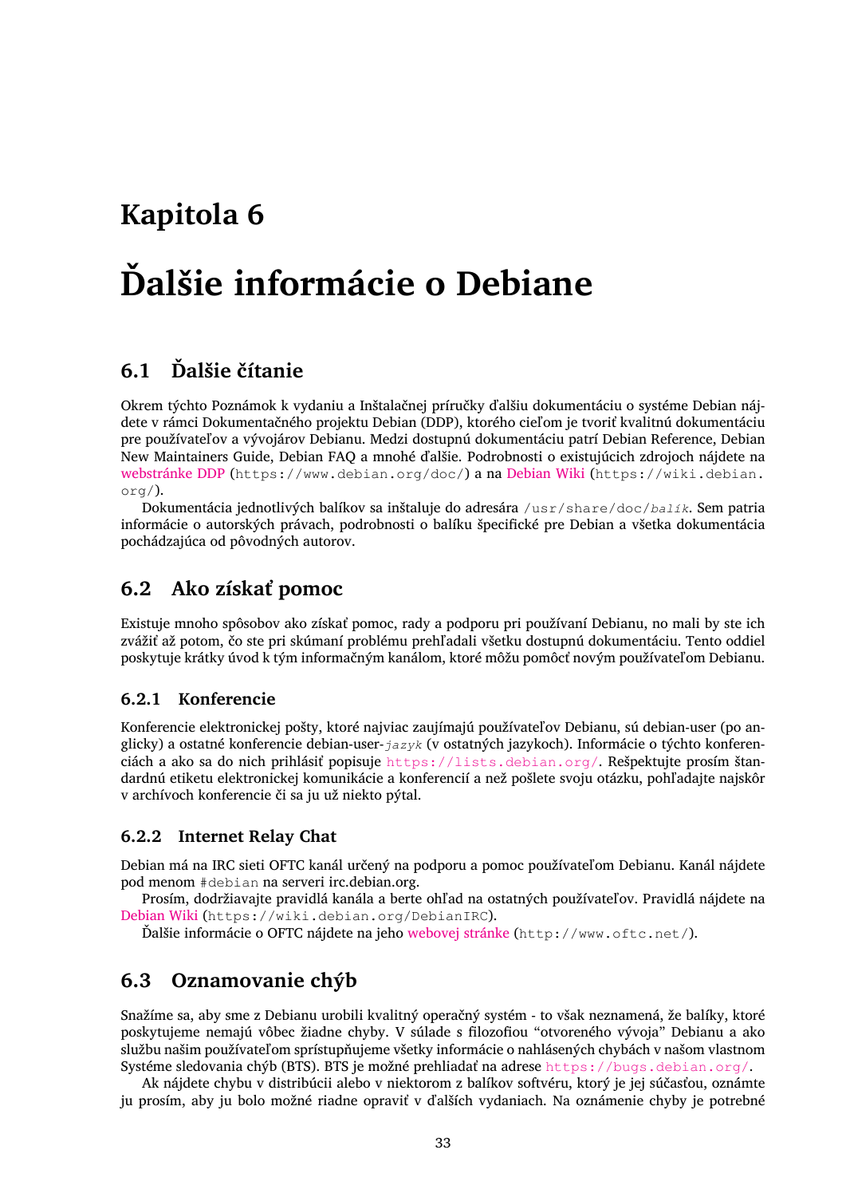# Kapitola 6

# Ďalšie informácie o Debiane

## 6.1 Ďalšie čítanie

Okrem týchto Poznámok k vydaniu a Inštalačnej príručky ďalšiu dokumentáciu o systéme Debian nájdete v rámci Dokumentačného projektu Debian (DDP), ktorého cieľom je tvoriť kvalitnú dokumentáciu pre používateľov a vývojárov Debianu. Medzi dostupnú dokumentáciu patrí Debian Reference, Debian New Maintainers Guide, Debian FAQ a mnohé ďalšie. Podrobnosti o existujúcich zdrojoch nájdete na webstránke DDP (`https://www.debian.org/doc/`) a na Debian Wiki (`https://wiki.debian.org/`).

Dokumentácia jednotlivých balíkov sa inštaluje do adresára `/usr/share/doc/balík`. Sem patria informácie o autorských právach, podrobnosti o balíku špecifické pre Debian a všetka dokumentácia pochádzajúca od pôvodných autorov.

## 6.2 Ako získať pomoc

Existuje mnoho spôsobov ako získať pomoc, rady a podporu pri používaní Debianu, no mali by ste ich zvážiť až potom, čo ste pri skúmaní problému prehľadali všetku dostupnú dokumentáciu. Tento oddiel poskytuje krátky úvod k tým informačným kanálom, ktoré môžu pomôcť novým používateľom Debianu.

### 6.2.1 Konferencie

Konferencie elektronickej pošty, ktoré najviac zaujímajú používateľov Debianu, sú debian-user (po anglicky) a ostatné konferencie debian-user-*jazyk* (v ostatných jazykoch). Informácie o týchto konferenciách a ako sa do nich prihlásiť popisuje `https://lists.debian.org/`. Rešpektujte prosím štandardnú etiketu elektronickej komunikácie a konferencií a než pošlete svoju otázku, pohľadajte najskôr v archívoch konferencie či sa ju už niekto pýtal.

### 6.2.2 Internet Relay Chat

Debian má na IRC sieti OFTC kanál určený na podporu a pomoc používateľom Debianu. Kanál nájdete pod menom `#debian` na serveri irc.debian.org.

Prosím, dodržiavajte pravidlá kanála a berte ohľad na ostatných používateľov. Pravidlá nájdete na Debian Wiki (`https://wiki.debian.org/DebianIRC`).

Ďalšie informácie o OFTC nájdete na jeho webovej stránke (`http://www.oftc.net/`).

## 6.3 Oznamovanie chýb

Snažíme sa, aby sme z Debianu urobili kvalitný operačný systém - to však neznamená, že balíky, ktoré poskytujeme nemajú vôbec žiadne chyby. V súlade s filozofiou "otvoreného vývoja" Debianu a ako službu našim používateľom sprístupňujeme všetky informácie o nahlásených chybách v našom vlastnom Systéme sledovania chýb (BTS). BTS je možné prehliadať na adrese `https://bugs.debian.org/`.

Ak nájdete chybu v distribúcii alebo v niektorom z balíkov softvéru, ktorý je jej súčasťou, oznámte ju prosím, aby ju bolo možné riadne opraviť v ďalších vydaniach. Na oznámenie chyby je potrebné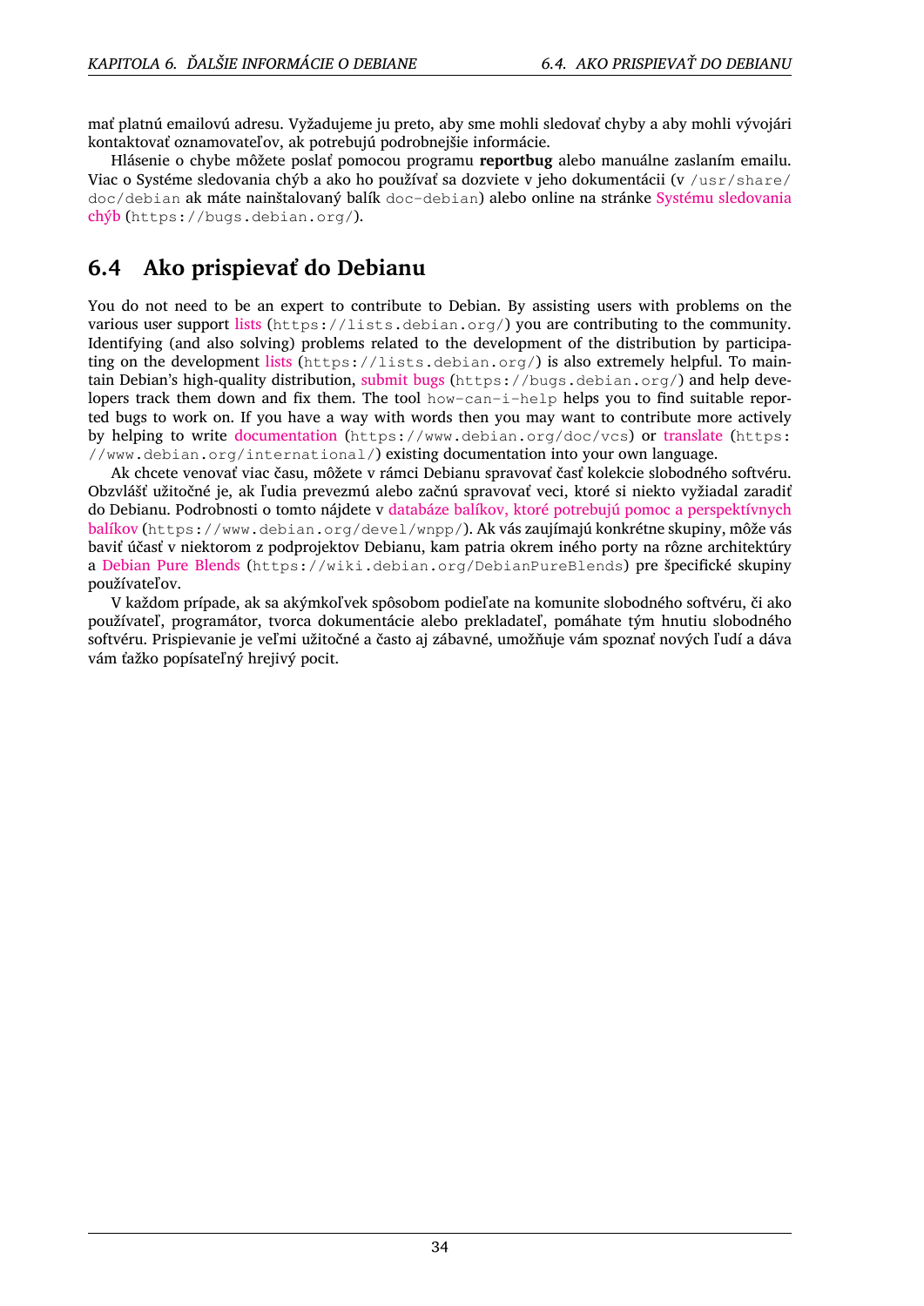mať platnú emailovú adresu. Vyžadujeme ju preto, aby sme mohli sledovať chyby a aby mohli vývojári kontaktovať oznamovateľov, ak potrebujú podrobnejšie informácie.

Hlásenie o chybe môžete poslať pomocou programu **reportbug** alebo manuálne zaslaním emailu. Viac o Systéme sledovania chýb a ako ho používať sa dozviete v jeho dokumentácii (v `/usr/share/doc/debian` ak máte nainštalovaný balík `doc-debian`) alebo online na stránke Systému sledovania chýb (`https://bugs.debian.org/`).

## 6.4 Ako prispievať do Debianu

You do not need to be an expert to contribute to Debian. By assisting users with problems on the various user support lists (`https://lists.debian.org/`) you are contributing to the community. Identifying (and also solving) problems related to the development of the distribution by participating on the development lists (`https://lists.debian.org/`) is also extremely helpful. To maintain Debian's high-quality distribution, submit bugs (`https://bugs.debian.org/`) and help developers track them down and fix them. The tool `how-can-i-help` helps you to find suitable reported bugs to work on. If you have a way with words then you may want to contribute more actively by helping to write documentation (`https://www.debian.org/doc/vcs`) or translate (`https://www.debian.org/international/`) existing documentation into your own language.

Ak chcete venovať viac času, môžete v rámci Debianu spravovať časť kolekcie slobodného softvéru. Obzvlášť užitočné je, ak ľudia prevezmú alebo začnú spravovať veci, ktoré si niekto vyžiadal zaradiť do Debianu. Podrobnosti o tomto nájdete v databáze balíkov, ktoré potrebujú pomoc a perspektívnych balíkov (`https://www.debian.org/devel/wnpp/`). Ak vás zaujímajú konkrétne skupiny, môže vás baviť účasť v niektorom z podprojektov Debianu, kam patria okrem iného porty na rôzne architektúry a Debian Pure Blends (`https://wiki.debian.org/DebianPureBlends`) pre špecifické skupiny používateľov.

V každom prípade, ak sa akýmkoľvek spôsobom podieľate na komunite slobodného softvéru, či ako používateľ, programátor, tvorca dokumentácie alebo prekladateľ, pomáhate tým hnutiu slobodného softvéru. Prispievanie je veľmi užitočné a často aj zábavné, umožňuje vám spoznať nových ľudí a dáva vám ťažko popísateľný hrejivý pocit.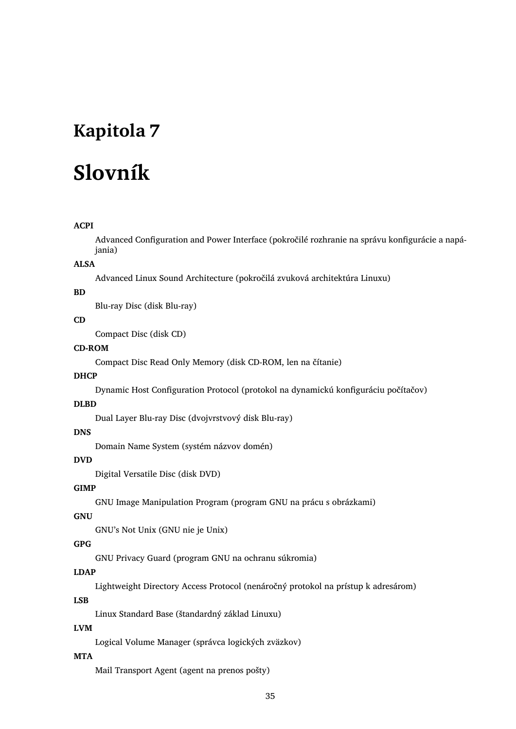# Kapitola 7

# Slovník

**ACPI**

Advanced Configuration and Power Interface (pokročilé rozhranie na správu konfigurácie a napájania)

**ALSA**

Advanced Linux Sound Architecture (pokročilá zvuková architektúra Linuxu)

**BD**

Blu-ray Disc (disk Blu-ray)

**CD**

Compact Disc (disk CD)

**CD-ROM**

Compact Disc Read Only Memory (disk CD-ROM, len na čítanie)

**DHCP**

Dynamic Host Configuration Protocol (protokol na dynamickú konfiguráciu počítačov)

**DLBD**

Dual Layer Blu-ray Disc (dvojvrstvový disk Blu-ray)

**DNS**

Domain Name System (systém názvov domén)

**DVD**

Digital Versatile Disc (disk DVD)

**GIMP**

GNU Image Manipulation Program (program GNU na prácu s obrázkami)

**GNU**

GNU's Not Unix (GNU nie je Unix)

**GPG**

GNU Privacy Guard (program GNU na ochranu súkromia)

**LDAP**

Lightweight Directory Access Protocol (nenáročný protokol na prístup k adresárom)

**LSB**

Linux Standard Base (štandardný základ Linuxu)

**LVM**

Logical Volume Manager (správca logických zväzkov)

**MTA**

Mail Transport Agent (agent na prenos pošty)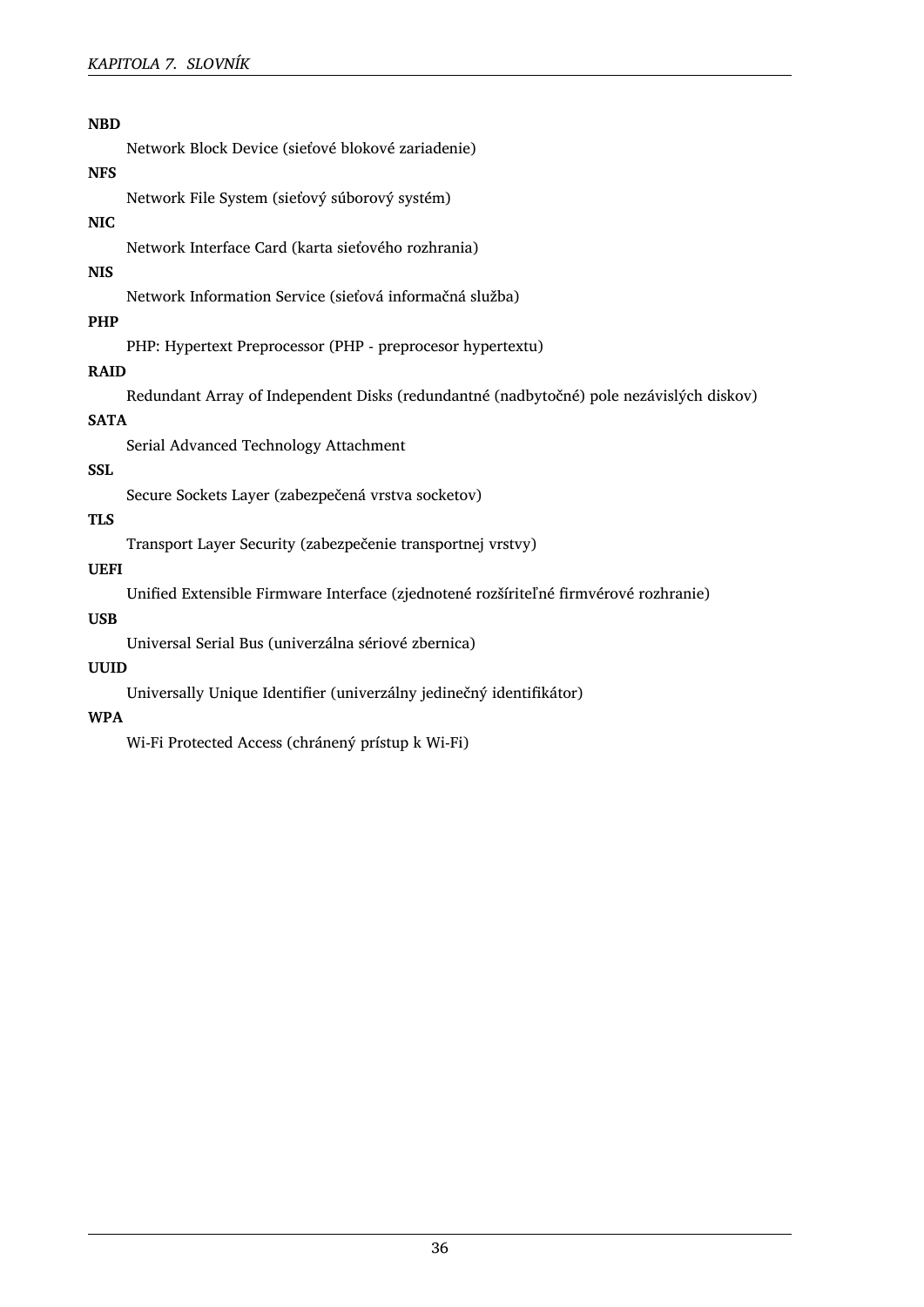**NBD**
: Network Block Device (sieťové blokové zariadenie)

**NFS**
: Network File System (sieťový súborový systém)

**NIC**
: Network Interface Card (karta sieťového rozhrania)

**NIS**
: Network Information Service (sieťová informačná služba)

**PHP**
: PHP: Hypertext Preprocessor (PHP - preprocesor hypertextu)

**RAID**
: Redundant Array of Independent Disks (redundantné (nadbytočné) pole nezávislých diskov)

**SATA**
: Serial Advanced Technology Attachment

**SSL**
: Secure Sockets Layer (zabezpečená vrstva socketov)

**TLS**
: Transport Layer Security (zabezpečenie transportnej vrstvy)

**UEFI**
: Unified Extensible Firmware Interface (zjednotené rozšíriteľné firmvérové rozhranie)

**USB**
: Universal Serial Bus (univerzálna sériové zbernica)

**UUID**
: Universally Unique Identifier (univerzálny jedinečný identifikátor)

**WPA**
: Wi-Fi Protected Access (chránený prístup k Wi-Fi)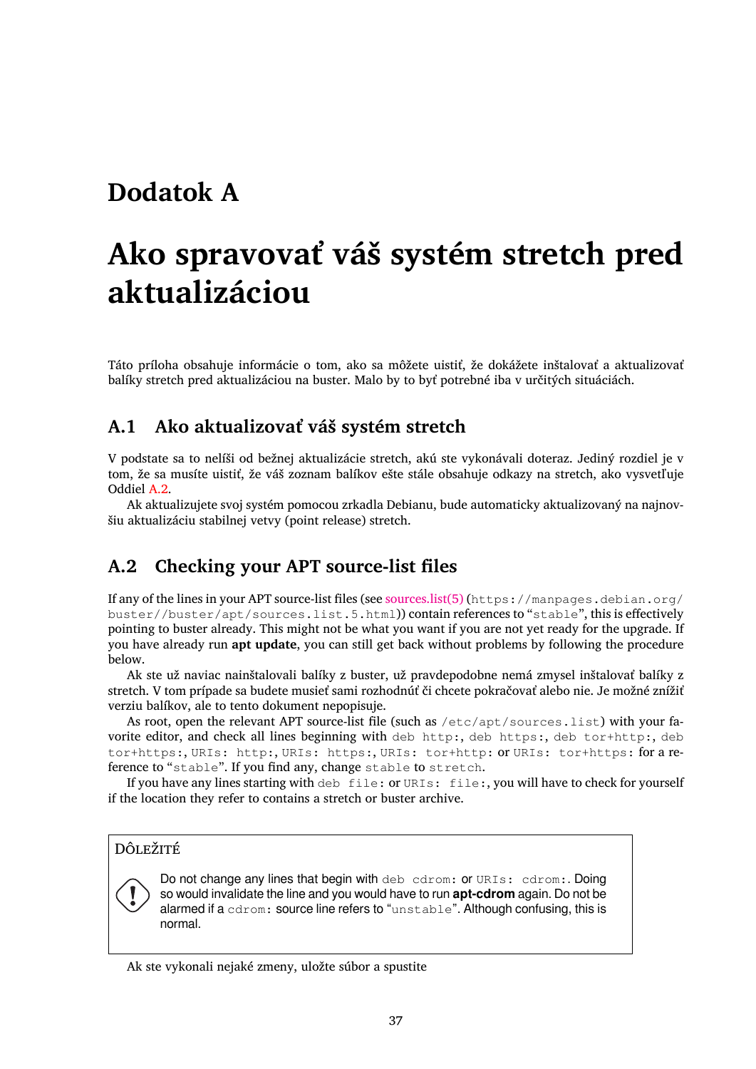# Dodatok A

# Ako spravovať váš systém stretch pred aktualizáciou

Táto príloha obsahuje informácie o tom, ako sa môžete uistiť, že dokážete inštalovať a aktualizovať balíky stretch pred aktualizáciou na buster. Malo by to byť potrebné iba v určitých situáciách.

## A.1 Ako aktualizovať váš systém stretch

V podstate sa to nelíši od bežnej aktualizácie stretch, akú ste vykonávali doteraz. Jediný rozdiel je v tom, že sa musíte uistiť, že váš zoznam balíkov ešte stále obsahuje odkazy na stretch, ako vysvetľuje Oddiel A.2.

Ak aktualizujete svoj systém pomocou zrkadla Debianu, bude automaticky aktualizovaný na najnovšiu aktualizáciu stabilnej vetvy (point release) stretch.

## A.2 Checking your APT source-list files

If any of the lines in your APT source-list files (see sources.list(5) (`https://manpages.debian.org/buster//buster/apt/sources.list.5.html`)) contain references to “`stable`”, this is effectively pointing to buster already. This might not be what you want if you are not yet ready for the upgrade. If you have already run **apt update**, you can still get back without problems by following the procedure below.

Ak ste už naviac nainštalovali balíky z buster, už pravdepodobne nemá zmysel inštalovať balíky z stretch. V tom prípade sa budete musieť sami rozhodnúť či chcete pokračovať alebo nie. Je možné znížiť verziu balíkov, ale to tento dokument nepopisuje.

As root, open the relevant APT source-list file (such as `/etc/apt/sources.list`) with your favorite editor, and check all lines beginning with `deb http:`, `deb https:`, `deb tor+http:`, `deb tor+https:`, `URIs: http:`, `URIs: https:`, `URIs: tor+http:` or `URIs: tor+https:` for a reference to “`stable`”. If you find any, change `stable` to `stretch`.

If you have any lines starting with `deb file:` or `URIs: file:`, you will have to check for yourself if the location they refer to contains a stretch or buster archive.

> DÔLEŽITÉ
>
> Do not change any lines that begin with `deb cdrom:` or `URIs: cdrom:`. Doing so would invalidate the line and you would have to run **apt-cdrom** again. Do not be alarmed if a `cdrom:` source line refers to “`unstable`”. Although confusing, this is normal.

Ak ste vykonali nejaké zmeny, uložte súbor a spustite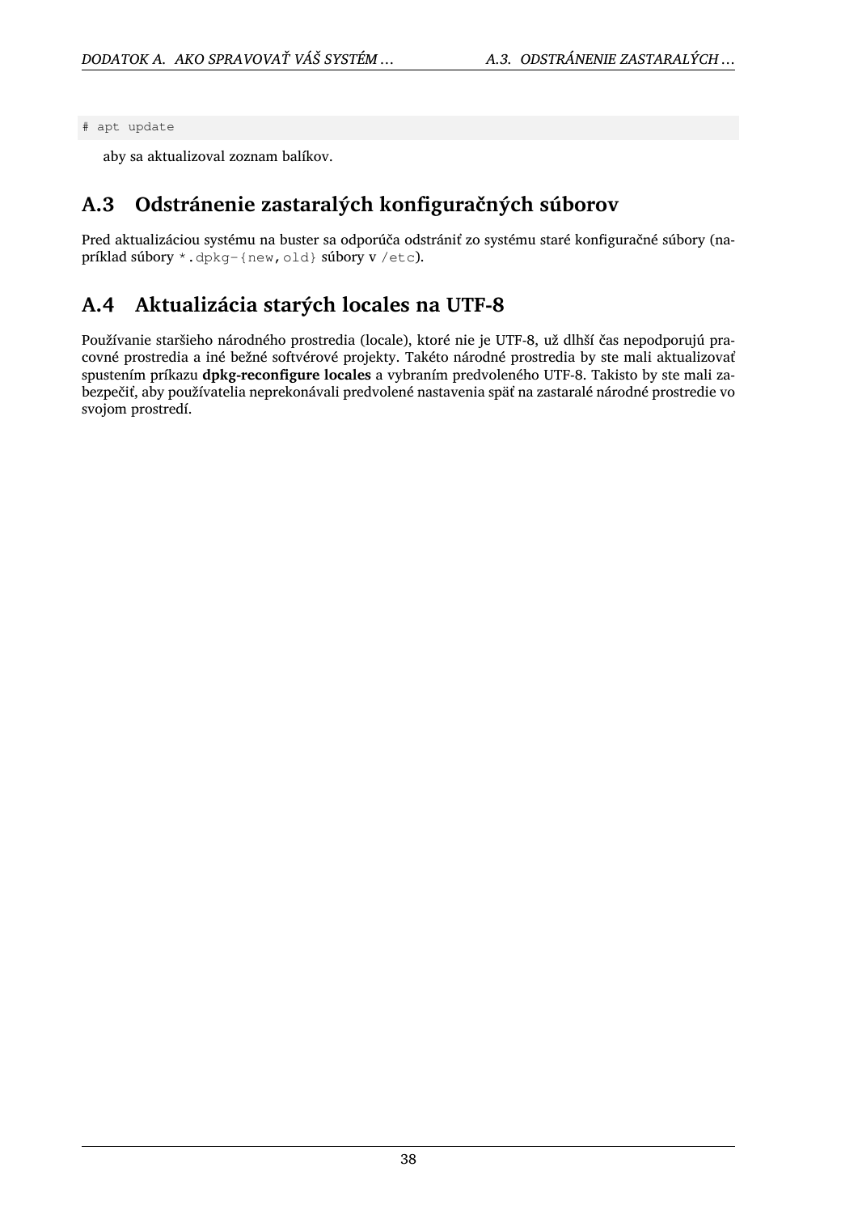```
# apt update
```

aby sa aktualizoval zoznam balíkov.

## A.3 Odstránenie zastaralých konfiguračných súborov

Pred aktualizáciou systému na buster sa odporúča odstrániť zo systému staré konfiguračné súbory (napríklad súbory `*.dpkg-{new,old}` súbory v `/etc`).

## A.4 Aktualizácia starých locales na UTF-8

Používanie staršieho národného prostredia (locale), ktoré nie je UTF-8, už dlhší čas nepodporujú pracovné prostredia a iné bežné softvérové projekty. Takéto národné prostredia by ste mali aktualizovať spustením príkazu **dpkg-reconfigure locales** a vybraním predvoleného UTF-8. Takisto by ste mali zabezpečiť, aby používatelia neprekonávali predvolené nastavenia späť na zastaralé národné prostredie vo svojom prostredí.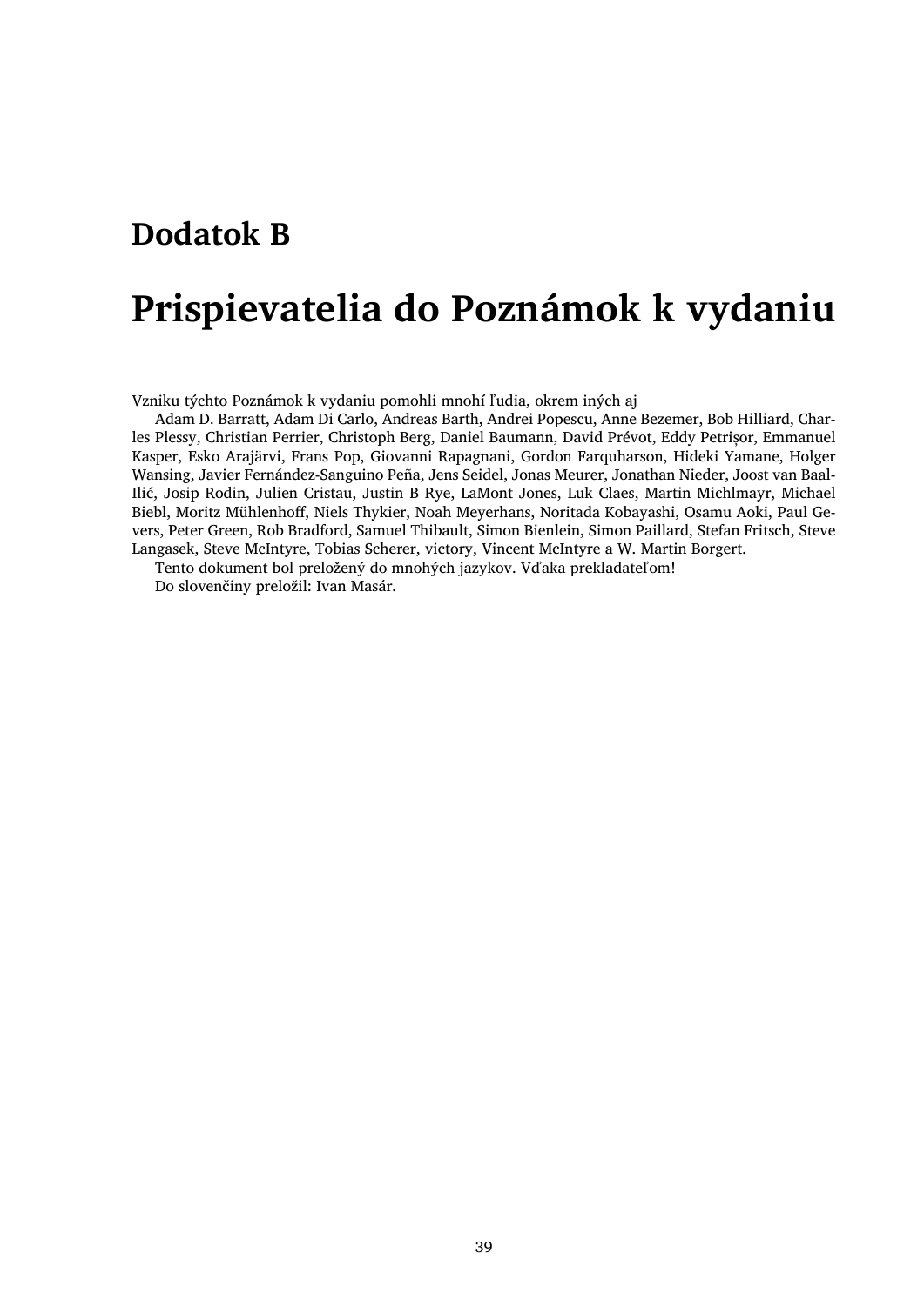# Dodatok B

# Prispievatelia do Poznámok k vydaniu

Vzniku týchto Poznámok k vydaniu pomohli mnohí ľudia, okrem iných aj

Adam D. Barratt, Adam Di Carlo, Andreas Barth, Andrei Popescu, Anne Bezemer, Bob Hilliard, Charles Plessy, Christian Perrier, Christoph Berg, Daniel Baumann, David Prévot, Eddy Petrișor, Emmanuel Kasper, Esko Arajärvi, Frans Pop, Giovanni Rapagnani, Gordon Farquharson, Hideki Yamane, Holger Wansing, Javier Fernández-Sanguino Peña, Jens Seidel, Jonas Meurer, Jonathan Nieder, Joost van Baal-Ilić, Josip Rodin, Julien Cristau, Justin B Rye, LaMont Jones, Luk Claes, Martin Michlmayr, Michael Biebl, Moritz Mühlenhoff, Niels Thykier, Noah Meyerhans, Noritada Kobayashi, Osamu Aoki, Paul Gevers, Peter Green, Rob Bradford, Samuel Thibault, Simon Bienlein, Simon Paillard, Stefan Fritsch, Steve Langasek, Steve McIntyre, Tobias Scherer, victory, Vincent McIntyre a W. Martin Borgert.

Tento dokument bol preložený do mnohých jazykov. Vďaka prekladateľom!

Do slovenčiny preložil: Ivan Masár.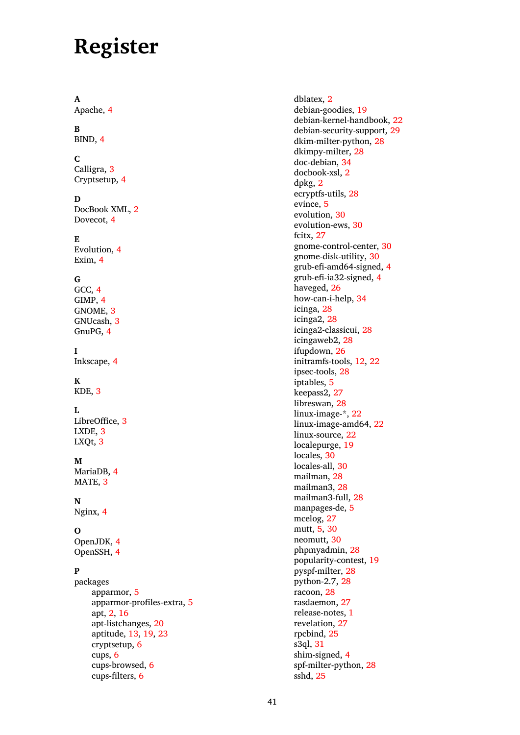# Register

**A**
Apache, 4

**B**
BIND, 4

**C**
Calligra, 3
Cryptsetup, 4

**D**
DocBook XML, 2
Dovecot, 4

**E**
Evolution, 4
Exim, 4

**G**
GCC, 4
GIMP, 4
GNOME, 3
GNUcash, 3
GnuPG, 4

**I**
Inkscape, 4

**K**
KDE, 3

**L**
LibreOffice, 3
LXDE, 3
LXQt, 3

**M**
MariaDB, 4
MATE, 3

**N**
Nginx, 4

**O**
OpenJDK, 4
OpenSSH, 4

**P**
packages

- apparmor, 5
- apparmor-profiles-extra, 5
- apt, 2, 16
- apt-listchanges, 20
- aptitude, 13, 19, 23
- cryptsetup, 6
- cups, 6
- cups-browsed, 6
- cups-filters, 6
- dblatex, 2
- debian-goodies, 19
- debian-kernel-handbook, 22
- debian-security-support, 29
- dkim-milter-python, 28
- dkimpy-milter, 28
- doc-debian, 34
- docbook-xsl, 2
- dpkg, 2
- ecryptfs-utils, 28
- evince, 5
- evolution, 30
- evolution-ews, 30
- fcitx, 27
- gnome-control-center, 30
- gnome-disk-utility, 30
- grub-efi-amd64-signed, 4
- grub-efi-ia32-signed, 4
- haveged, 26
- how-can-i-help, 34
- icinga, 28
- icinga2, 28
- icinga2-classicui, 28
- icingaweb2, 28
- ifupdown, 26
- initramfs-tools, 12, 22
- ipsec-tools, 28
- iptables, 5
- keepass2, 27
- libreswan, 28
- linux-image-*, 22
- linux-image-amd64, 22
- linux-source, 22
- localepurge, 19
- locales, 30
- locales-all, 30
- mailman, 28
- mailman3, 28
- mailman3-full, 28
- manpages-de, 5
- mcelog, 27
- mutt, 5, 30
- neomutt, 30
- phpmyadmin, 28
- popularity-contest, 19
- pyspf-milter, 28
- python-2.7, 28
- racoon, 28
- rasdaemon, 27
- release-notes, 1
- revelation, 27
- rpcbind, 25
- s3ql, 31
- shim-signed, 4
- spf-milter-python, 28
- sshd, 25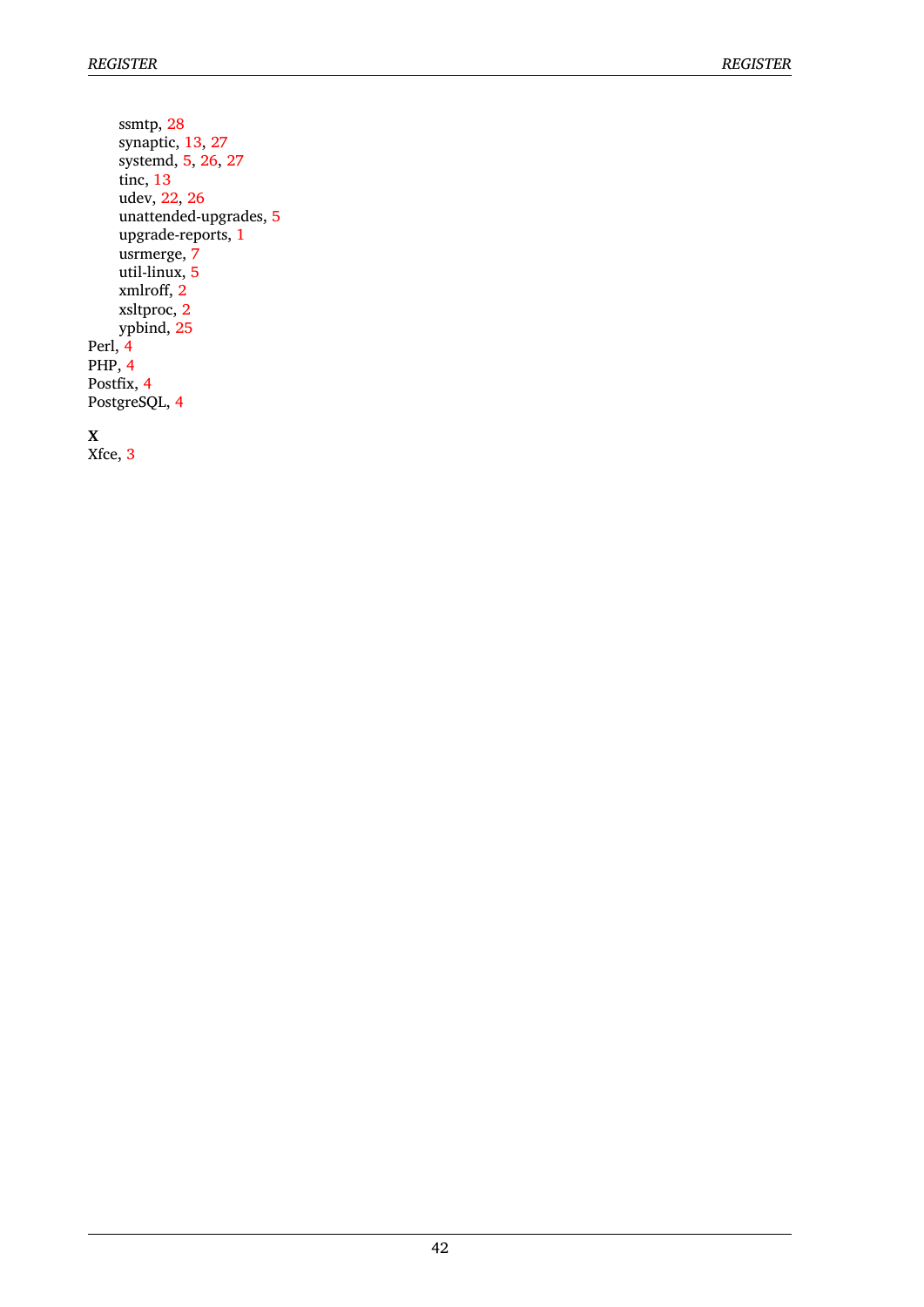- ssmtp, 28
- synaptic, 13, 27
- systemd, 5, 26, 27
- tinc, 13
- udev, 22, 26
- unattended-upgrades, 5
- upgrade-reports, 1
- usrmerge, 7
- util-linux, 5
- xmlroff, 2
- xsltproc, 2
- ypbind, 25

Perl, 4
PHP, 4
Postfix, 4
PostgreSQL, 4

**X**

Xfce, 3